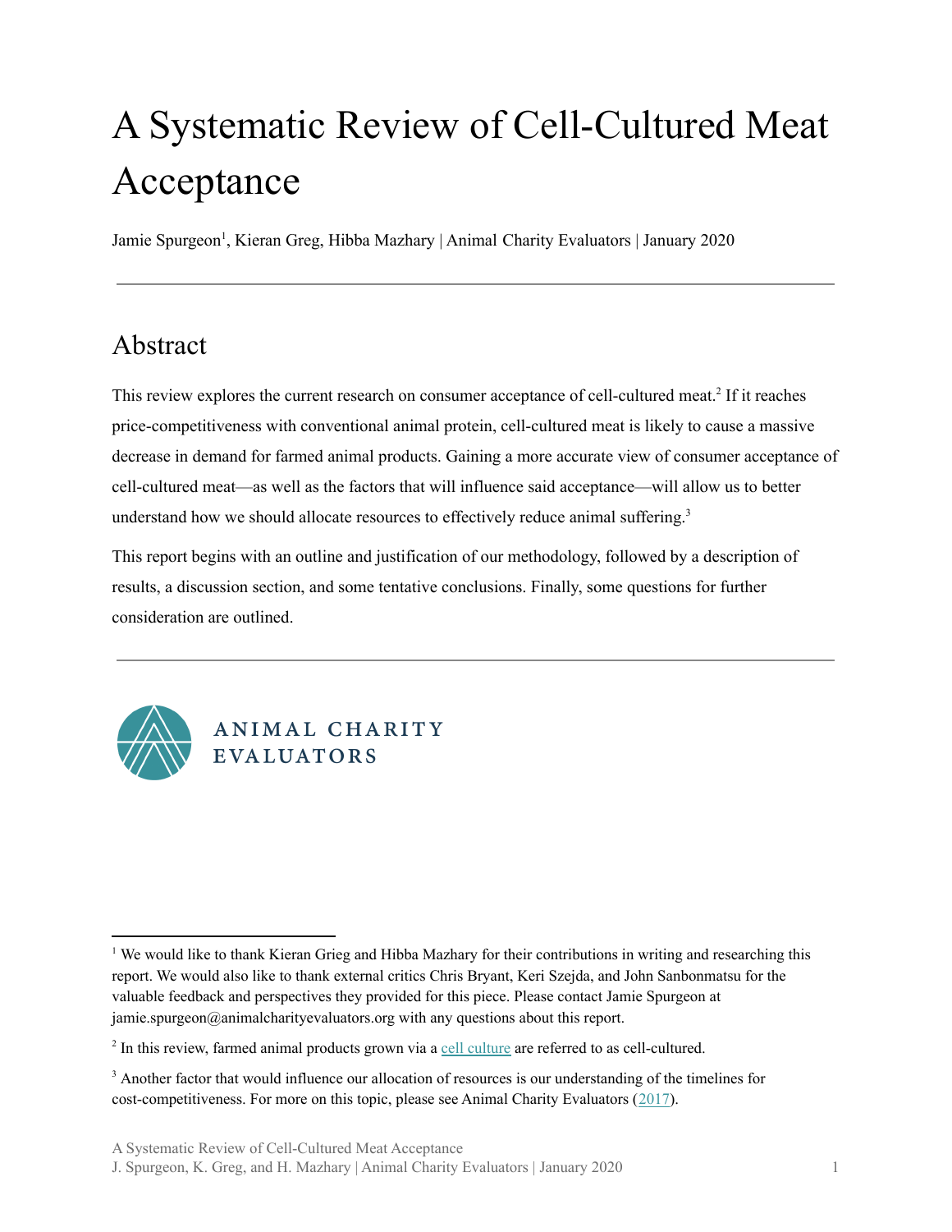# A Systematic Review of Cell-Cultured Meat Acceptance

Jamie Spurgeon[1], Kieran Greg, Hibba Mazhary | Animal Charity Evaluators | January 2020

---

## Abstract

This review explores the current research on consumer acceptance of cell-cultured meat.[2] If it reaches price-competitiveness with conventional animal protein, cell-cultured meat is likely to cause a massive decrease in demand for farmed animal products. Gaining a more accurate view of consumer acceptance of cell-cultured meat—as well as the factors that will influence said acceptance—will allow us to better understand how we should allocate resources to effectively reduce animal suffering.[3]

This report begins with an outline and justification of our methodology, followed by a description of results, a discussion section, and some tentative conclusions. Finally, some questions for further consideration are outlined.

---

ANIMAL CHARITY EVALUATORS

---

[1] We would like to thank Kieran Grieg and Hibba Mazhary for their contributions in writing and researching this report. We would also like to thank external critics Chris Bryant, Keri Szejda, and John Sanbonmatsu for the valuable feedback and perspectives they provided for this piece. Please contact Jamie Spurgeon at jamie.spurgeon@animalcharityevaluators.org with any questions about this report.

[2] In this review, farmed animal products grown via a cell culture are referred to as cell-cultured.

[3] Another factor that would influence our allocation of resources is our understanding of the timelines for cost-competitiveness. For more on this topic, please see Animal Charity Evaluators (2017).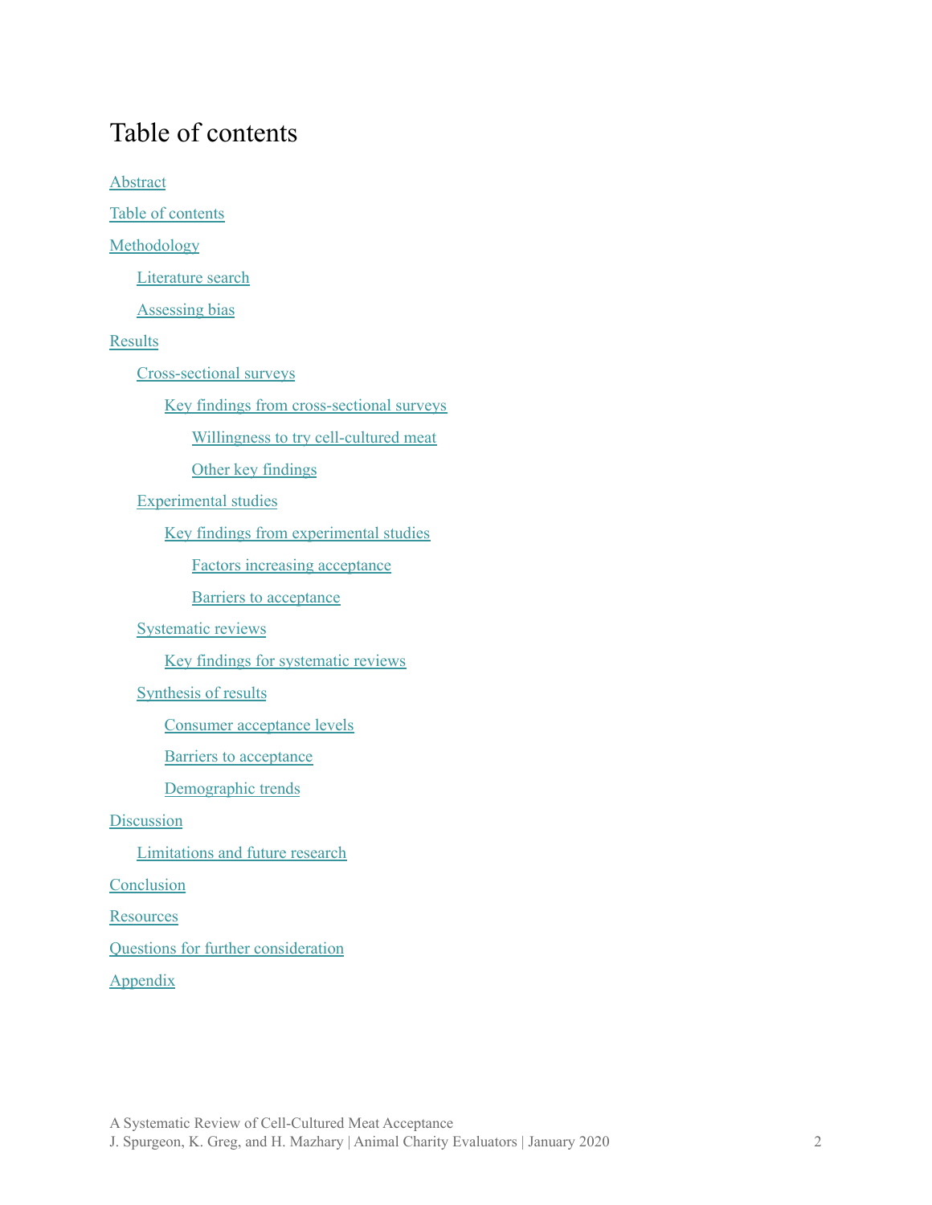# Table of contents

- Abstract
- Table of contents
- Methodology
  - Literature search
  - Assessing bias
- Results
  - Cross-sectional surveys
    - Key findings from cross-sectional surveys
      - Willingness to try cell-cultured meat
      - Other key findings
  - Experimental studies
    - Key findings from experimental studies
      - Factors increasing acceptance
      - Barriers to acceptance
  - Systematic reviews
    - Key findings for systematic reviews
  - Synthesis of results
    - Consumer acceptance levels
    - Barriers to acceptance
    - Demographic trends
- Discussion
  - Limitations and future research
- Conclusion
- Resources
- Questions for further consideration
- Appendix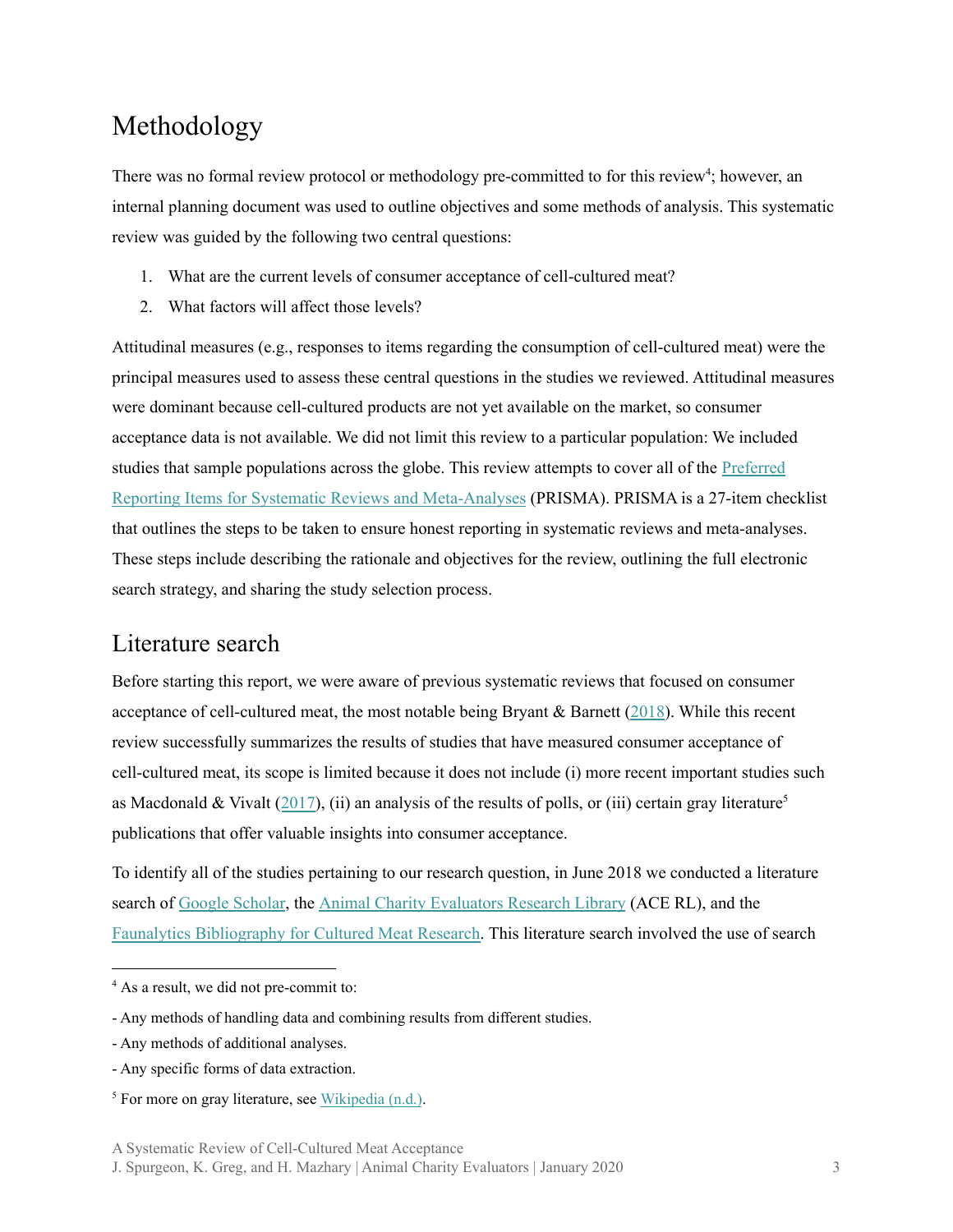# Methodology

There was no formal review protocol or methodology pre-committed to for this review[4]; however, an internal planning document was used to outline objectives and some methods of analysis. This systematic review was guided by the following two central questions:

1. What are the current levels of consumer acceptance of cell-cultured meat?
2. What factors will affect those levels?

Attitudinal measures (e.g., responses to items regarding the consumption of cell-cultured meat) were the principal measures used to assess these central questions in the studies we reviewed. Attitudinal measures were dominant because cell-cultured products are not yet available on the market, so consumer acceptance data is not available. We did not limit this review to a particular population: We included studies that sample populations across the globe. This review attempts to cover all of the Preferred Reporting Items for Systematic Reviews and Meta-Analyses (PRISMA). PRISMA is a 27-item checklist that outlines the steps to be taken to ensure honest reporting in systematic reviews and meta-analyses. These steps include describing the rationale and objectives for the review, outlining the full electronic search strategy, and sharing the study selection process.

## Literature search

Before starting this report, we were aware of previous systematic reviews that focused on consumer acceptance of cell-cultured meat, the most notable being Bryant & Barnett (2018). While this recent review successfully summarizes the results of studies that have measured consumer acceptance of cell-cultured meat, its scope is limited because it does not include (i) more recent important studies such as Macdonald & Vivalt (2017), (ii) an analysis of the results of polls, or (iii) certain gray literature[5] publications that offer valuable insights into consumer acceptance.

To identify all of the studies pertaining to our research question, in June 2018 we conducted a literature search of Google Scholar, the Animal Charity Evaluators Research Library (ACE RL), and the Faunalytics Bibliography for Cultured Meat Research. This literature search involved the use of search

[4] As a result, we did not pre-commit to:

- Any methods of handling data and combining results from different studies.
- Any methods of additional analyses.
- Any specific forms of data extraction.

[5] For more on gray literature, see Wikipedia (n.d.).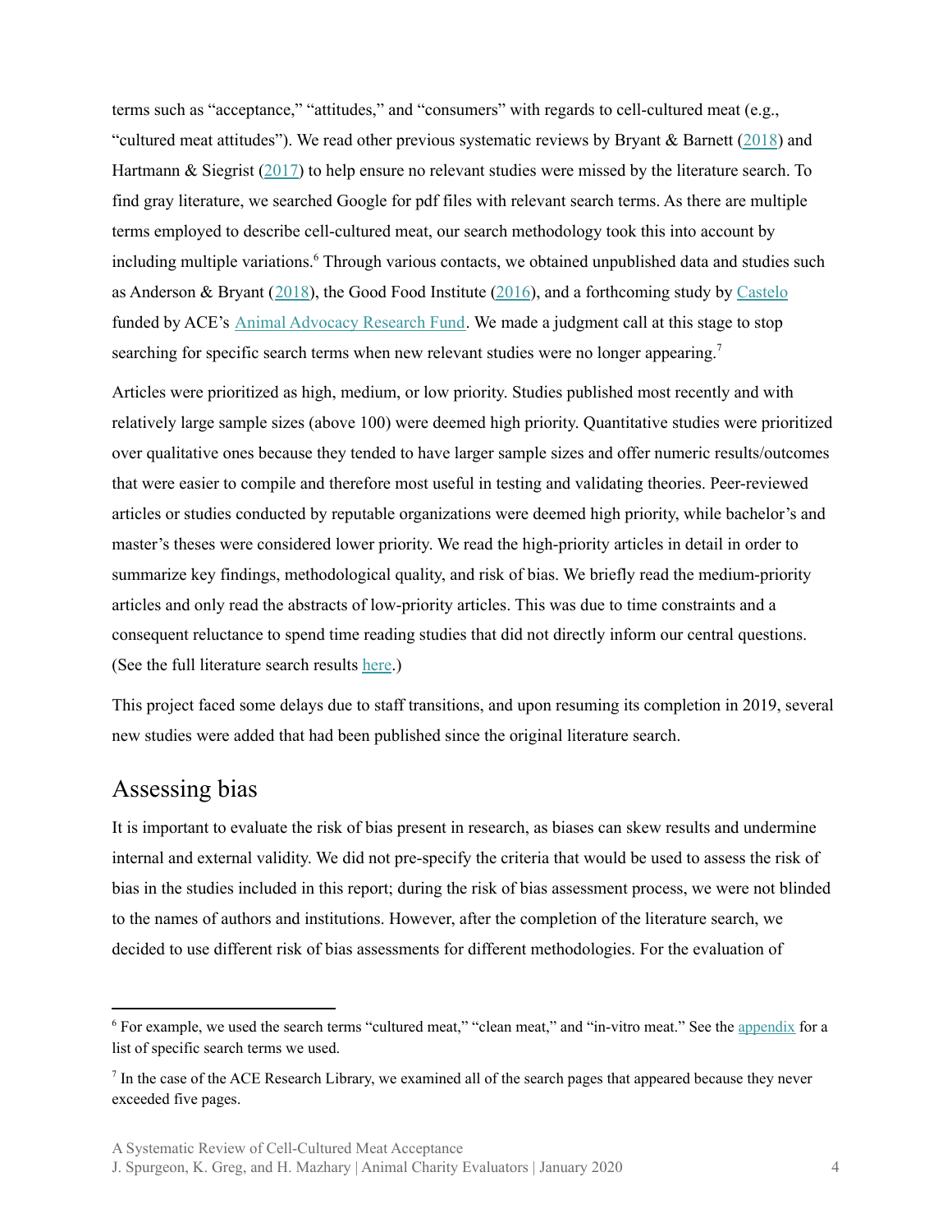terms such as "acceptance," "attitudes," and "consumers" with regards to cell-cultured meat (e.g., "cultured meat attitudes"). We read other previous systematic reviews by Bryant & Barnett (2018) and Hartmann & Siegrist (2017) to help ensure no relevant studies were missed by the literature search. To find gray literature, we searched Google for pdf files with relevant search terms. As there are multiple terms employed to describe cell-cultured meat, our search methodology took this into account by including multiple variations.[6] Through various contacts, we obtained unpublished data and studies such as Anderson & Bryant (2018), the Good Food Institute (2016), and a forthcoming study by Castelo funded by ACE's Animal Advocacy Research Fund. We made a judgment call at this stage to stop searching for specific search terms when new relevant studies were no longer appearing.[7]

Articles were prioritized as high, medium, or low priority. Studies published most recently and with relatively large sample sizes (above 100) were deemed high priority. Quantitative studies were prioritized over qualitative ones because they tended to have larger sample sizes and offer numeric results/outcomes that were easier to compile and therefore most useful in testing and validating theories. Peer-reviewed articles or studies conducted by reputable organizations were deemed high priority, while bachelor's and master's theses were considered lower priority. We read the high-priority articles in detail in order to summarize key findings, methodological quality, and risk of bias. We briefly read the medium-priority articles and only read the abstracts of low-priority articles. This was due to time constraints and a consequent reluctance to spend time reading studies that did not directly inform our central questions. (See the full literature search results here.)

This project faced some delays due to staff transitions, and upon resuming its completion in 2019, several new studies were added that had been published since the original literature search.

## Assessing bias

It is important to evaluate the risk of bias present in research, as biases can skew results and undermine internal and external validity. We did not pre-specify the criteria that would be used to assess the risk of bias in the studies included in this report; during the risk of bias assessment process, we were not blinded to the names of authors and institutions. However, after the completion of the literature search, we decided to use different risk of bias assessments for different methodologies. For the evaluation of

---

[6] For example, we used the search terms "cultured meat," "clean meat," and "in-vitro meat." See the appendix for a list of specific search terms we used.

[7] In the case of the ACE Research Library, we examined all of the search pages that appeared because they never exceeded five pages.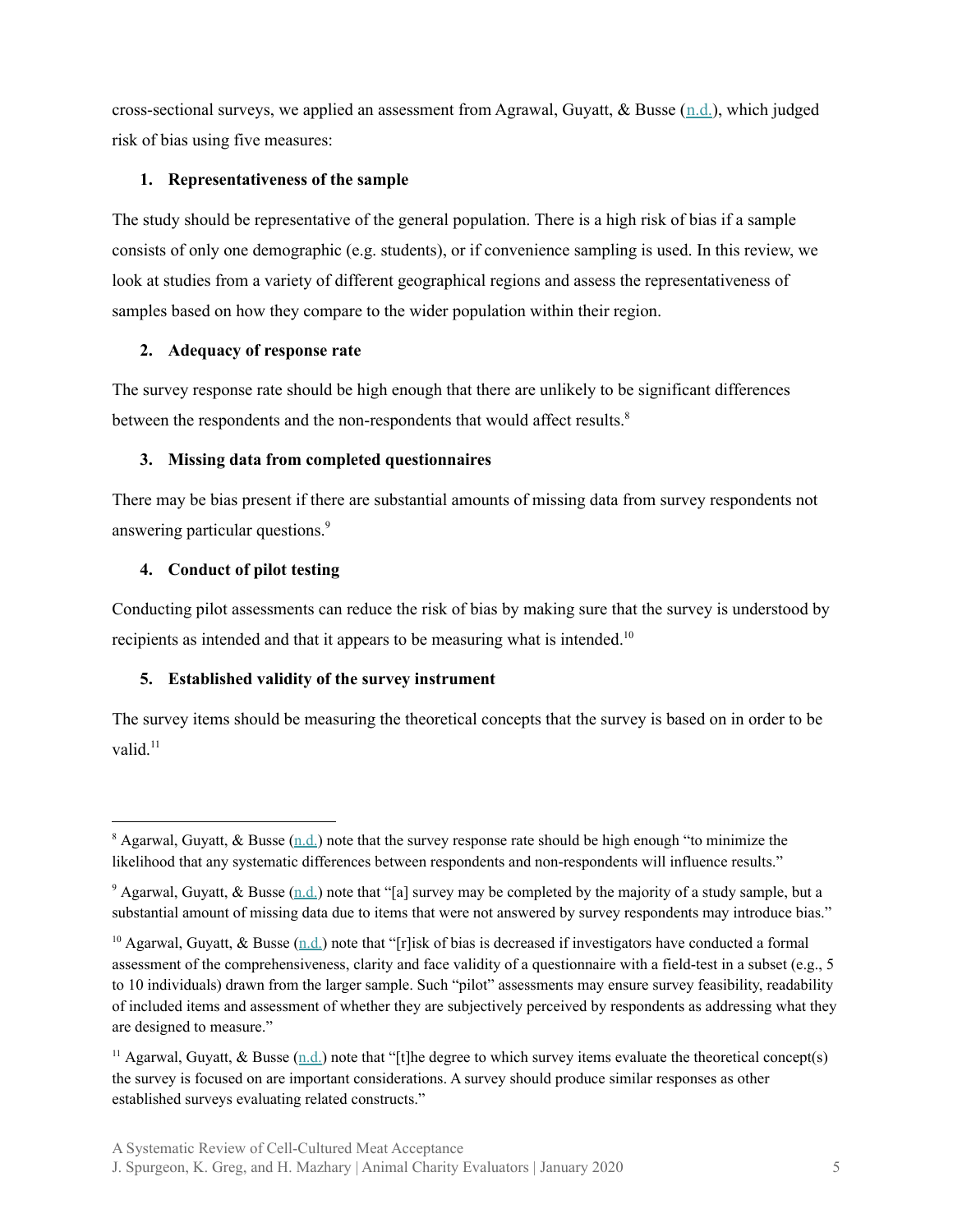cross-sectional surveys, we applied an assessment from Agrawal, Guyatt, & Busse (n.d.), which judged risk of bias using five measures:

1. **Representativeness of the sample**

The study should be representative of the general population. There is a high risk of bias if a sample consists of only one demographic (e.g. students), or if convenience sampling is used. In this review, we look at studies from a variety of different geographical regions and assess the representativeness of samples based on how they compare to the wider population within their region.

2. **Adequacy of response rate**

The survey response rate should be high enough that there are unlikely to be significant differences between the respondents and the non-respondents that would affect results.[8]

3. **Missing data from completed questionnaires**

There may be bias present if there are substantial amounts of missing data from survey respondents not answering particular questions.[9]

4. **Conduct of pilot testing**

Conducting pilot assessments can reduce the risk of bias by making sure that the survey is understood by recipients as intended and that it appears to be measuring what is intended.[10]

5. **Established validity of the survey instrument**

The survey items should be measuring the theoretical concepts that the survey is based on in order to be valid.[11]

---

[8] Agarwal, Guyatt, & Busse (n.d.) note that the survey response rate should be high enough "to minimize the likelihood that any systematic differences between respondents and non-respondents will influence results."

[9] Agarwal, Guyatt, & Busse (n.d.) note that "[a] survey may be completed by the majority of a study sample, but a substantial amount of missing data due to items that were not answered by survey respondents may introduce bias."

[10] Agarwal, Guyatt, & Busse (n.d.) note that "[r]isk of bias is decreased if investigators have conducted a formal assessment of the comprehensiveness, clarity and face validity of a questionnaire with a field-test in a subset (e.g., 5 to 10 individuals) drawn from the larger sample. Such "pilot" assessments may ensure survey feasibility, readability of included items and assessment of whether they are subjectively perceived by respondents as addressing what they are designed to measure."

[11] Agarwal, Guyatt, & Busse (n.d.) note that "[t]he degree to which survey items evaluate the theoretical concept(s) the survey is focused on are important considerations. A survey should produce similar responses as other established surveys evaluating related constructs."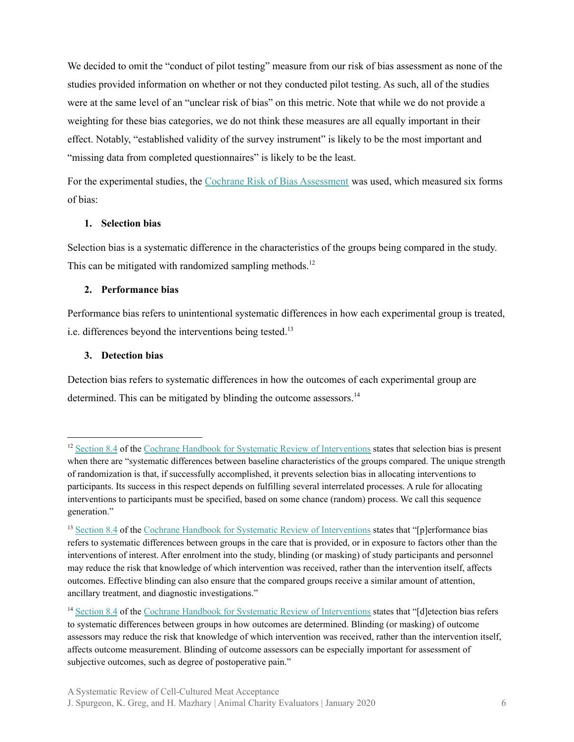We decided to omit the "conduct of pilot testing" measure from our risk of bias assessment as none of the studies provided information on whether or not they conducted pilot testing. As such, all of the studies were at the same level of an "unclear risk of bias" on this metric. Note that while we do not provide a weighting for these bias categories, we do not think these measures are all equally important in their effect. Notably, "established validity of the survey instrument" is likely to be the most important and "missing data from completed questionnaires" is likely to be the least.

For the experimental studies, the Cochrane Risk of Bias Assessment was used, which measured six forms of bias:

1. **Selection bias**

Selection bias is a systematic difference in the characteristics of the groups being compared in the study. This can be mitigated with randomized sampling methods.[12]

2. **Performance bias**

Performance bias refers to unintentional systematic differences in how each experimental group is treated, i.e. differences beyond the interventions being tested.[13]

3. **Detection bias**

Detection bias refers to systematic differences in how the outcomes of each experimental group are determined. This can be mitigated by blinding the outcome assessors.[14]

---

[12] Section 8.4 of the Cochrane Handbook for Systematic Review of Interventions states that selection bias is present when there are "systematic differences between baseline characteristics of the groups compared. The unique strength of randomization is that, if successfully accomplished, it prevents selection bias in allocating interventions to participants. Its success in this respect depends on fulfilling several interrelated processes. A rule for allocating interventions to participants must be specified, based on some chance (random) process. We call this sequence generation."

[13] Section 8.4 of the Cochrane Handbook for Systematic Review of Interventions states that "[p]erformance bias refers to systematic differences between groups in the care that is provided, or in exposure to factors other than the interventions of interest. After enrolment into the study, blinding (or masking) of study participants and personnel may reduce the risk that knowledge of which intervention was received, rather than the intervention itself, affects outcomes. Effective blinding can also ensure that the compared groups receive a similar amount of attention, ancillary treatment, and diagnostic investigations."

[14] Section 8.4 of the Cochrane Handbook for Systematic Review of Interventions states that "[d]etection bias refers to systematic differences between groups in how outcomes are determined. Blinding (or masking) of outcome assessors may reduce the risk that knowledge of which intervention was received, rather than the intervention itself, affects outcome measurement. Blinding of outcome assessors can be especially important for assessment of subjective outcomes, such as degree of postoperative pain."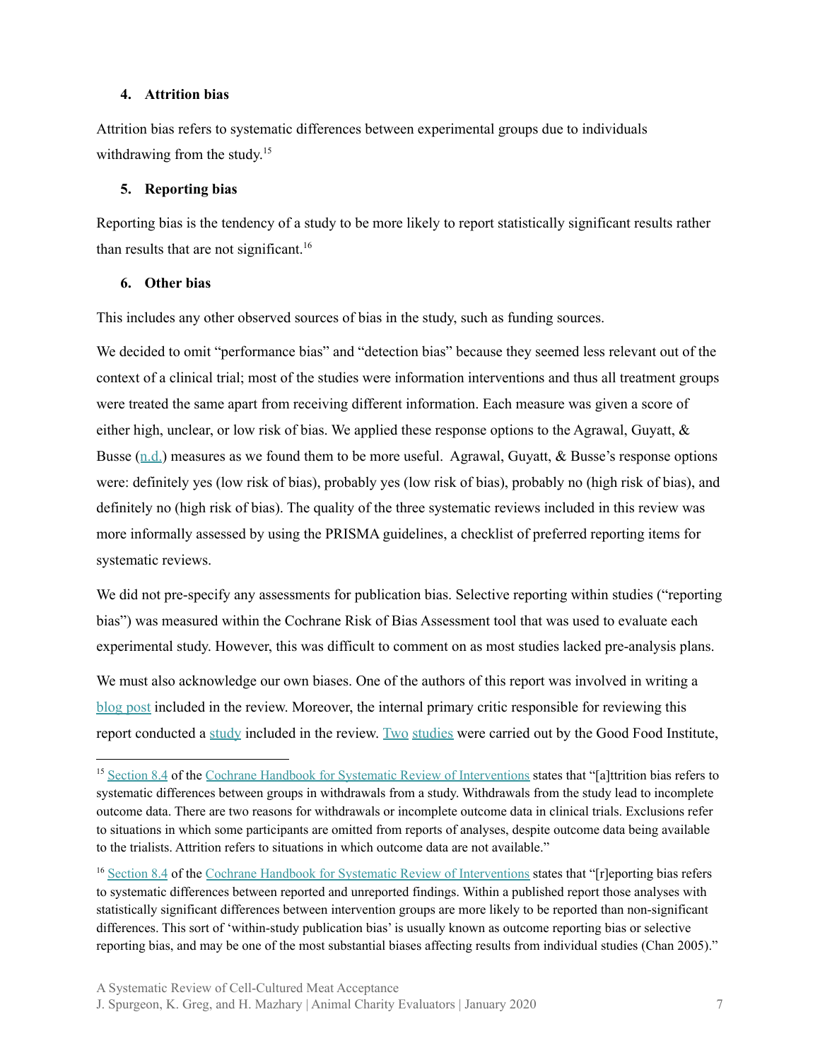#### 4. Attrition bias

Attrition bias refers to systematic differences between experimental groups due to individuals withdrawing from the study.[15]

#### 5. Reporting bias

Reporting bias is the tendency of a study to be more likely to report statistically significant results rather than results that are not significant.[16]

#### 6. Other bias

This includes any other observed sources of bias in the study, such as funding sources.

We decided to omit "performance bias" and "detection bias" because they seemed less relevant out of the context of a clinical trial; most of the studies were information interventions and thus all treatment groups were treated the same apart from receiving different information. Each measure was given a score of either high, unclear, or low risk of bias. We applied these response options to the Agrawal, Guyatt, & Busse (n.d.) measures as we found them to be more useful. Agrawal, Guyatt, & Busse's response options were: definitely yes (low risk of bias), probably yes (low risk of bias), probably no (high risk of bias), and definitely no (high risk of bias). The quality of the three systematic reviews included in this review was more informally assessed by using the PRISMA guidelines, a checklist of preferred reporting items for systematic reviews.

We did not pre-specify any assessments for publication bias. Selective reporting within studies ("reporting bias") was measured within the Cochrane Risk of Bias Assessment tool that was used to evaluate each experimental study. However, this was difficult to comment on as most studies lacked pre-analysis plans.

We must also acknowledge our own biases. One of the authors of this report was involved in writing a blog post included in the review. Moreover, the internal primary critic responsible for reviewing this report conducted a study included in the review. Two studies were carried out by the Good Food Institute,

---

[15] Section 8.4 of the Cochrane Handbook for Systematic Review of Interventions states that "[a]ttrition bias refers to systematic differences between groups in withdrawals from a study. Withdrawals from the study lead to incomplete outcome data. There are two reasons for withdrawals or incomplete outcome data in clinical trials. Exclusions refer to situations in which some participants are omitted from reports of analyses, despite outcome data being available to the trialists. Attrition refers to situations in which outcome data are not available."

[16] Section 8.4 of the Cochrane Handbook for Systematic Review of Interventions states that "[r]eporting bias refers to systematic differences between reported and unreported findings. Within a published report those analyses with statistically significant differences between intervention groups are more likely to be reported than non-significant differences. This sort of 'within-study publication bias' is usually known as outcome reporting bias or selective reporting bias, and may be one of the most substantial biases affecting results from individual studies (Chan 2005)."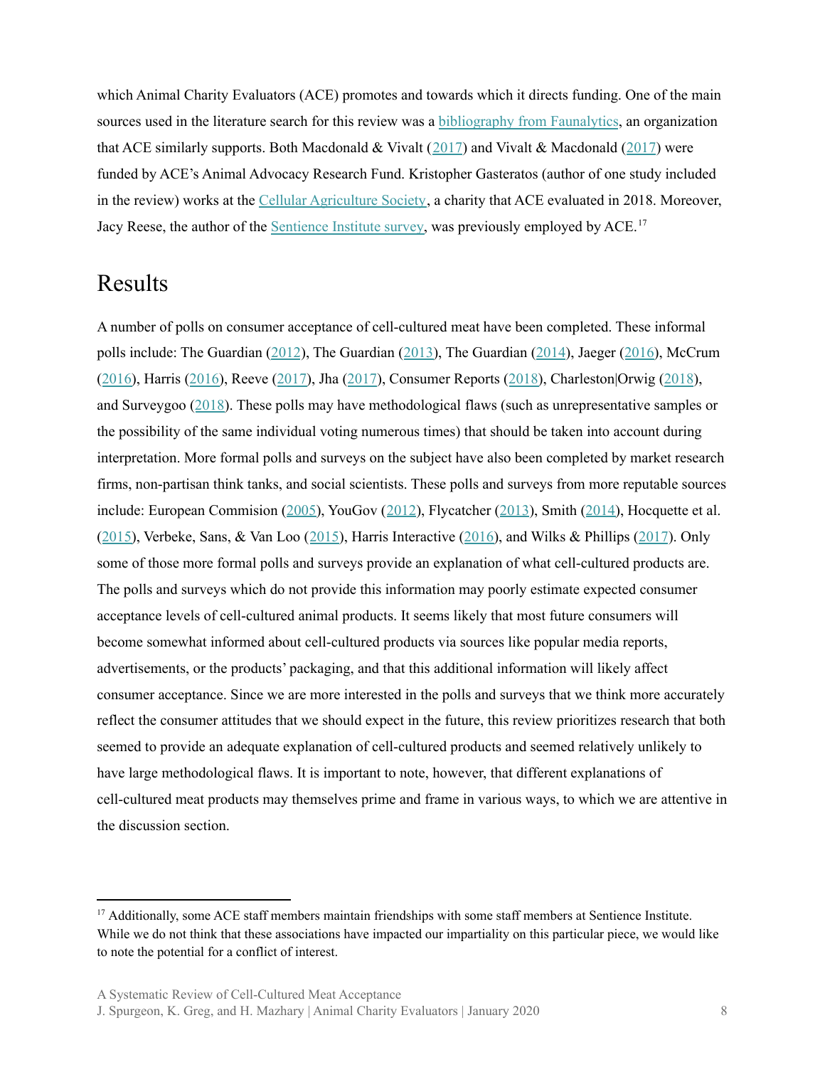which Animal Charity Evaluators (ACE) promotes and towards which it directs funding. One of the main sources used in the literature search for this review was a bibliography from Faunalytics, an organization that ACE similarly supports. Both Macdonald & Vivalt (2017) and Vivalt & Macdonald (2017) were funded by ACE's Animal Advocacy Research Fund. Kristopher Gasteratos (author of one study included in the review) works at the Cellular Agriculture Society, a charity that ACE evaluated in 2018. Moreover, Jacy Reese, the author of the Sentience Institute survey, was previously employed by ACE.[17]

# Results

A number of polls on consumer acceptance of cell-cultured meat have been completed. These informal polls include: The Guardian (2012), The Guardian (2013), The Guardian (2014), Jaeger (2016), McCrum (2016), Harris (2016), Reeve (2017), Jha (2017), Consumer Reports (2018), Charleston|Orwig (2018), and Surveygoo (2018). These polls may have methodological flaws (such as unrepresentative samples or the possibility of the same individual voting numerous times) that should be taken into account during interpretation. More formal polls and surveys on the subject have also been completed by market research firms, non-partisan think tanks, and social scientists. These polls and surveys from more reputable sources include: European Commision (2005), YouGov (2012), Flycatcher (2013), Smith (2014), Hocquette et al. (2015), Verbeke, Sans, & Van Loo (2015), Harris Interactive (2016), and Wilks & Phillips (2017). Only some of those more formal polls and surveys provide an explanation of what cell-cultured products are. The polls and surveys which do not provide this information may poorly estimate expected consumer acceptance levels of cell-cultured animal products. It seems likely that most future consumers will become somewhat informed about cell-cultured products via sources like popular media reports, advertisements, or the products' packaging, and that this additional information will likely affect consumer acceptance. Since we are more interested in the polls and surveys that we think more accurately reflect the consumer attitudes that we should expect in the future, this review prioritizes research that both seemed to provide an adequate explanation of cell-cultured products and seemed relatively unlikely to have large methodological flaws. It is important to note, however, that different explanations of cell-cultured meat products may themselves prime and frame in various ways, to which we are attentive in the discussion section.

[17] Additionally, some ACE staff members maintain friendships with some staff members at Sentience Institute. While we do not think that these associations have impacted our impartiality on this particular piece, we would like to note the potential for a conflict of interest.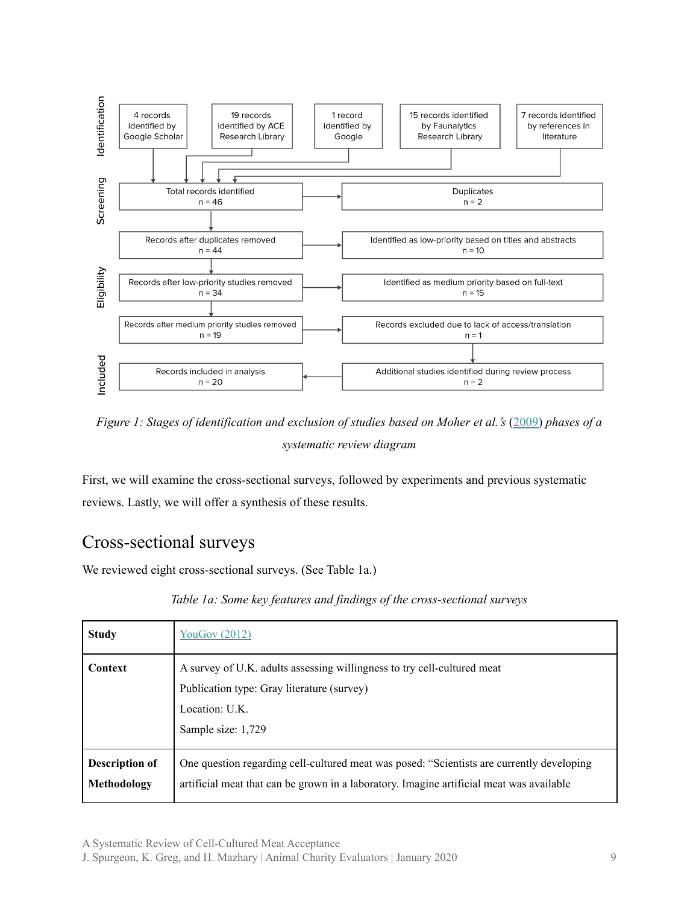**Identification**

- 4 records identified by Google Scholar
- 19 records identified by ACE Research Library
- 1 record identified by Google
- 15 records identified by Faunalytics Research Library
- 7 records identified by references in literature

**Screening**

- Total records identified n = 46 → Duplicates n = 2
- Records after duplicates removed n = 44 → Identified as low-priority based on titles and abstracts n = 10

**Eligibility**

- Records after low-priority studies removed n = 34 → Identified as medium priority based on full-text n = 15
- Records after medium priority studies removed n = 19 → Records excluded due to lack of access/translation n = 1

**Included**

- Additional studies identified during review process n = 2 → Records included in analysis n = 20

*Figure 1: Stages of identification and exclusion of studies based on Moher et al.'s (2009) phases of a systematic review diagram*

First, we will examine the cross-sectional surveys, followed by experiments and previous systematic reviews. Lastly, we will offer a synthesis of these results.

## Cross-sectional surveys

We reviewed eight cross-sectional surveys. (See Table 1a.)

*Table 1a: Some key features and findings of the cross-sectional surveys*

| **Study** | YouGov (2012) |
|---|---|
| **Context** | A survey of U.K. adults assessing willingness to try cell-cultured meat<br>Publication type: Gray literature (survey)<br>Location: U.K.<br>Sample size: 1,729 |
| **Description of Methodology** | One question regarding cell-cultured meat was posed: "Scientists are currently developing artificial meat that can be grown in a laboratory. Imagine artificial meat was available |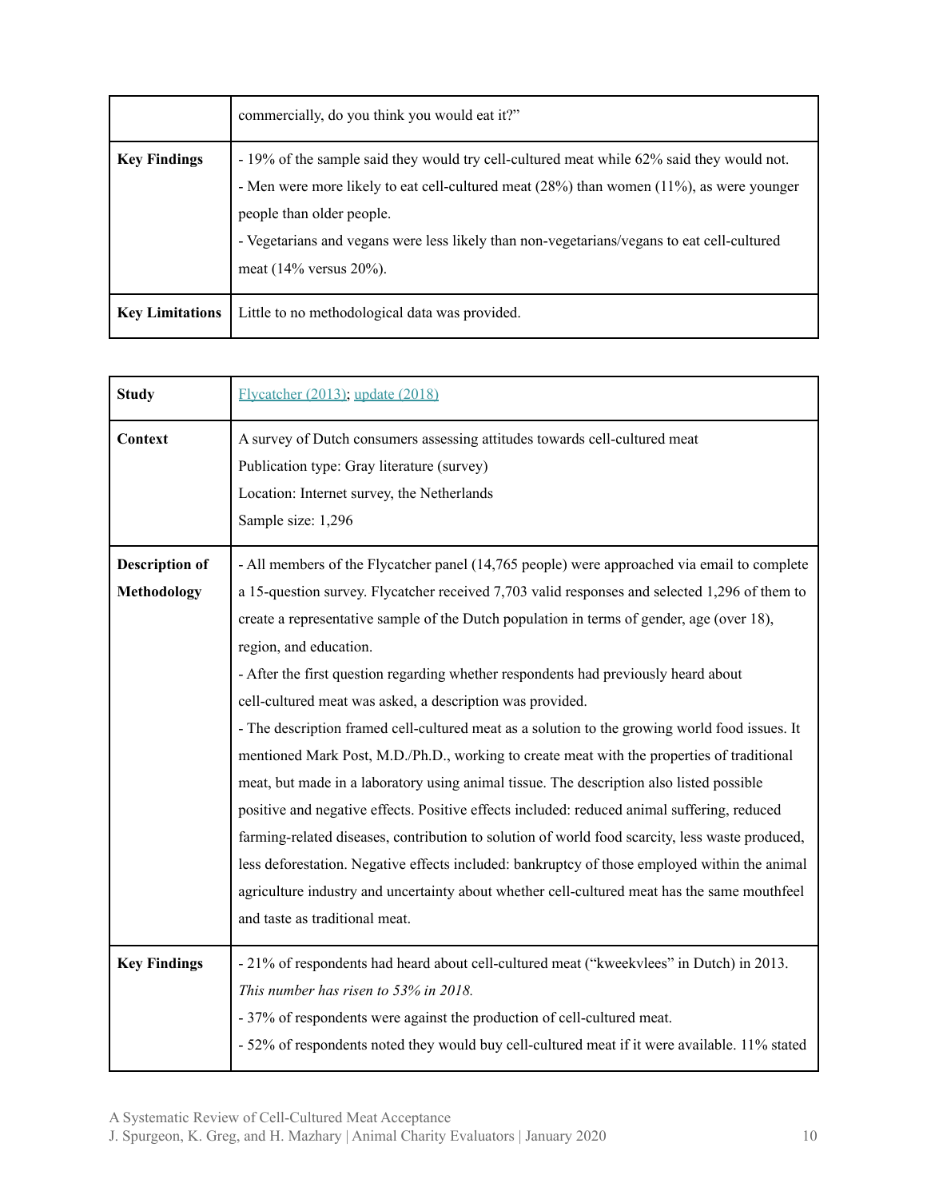|  | commercially, do you think you would eat it?" |
| --- | --- |
| **Key Findings** | - 19% of the sample said they would try cell-cultured meat while 62% said they would not.<br>- Men were more likely to eat cell-cultured meat (28%) than women (11%), as were younger people than older people.<br>- Vegetarians and vegans were less likely than non-vegetarians/vegans to eat cell-cultured meat (14% versus 20%). |
| **Key Limitations** | Little to no methodological data was provided. |

| **Study** | Flycatcher (2013); update (2018) |
| --- | --- |
| **Context** | A survey of Dutch consumers assessing attitudes towards cell-cultured meat<br>Publication type: Gray literature (survey)<br>Location: Internet survey, the Netherlands<br>Sample size: 1,296 |
| **Description of Methodology** | - All members of the Flycatcher panel (14,765 people) were approached via email to complete a 15-question survey. Flycatcher received 7,703 valid responses and selected 1,296 of them to create a representative sample of the Dutch population in terms of gender, age (over 18), region, and education.<br>- After the first question regarding whether respondents had previously heard about cell-cultured meat was asked, a description was provided.<br>- The description framed cell-cultured meat as a solution to the growing world food issues. It mentioned Mark Post, M.D./Ph.D., working to create meat with the properties of traditional meat, but made in a laboratory using animal tissue. The description also listed possible positive and negative effects. Positive effects included: reduced animal suffering, reduced farming-related diseases, contribution to solution of world food scarcity, less waste produced, less deforestation. Negative effects included: bankruptcy of those employed within the animal agriculture industry and uncertainty about whether cell-cultured meat has the same mouthfeel and taste as traditional meat. |
| **Key Findings** | - 21% of respondents had heard about cell-cultured meat ("kweekvlees" in Dutch) in 2013. *This number has risen to 53% in 2018.*<br>- 37% of respondents were against the production of cell-cultured meat.<br>- 52% of respondents noted they would buy cell-cultured meat if it were available. 11% stated |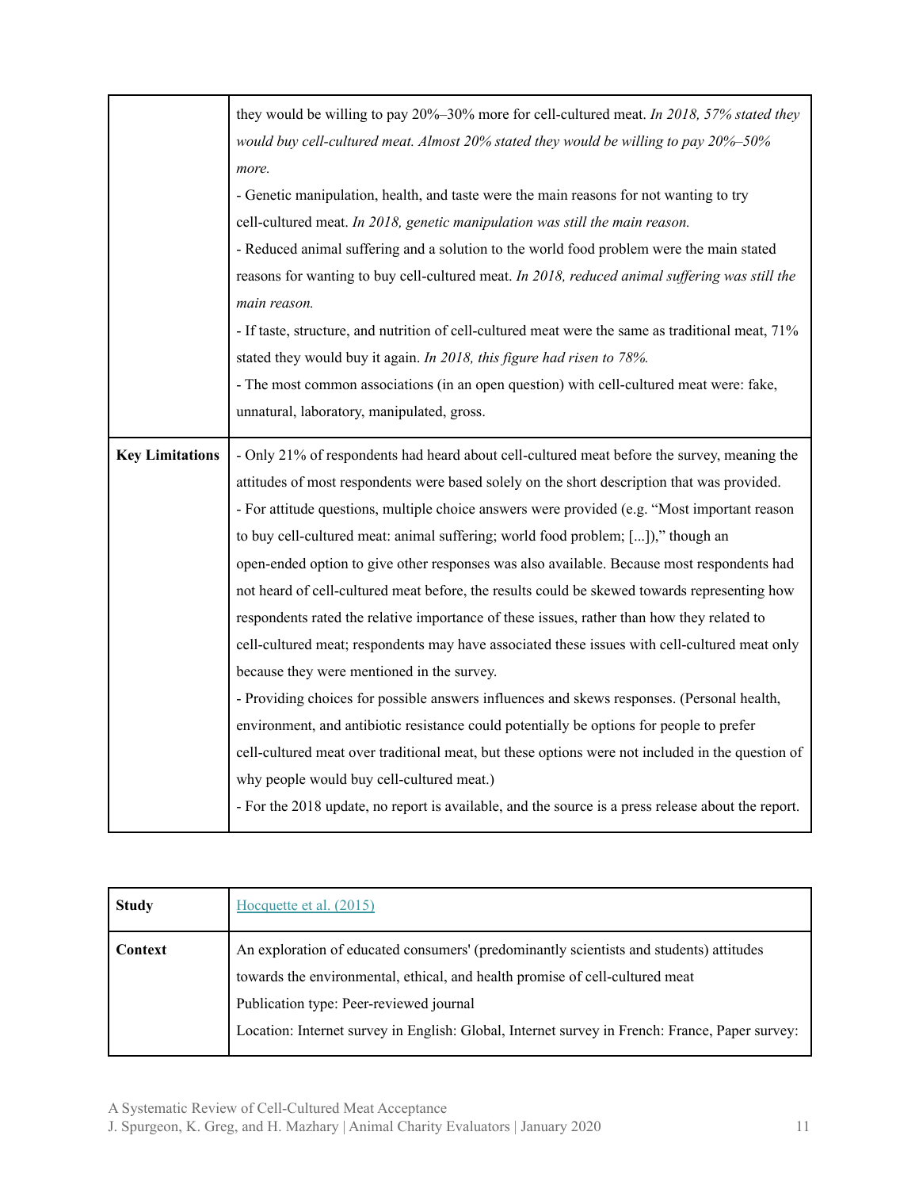|  |  |
| --- | --- |
|  | they would be willing to pay 20%–30% more for cell-cultured meat. *In 2018, 57% stated they would buy cell-cultured meat. Almost 20% stated they would be willing to pay 20%–50% more.*<br>- Genetic manipulation, health, and taste were the main reasons for not wanting to try cell-cultured meat. *In 2018, genetic manipulation was still the main reason.*<br>- Reduced animal suffering and a solution to the world food problem were the main stated reasons for wanting to buy cell-cultured meat. *In 2018, reduced animal suffering was still the main reason.*<br>- If taste, structure, and nutrition of cell-cultured meat were the same as traditional meat, 71% stated they would buy it again. *In 2018, this figure had risen to 78%.*<br>- The most common associations (in an open question) with cell-cultured meat were: fake, unnatural, laboratory, manipulated, gross. |
| **Key Limitations** | - Only 21% of respondents had heard about cell-cultured meat before the survey, meaning the attitudes of most respondents were based solely on the short description that was provided.<br>- For attitude questions, multiple choice answers were provided (e.g. "Most important reason to buy cell-cultured meat: animal suffering; world food problem; [...])," though an open-ended option to give other responses was also available. Because most respondents had not heard of cell-cultured meat before, the results could be skewed towards representing how respondents rated the relative importance of these issues, rather than how they related to cell-cultured meat; respondents may have associated these issues with cell-cultured meat only because they were mentioned in the survey.<br>- Providing choices for possible answers influences and skews responses. (Personal health, environment, and antibiotic resistance could potentially be options for people to prefer cell-cultured meat over traditional meat, but these options were not included in the question of why people would buy cell-cultured meat.)<br>- For the 2018 update, no report is available, and the source is a press release about the report. |

| **Study** | Hocquette et al. (2015) |
| --- | --- |
| **Context** | An exploration of educated consumers' (predominantly scientists and students) attitudes towards the environmental, ethical, and health promise of cell-cultured meat<br>Publication type: Peer-reviewed journal<br>Location: Internet survey in English: Global, Internet survey in French: France, Paper survey: |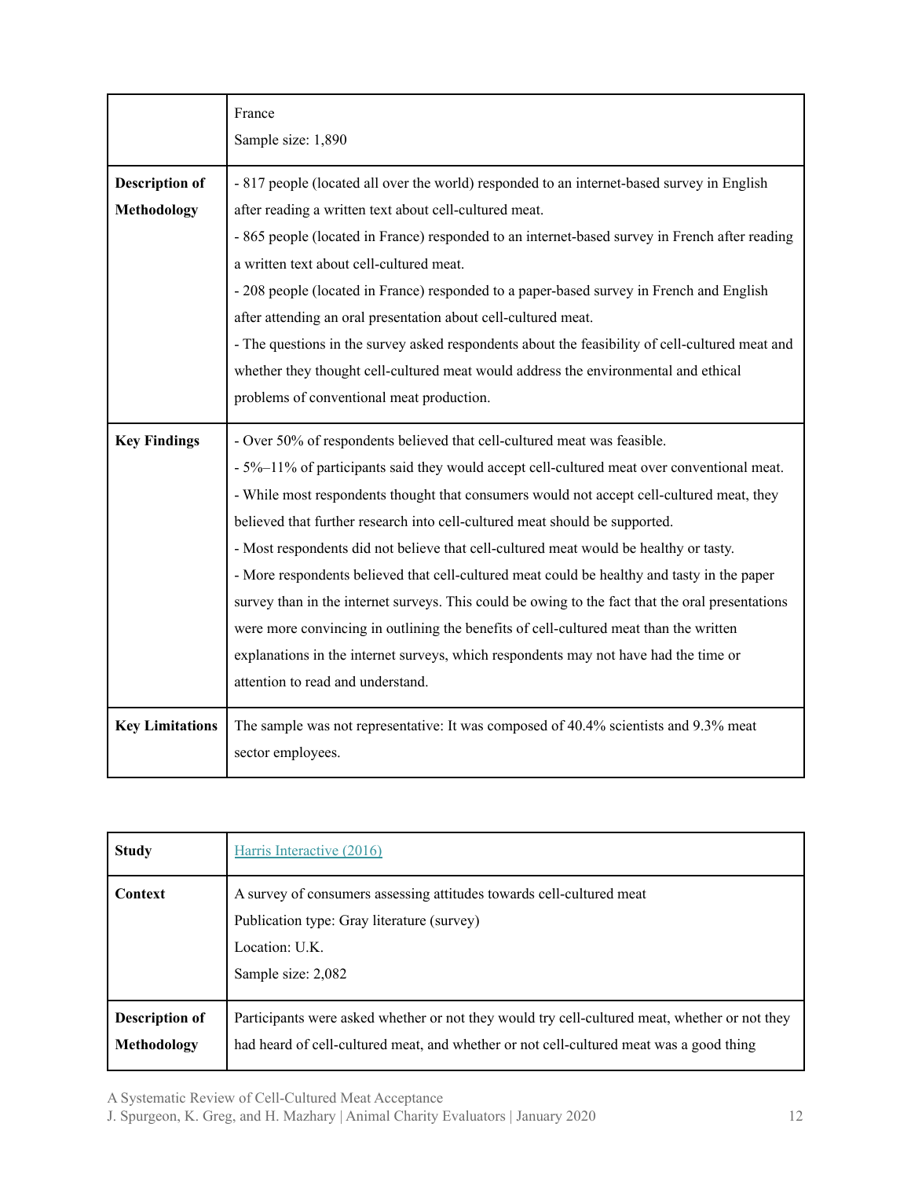| | |
|---|---|
| | France<br>Sample size: 1,890 |
| **Description of Methodology** | - 817 people (located all over the world) responded to an internet-based survey in English after reading a written text about cell-cultured meat.<br>- 865 people (located in France) responded to an internet-based survey in French after reading a written text about cell-cultured meat.<br>- 208 people (located in France) responded to a paper-based survey in French and English after attending an oral presentation about cell-cultured meat.<br>- The questions in the survey asked respondents about the feasibility of cell-cultured meat and whether they thought cell-cultured meat would address the environmental and ethical problems of conventional meat production. |
| **Key Findings** | - Over 50% of respondents believed that cell-cultured meat was feasible.<br>- 5%–11% of participants said they would accept cell-cultured meat over conventional meat.<br>- While most respondents thought that consumers would not accept cell-cultured meat, they believed that further research into cell-cultured meat should be supported.<br>- Most respondents did not believe that cell-cultured meat would be healthy or tasty.<br>- More respondents believed that cell-cultured meat could be healthy and tasty in the paper survey than in the internet surveys. This could be owing to the fact that the oral presentations were more convincing in outlining the benefits of cell-cultured meat than the written explanations in the internet surveys, which respondents may not have had the time or attention to read and understand. |
| **Key Limitations** | The sample was not representative: It was composed of 40.4% scientists and 9.3% meat sector employees. |

| | |
|---|---|
| **Study** | Harris Interactive (2016) |
| **Context** | A survey of consumers assessing attitudes towards cell-cultured meat<br>Publication type: Gray literature (survey)<br>Location: U.K.<br>Sample size: 2,082 |
| **Description of Methodology** | Participants were asked whether or not they would try cell-cultured meat, whether or not they had heard of cell-cultured meat, and whether or not cell-cultured meat was a good thing |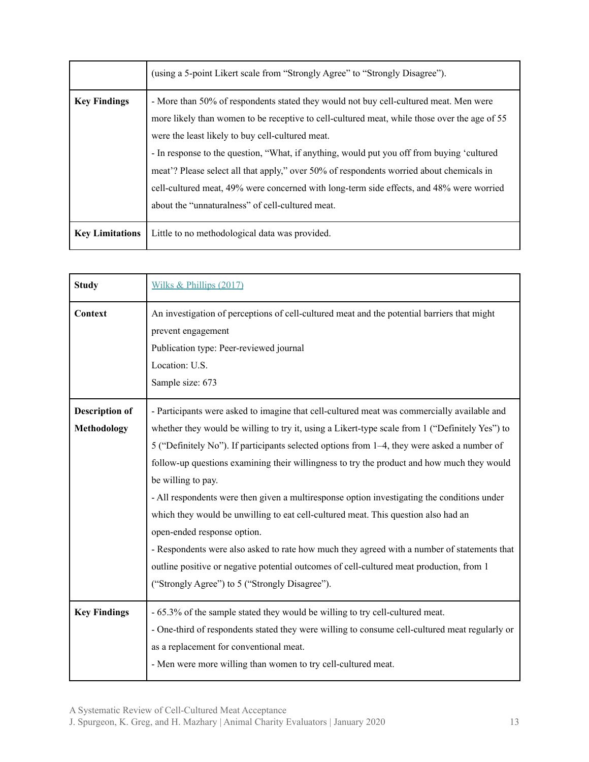| | |
|---|---|
| | (using a 5-point Likert scale from "Strongly Agree" to "Strongly Disagree"). |
| **Key Findings** | - More than 50% of respondents stated they would not buy cell-cultured meat. Men were more likely than women to be receptive to cell-cultured meat, while those over the age of 55 were the least likely to buy cell-cultured meat.<br>- In response to the question, "What, if anything, would put you off from buying 'cultured meat'? Please select all that apply," over 50% of respondents worried about chemicals in cell-cultured meat, 49% were concerned with long-term side effects, and 48% were worried about the "unnaturalness" of cell-cultured meat. |
| **Key Limitations** | Little to no methodological data was provided. |

| | |
|---|---|
| **Study** | Wilks & Phillips (2017) |
| **Context** | An investigation of perceptions of cell-cultured meat and the potential barriers that might prevent engagement<br>Publication type: Peer-reviewed journal<br>Location: U.S.<br>Sample size: 673 |
| **Description of Methodology** | - Participants were asked to imagine that cell-cultured meat was commercially available and whether they would be willing to try it, using a Likert-type scale from 1 ("Definitely Yes") to 5 ("Definitely No"). If participants selected options from 1–4, they were asked a number of follow-up questions examining their willingness to try the product and how much they would be willing to pay.<br>- All respondents were then given a multiresponse option investigating the conditions under which they would be unwilling to eat cell-cultured meat. This question also had an open-ended response option.<br>- Respondents were also asked to rate how much they agreed with a number of statements that outline positive or negative potential outcomes of cell-cultured meat production, from 1 ("Strongly Agree") to 5 ("Strongly Disagree"). |
| **Key Findings** | - 65.3% of the sample stated they would be willing to try cell-cultured meat.<br>- One-third of respondents stated they were willing to consume cell-cultured meat regularly or as a replacement for conventional meat.<br>- Men were more willing than women to try cell-cultured meat. |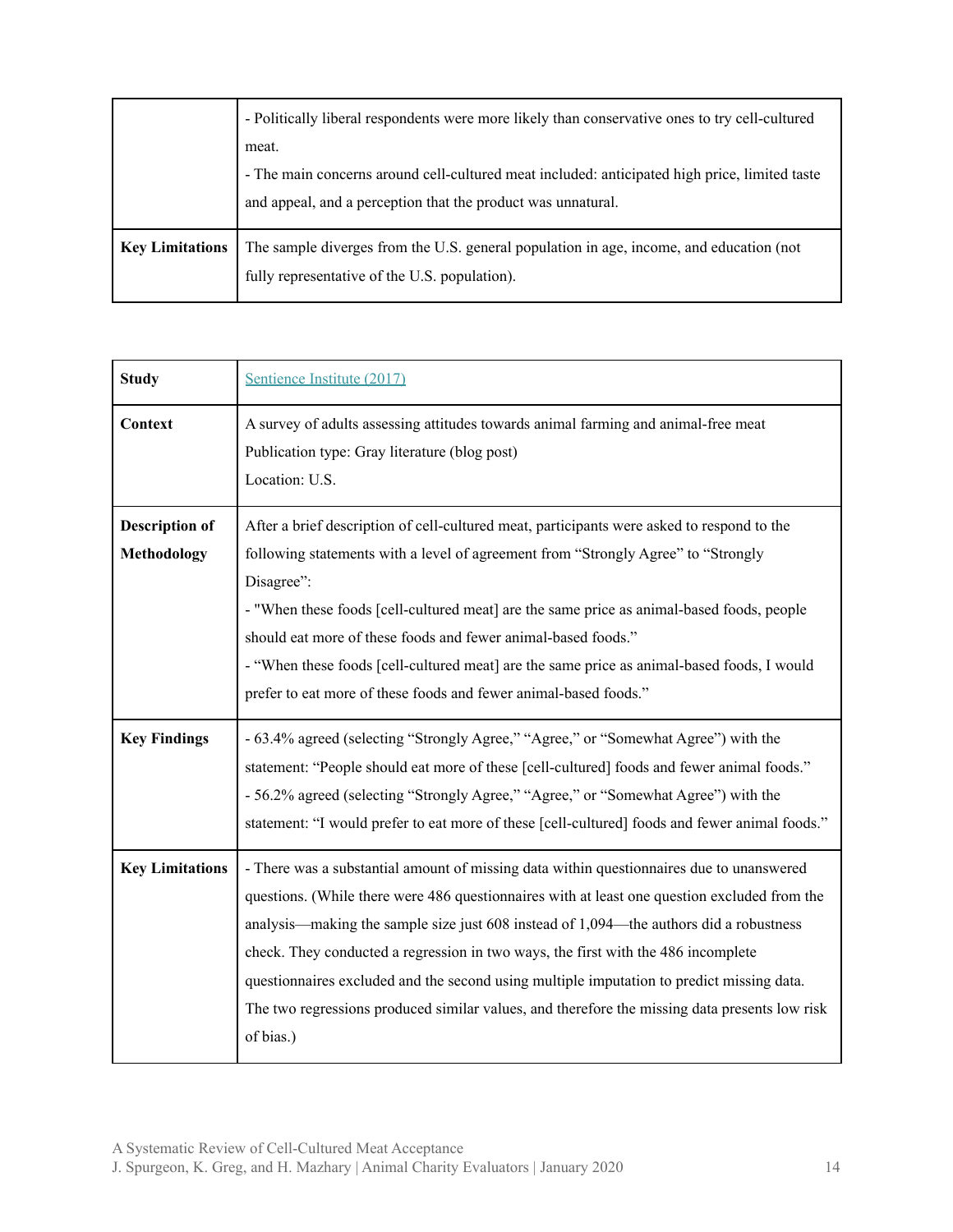| | |
|---|---|
| | - Politically liberal respondents were more likely than conservative ones to try cell-cultured meat.<br>- The main concerns around cell-cultured meat included: anticipated high price, limited taste and appeal, and a perception that the product was unnatural. |
| **Key Limitations** | The sample diverges from the U.S. general population in age, income, and education (not fully representative of the U.S. population). |

| **Study** | Sentience Institute (2017) |
|---|---|
| **Context** | A survey of adults assessing attitudes towards animal farming and animal-free meat<br>Publication type: Gray literature (blog post)<br>Location: U.S. |
| **Description of Methodology** | After a brief description of cell-cultured meat, participants were asked to respond to the following statements with a level of agreement from "Strongly Agree" to "Strongly Disagree":<br>- "When these foods [cell-cultured meat] are the same price as animal-based foods, people should eat more of these foods and fewer animal-based foods."<br>- "When these foods [cell-cultured meat] are the same price as animal-based foods, I would prefer to eat more of these foods and fewer animal-based foods." |
| **Key Findings** | - 63.4% agreed (selecting "Strongly Agree," "Agree," or "Somewhat Agree") with the statement: "People should eat more of these [cell-cultured] foods and fewer animal foods."<br>- 56.2% agreed (selecting "Strongly Agree," "Agree," or "Somewhat Agree") with the statement: "I would prefer to eat more of these [cell-cultured] foods and fewer animal foods." |
| **Key Limitations** | - There was a substantial amount of missing data within questionnaires due to unanswered questions. (While there were 486 questionnaires with at least one question excluded from the analysis—making the sample size just 608 instead of 1,094—the authors did a robustness check. They conducted a regression in two ways, the first with the 486 incomplete questionnaires excluded and the second using multiple imputation to predict missing data. The two regressions produced similar values, and therefore the missing data presents low risk of bias.) |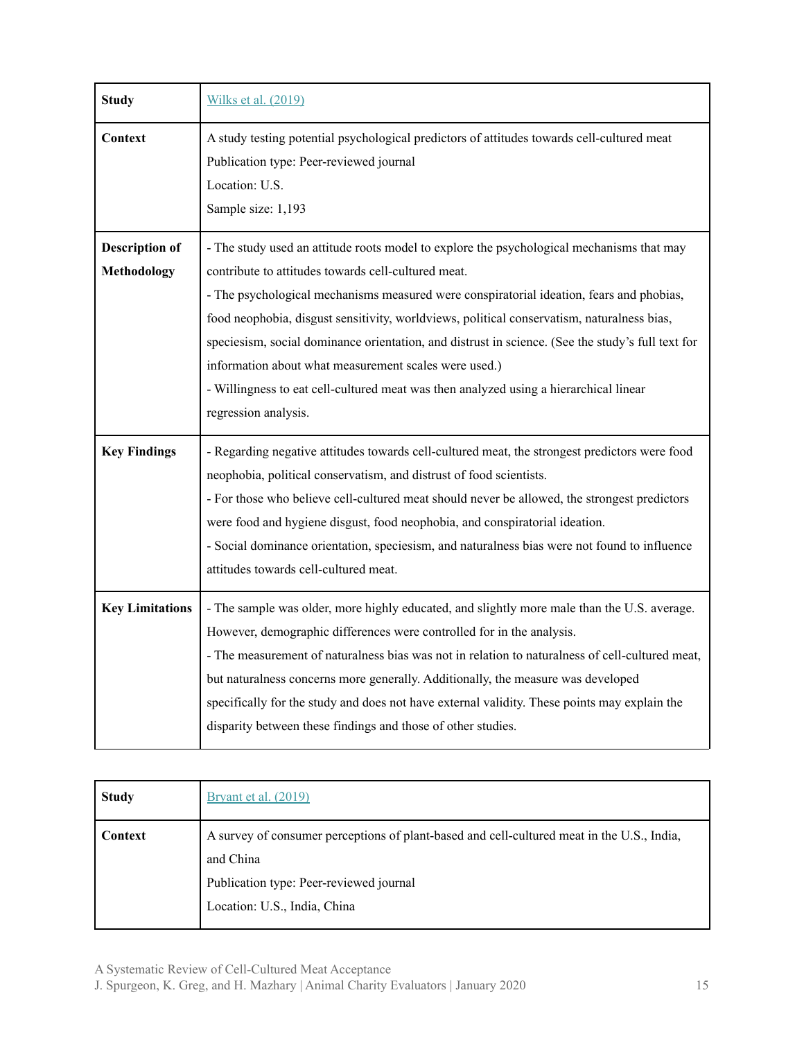| Study | [Wilks et al. (2019)](#) |
|---|---|
| **Context** | A study testing potential psychological predictors of attitudes towards cell-cultured meat<br>Publication type: Peer-reviewed journal<br>Location: U.S.<br>Sample size: 1,193 |
| **Description of Methodology** | - The study used an attitude roots model to explore the psychological mechanisms that may contribute to attitudes towards cell-cultured meat.<br>- The psychological mechanisms measured were conspiratorial ideation, fears and phobias, food neophobia, disgust sensitivity, worldviews, political conservatism, naturalness bias, speciesism, social dominance orientation, and distrust in science. (See the study's full text for information about what measurement scales were used.)<br>- Willingness to eat cell-cultured meat was then analyzed using a hierarchical linear regression analysis. |
| **Key Findings** | - Regarding negative attitudes towards cell-cultured meat, the strongest predictors were food neophobia, political conservatism, and distrust of food scientists.<br>- For those who believe cell-cultured meat should never be allowed, the strongest predictors were food and hygiene disgust, food neophobia, and conspiratorial ideation.<br>- Social dominance orientation, speciesism, and naturalness bias were not found to influence attitudes towards cell-cultured meat. |
| **Key Limitations** | - The sample was older, more highly educated, and slightly more male than the U.S. average. However, demographic differences were controlled for in the analysis.<br>- The measurement of naturalness bias was not in relation to naturalness of cell-cultured meat, but naturalness concerns more generally. Additionally, the measure was developed specifically for the study and does not have external validity. These points may explain the disparity between these findings and those of other studies. |

| Study | [Bryant et al. (2019)](#) |
|---|---|
| **Context** | A survey of consumer perceptions of plant-based and cell-cultured meat in the U.S., India, and China<br>Publication type: Peer-reviewed journal<br>Location: U.S., India, China |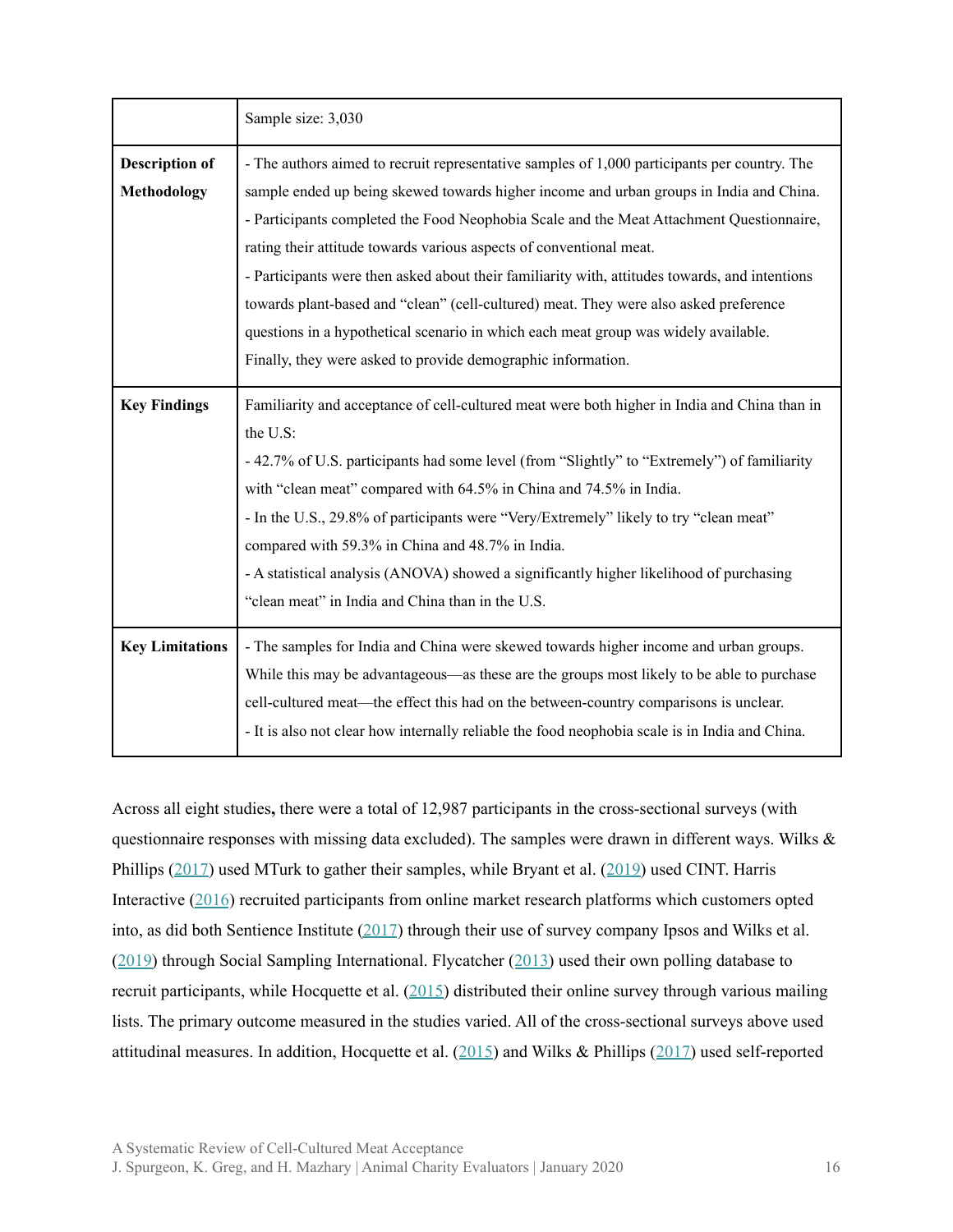| | Sample size: 3,030 |
|---|---|
| **Description of Methodology** | - The authors aimed to recruit representative samples of 1,000 participants per country. The sample ended up being skewed towards higher income and urban groups in India and China.<br>- Participants completed the Food Neophobia Scale and the Meat Attachment Questionnaire, rating their attitude towards various aspects of conventional meat.<br>- Participants were then asked about their familiarity with, attitudes towards, and intentions towards plant-based and "clean" (cell-cultured) meat. They were also asked preference questions in a hypothetical scenario in which each meat group was widely available. Finally, they were asked to provide demographic information. |
| **Key Findings** | Familiarity and acceptance of cell-cultured meat were both higher in India and China than in the U.S:<br>- 42.7% of U.S. participants had some level (from "Slightly" to "Extremely") of familiarity with "clean meat" compared with 64.5% in China and 74.5% in India.<br>- In the U.S., 29.8% of participants were "Very/Extremely" likely to try "clean meat" compared with 59.3% in China and 48.7% in India.<br>- A statistical analysis (ANOVA) showed a significantly higher likelihood of purchasing "clean meat" in India and China than in the U.S. |
| **Key Limitations** | - The samples for India and China were skewed towards higher income and urban groups. While this may be advantageous—as these are the groups most likely to be able to purchase cell-cultured meat—the effect this had on the between-country comparisons is unclear.<br>- It is also not clear how internally reliable the food neophobia scale is in India and China. |

Across all eight studies**,** there were a total of 12,987 participants in the cross-sectional surveys (with questionnaire responses with missing data excluded). The samples were drawn in different ways. Wilks & Phillips (2017) used MTurk to gather their samples, while Bryant et al. (2019) used CINT. Harris Interactive (2016) recruited participants from online market research platforms which customers opted into, as did both Sentience Institute (2017) through their use of survey company Ipsos and Wilks et al. (2019) through Social Sampling International. Flycatcher (2013) used their own polling database to recruit participants, while Hocquette et al. (2015) distributed their online survey through various mailing lists. The primary outcome measured in the studies varied. All of the cross-sectional surveys above used attitudinal measures. In addition, Hocquette et al. (2015) and Wilks & Phillips (2017) used self-reported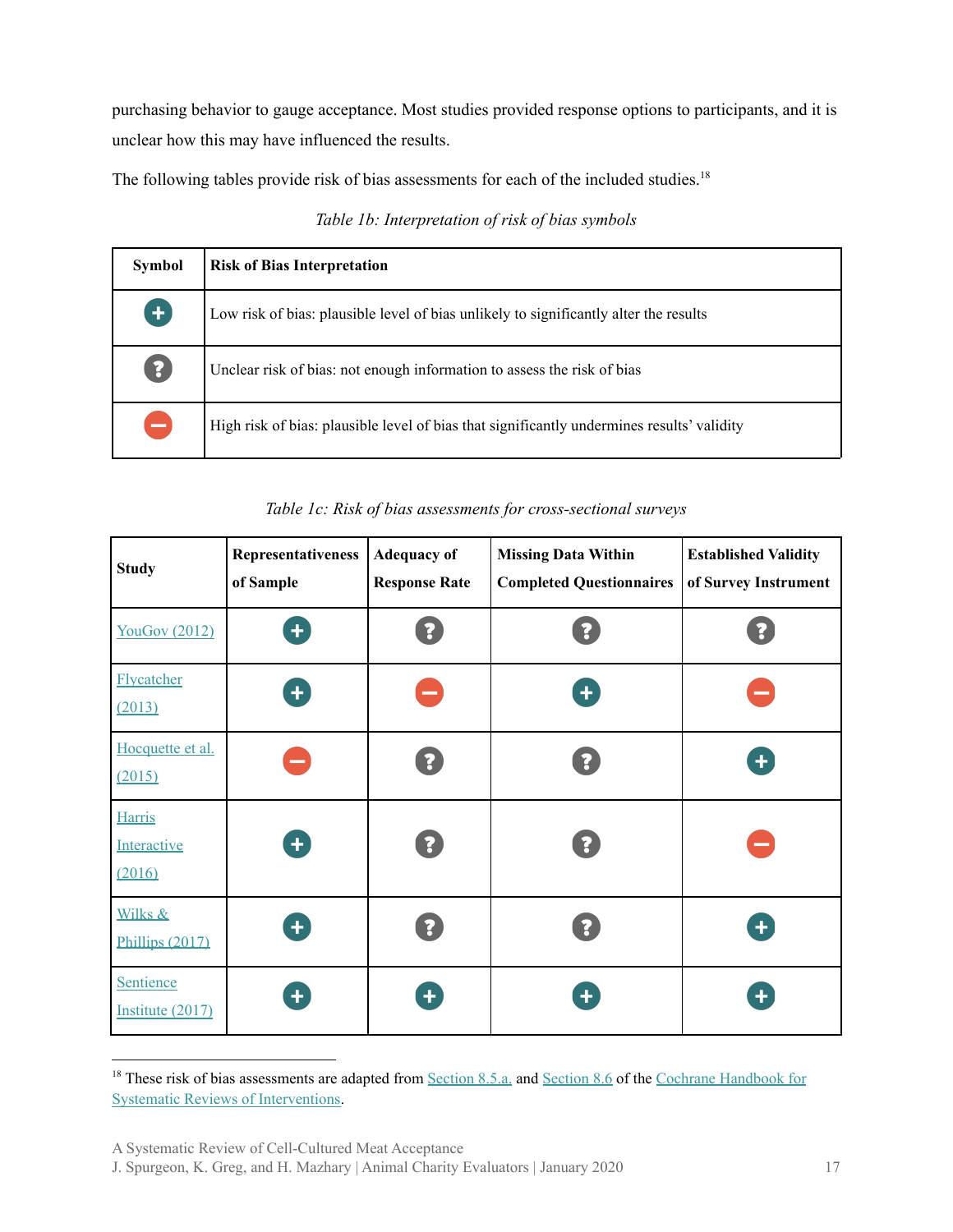purchasing behavior to gauge acceptance. Most studies provided response options to participants, and it is unclear how this may have influenced the results.

The following tables provide risk of bias assessments for each of the included studies.[18]

*Table 1b: Interpretation of risk of bias symbols*

| Symbol | Risk of Bias Interpretation |
|---|---|
| + | Low risk of bias: plausible level of bias unlikely to significantly alter the results |
| ? | Unclear risk of bias: not enough information to assess the risk of bias |
| − | High risk of bias: plausible level of bias that significantly undermines results' validity |

*Table 1c: Risk of bias assessments for cross-sectional surveys*

| Study | Representativeness of Sample | Adequacy of Response Rate | Missing Data Within Completed Questionnaires | Established Validity of Survey Instrument |
|---|---|---|---|---|
| YouGov (2012) | + | ? | ? | ? |
| Flycatcher (2013) | + | − | + | − |
| Hocquette et al. (2015) | − | ? | ? | + |
| Harris Interactive (2016) | + | ? | ? | − |
| Wilks & Phillips (2017) | + | ? | ? | + |
| Sentience Institute (2017) | + | + | + | + |

[18] These risk of bias assessments are adapted from Section 8.5.a. and Section 8.6 of the Cochrane Handbook for Systematic Reviews of Interventions.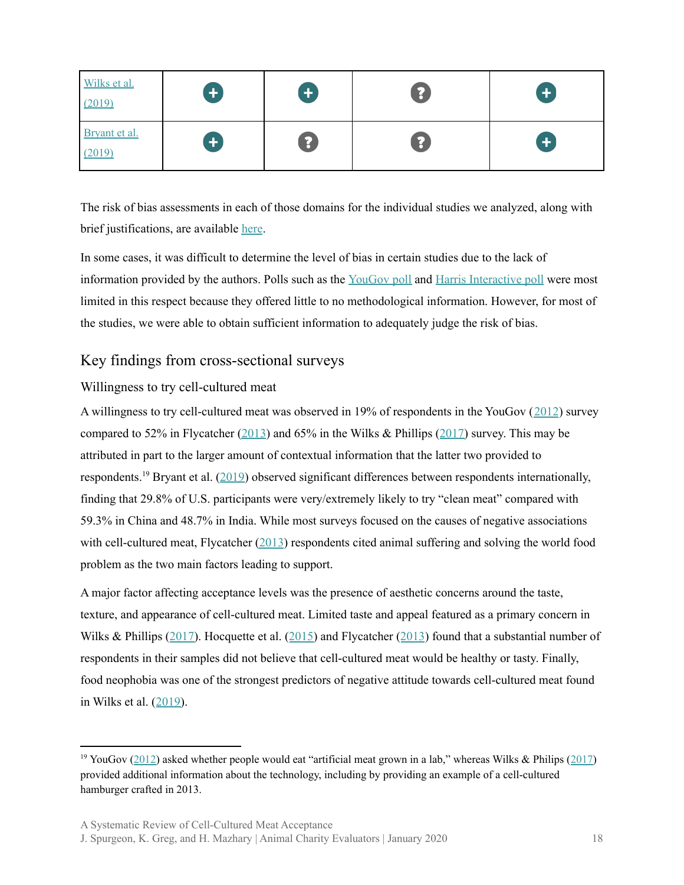| Wilks et al. (2019) | + | + | ? | + |
|---|---|---|---|---|
| Bryant et al. (2019) | + | ? | ? | + |

The risk of bias assessments in each of those domains for the individual studies we analyzed, along with brief justifications, are available here.

In some cases, it was difficult to determine the level of bias in certain studies due to the lack of information provided by the authors. Polls such as the YouGov poll and Harris Interactive poll were most limited in this respect because they offered little to no methodological information. However, for most of the studies, we were able to obtain sufficient information to adequately judge the risk of bias.

## Key findings from cross-sectional surveys

### Willingness to try cell-cultured meat

A willingness to try cell-cultured meat was observed in 19% of respondents in the YouGov (2012) survey compared to 52% in Flycatcher (2013) and 65% in the Wilks & Phillips (2017) survey. This may be attributed in part to the larger amount of contextual information that the latter two provided to respondents.[19] Bryant et al. (2019) observed significant differences between respondents internationally, finding that 29.8% of U.S. participants were very/extremely likely to try "clean meat" compared with 59.3% in China and 48.7% in India. While most surveys focused on the causes of negative associations with cell-cultured meat, Flycatcher (2013) respondents cited animal suffering and solving the world food problem as the two main factors leading to support.

A major factor affecting acceptance levels was the presence of aesthetic concerns around the taste, texture, and appearance of cell-cultured meat. Limited taste and appeal featured as a primary concern in Wilks & Phillips (2017). Hocquette et al. (2015) and Flycatcher (2013) found that a substantial number of respondents in their samples did not believe that cell-cultured meat would be healthy or tasty. Finally, food neophobia was one of the strongest predictors of negative attitude towards cell-cultured meat found in Wilks et al. (2019).

---

[19] YouGov (2012) asked whether people would eat "artificial meat grown in a lab," whereas Wilks & Philips (2017) provided additional information about the technology, including by providing an example of a cell-cultured hamburger crafted in 2013.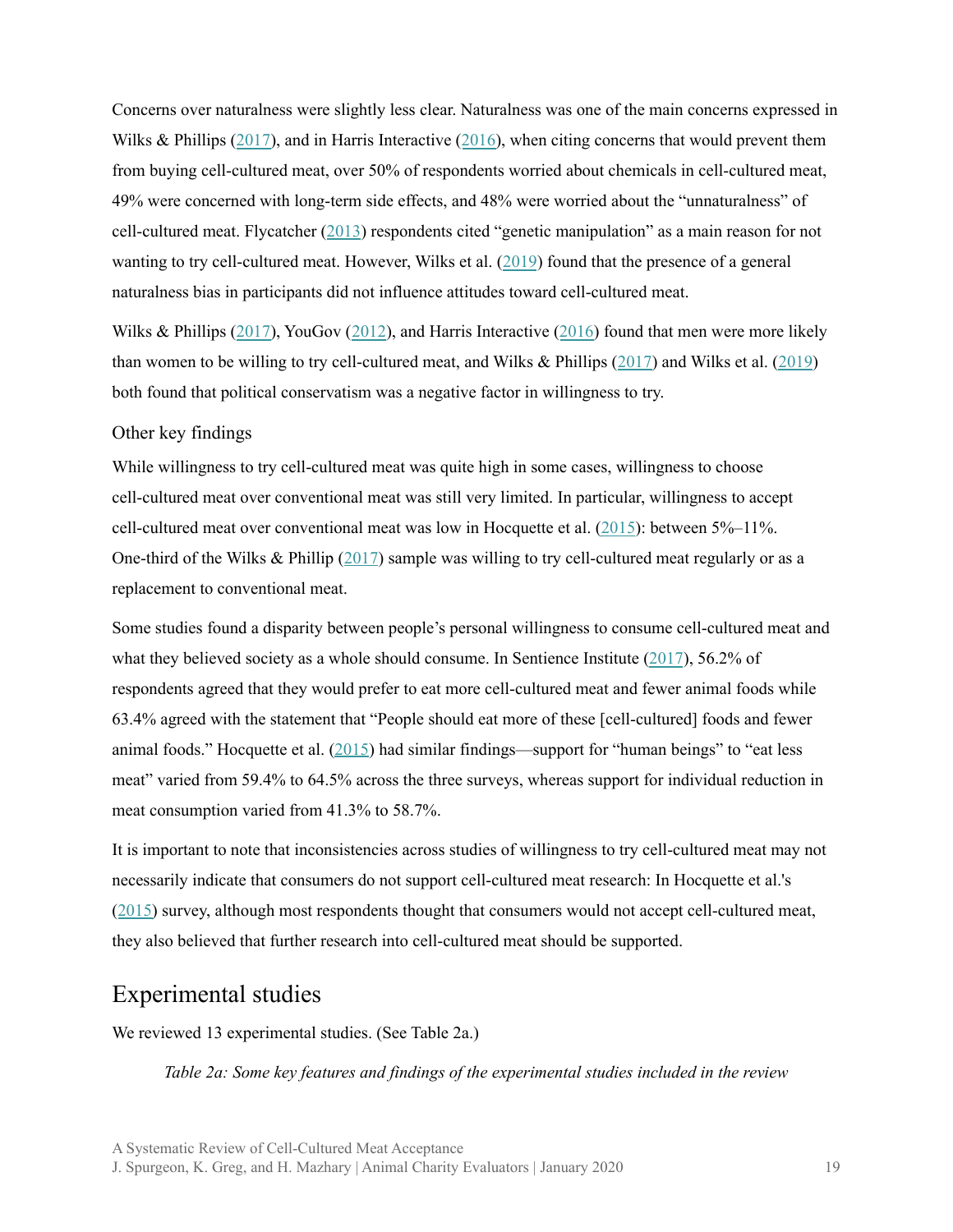Concerns over naturalness were slightly less clear. Naturalness was one of the main concerns expressed in Wilks & Phillips (2017), and in Harris Interactive (2016), when citing concerns that would prevent them from buying cell-cultured meat, over 50% of respondents worried about chemicals in cell-cultured meat, 49% were concerned with long-term side effects, and 48% were worried about the "unnaturalness" of cell-cultured meat. Flycatcher (2013) respondents cited "genetic manipulation" as a main reason for not wanting to try cell-cultured meat. However, Wilks et al. (2019) found that the presence of a general naturalness bias in participants did not influence attitudes toward cell-cultured meat.

Wilks & Phillips (2017), YouGov (2012), and Harris Interactive (2016) found that men were more likely than women to be willing to try cell-cultured meat, and Wilks & Phillips (2017) and Wilks et al. (2019) both found that political conservatism was a negative factor in willingness to try.

### Other key findings

While willingness to try cell-cultured meat was quite high in some cases, willingness to choose cell-cultured meat over conventional meat was still very limited. In particular, willingness to accept cell-cultured meat over conventional meat was low in Hocquette et al. (2015): between 5%–11%. One-third of the Wilks & Phillip (2017) sample was willing to try cell-cultured meat regularly or as a replacement to conventional meat.

Some studies found a disparity between people's personal willingness to consume cell-cultured meat and what they believed society as a whole should consume. In Sentience Institute (2017), 56.2% of respondents agreed that they would prefer to eat more cell-cultured meat and fewer animal foods while 63.4% agreed with the statement that "People should eat more of these [cell-cultured] foods and fewer animal foods." Hocquette et al. (2015) had similar findings—support for "human beings" to "eat less meat" varied from 59.4% to 64.5% across the three surveys, whereas support for individual reduction in meat consumption varied from 41.3% to 58.7%.

It is important to note that inconsistencies across studies of willingness to try cell-cultured meat may not necessarily indicate that consumers do not support cell-cultured meat research: In Hocquette et al.'s (2015) survey, although most respondents thought that consumers would not accept cell-cultured meat, they also believed that further research into cell-cultured meat should be supported.

## Experimental studies

We reviewed 13 experimental studies. (See Table 2a.)

*Table 2a: Some key features and findings of the experimental studies included in the review*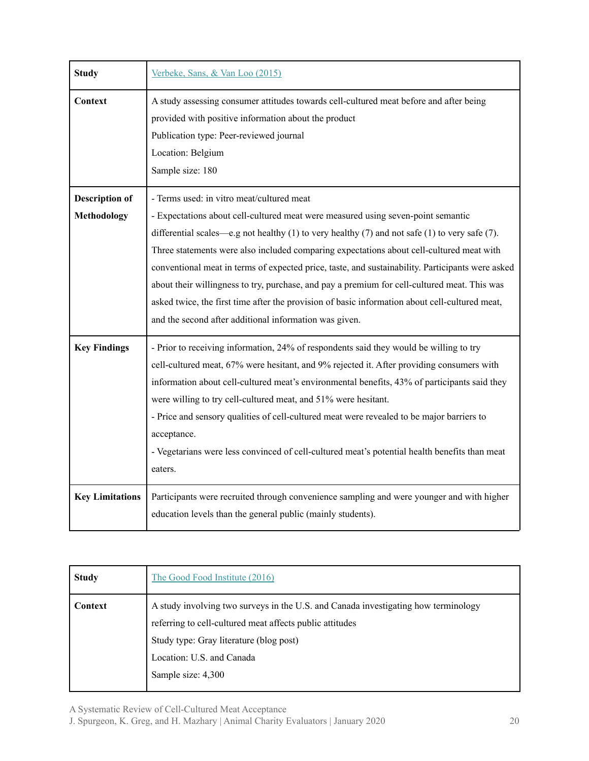| Study | [Verbeke, Sans, & Van Loo (2015)]() |
| --- | --- |
| Context | A study assessing consumer attitudes towards cell-cultured meat before and after being provided with positive information about the product<br>Publication type: Peer-reviewed journal<br>Location: Belgium<br>Sample size: 180 |
| Description of Methodology | - Terms used: in vitro meat/cultured meat<br>- Expectations about cell-cultured meat were measured using seven-point semantic differential scales—e.g not healthy (1) to very healthy (7) and not safe (1) to very safe (7). Three statements were also included comparing expectations about cell-cultured meat with conventional meat in terms of expected price, taste, and sustainability. Participants were asked about their willingness to try, purchase, and pay a premium for cell-cultured meat. This was asked twice, the first time after the provision of basic information about cell-cultured meat, and the second after additional information was given. |
| Key Findings | - Prior to receiving information, 24% of respondents said they would be willing to try cell-cultured meat, 67% were hesitant, and 9% rejected it. After providing consumers with information about cell-cultured meat's environmental benefits, 43% of participants said they were willing to try cell-cultured meat, and 51% were hesitant.<br>- Price and sensory qualities of cell-cultured meat were revealed to be major barriers to acceptance.<br>- Vegetarians were less convinced of cell-cultured meat's potential health benefits than meat eaters. |
| Key Limitations | Participants were recruited through convenience sampling and were younger and with higher education levels than the general public (mainly students). |

| Study | [The Good Food Institute (2016)]() |
| --- | --- |
| Context | A study involving two surveys in the U.S. and Canada investigating how terminology referring to cell-cultured meat affects public attitudes<br>Study type: Gray literature (blog post)<br>Location: U.S. and Canada<br>Sample size: 4,300 |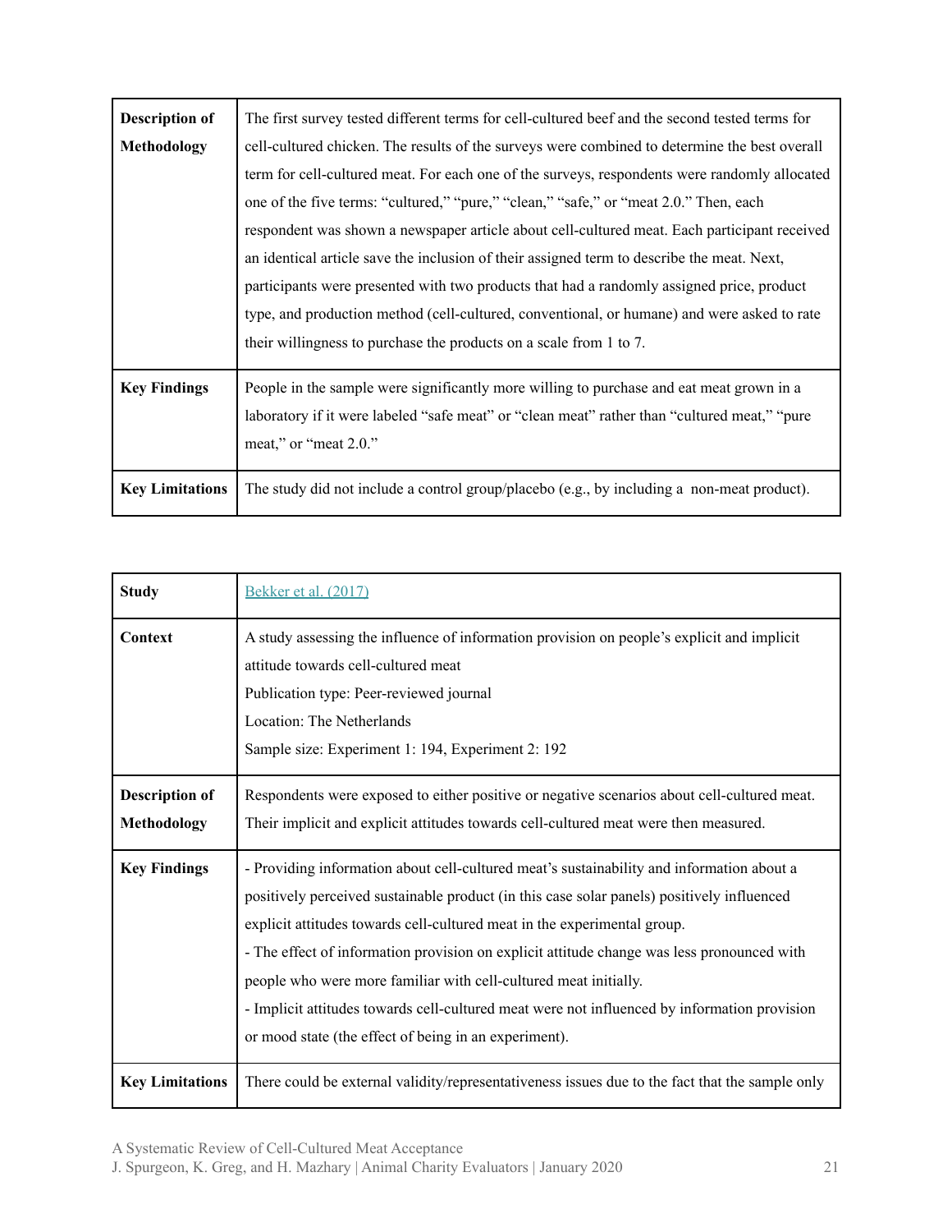| | |
|---|---|
| **Description of Methodology** | The first survey tested different terms for cell-cultured beef and the second tested terms for cell-cultured chicken. The results of the surveys were combined to determine the best overall term for cell-cultured meat. For each one of the surveys, respondents were randomly allocated one of the five terms: "cultured," "pure," "clean," "safe," or "meat 2.0." Then, each respondent was shown a newspaper article about cell-cultured meat. Each participant received an identical article save the inclusion of their assigned term to describe the meat. Next, participants were presented with two products that had a randomly assigned price, product type, and production method (cell-cultured, conventional, or humane) and were asked to rate their willingness to purchase the products on a scale from 1 to 7. |
| **Key Findings** | People in the sample were significantly more willing to purchase and eat meat grown in a laboratory if it were labeled "safe meat" or "clean meat" rather than "cultured meat," "pure meat," or "meat 2.0." |
| **Key Limitations** | The study did not include a control group/placebo (e.g., by including a non-meat product). |

| | |
|---|---|
| **Study** | Bekker et al. (2017) |
| **Context** | A study assessing the influence of information provision on people's explicit and implicit attitude towards cell-cultured meat<br>Publication type: Peer-reviewed journal<br>Location: The Netherlands<br>Sample size: Experiment 1: 194, Experiment 2: 192 |
| **Description of Methodology** | Respondents were exposed to either positive or negative scenarios about cell-cultured meat. Their implicit and explicit attitudes towards cell-cultured meat were then measured. |
| **Key Findings** | - Providing information about cell-cultured meat's sustainability and information about a positively perceived sustainable product (in this case solar panels) positively influenced explicit attitudes towards cell-cultured meat in the experimental group.<br>- The effect of information provision on explicit attitude change was less pronounced with people who were more familiar with cell-cultured meat initially.<br>- Implicit attitudes towards cell-cultured meat were not influenced by information provision or mood state (the effect of being in an experiment). |
| **Key Limitations** | There could be external validity/representativeness issues due to the fact that the sample only |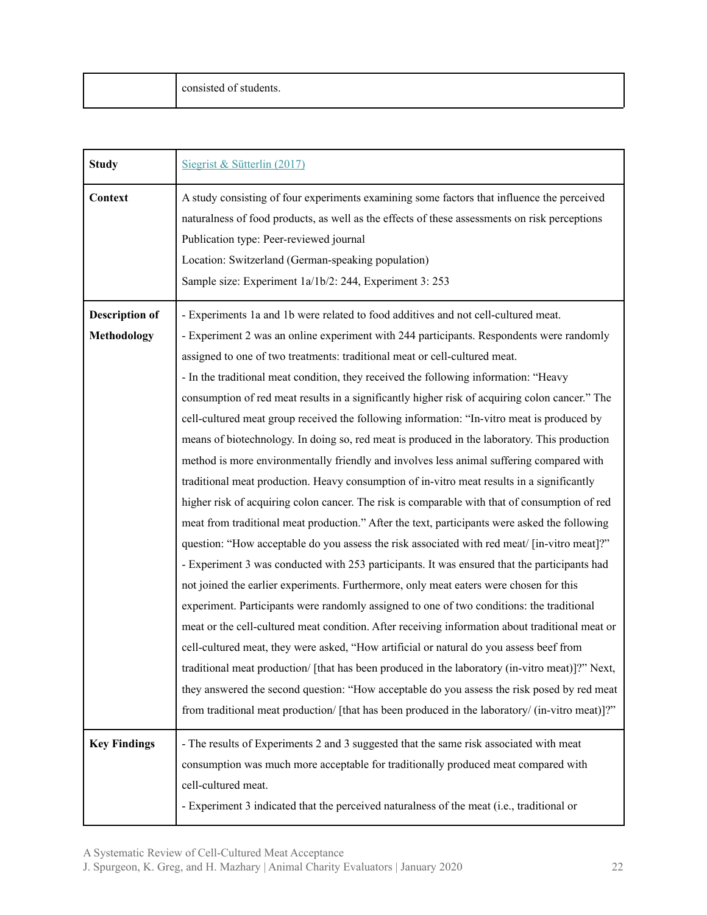| | consisted of students. |
|---|---|

| Study | Siegrist & Sütterlin (2017) |
|---|---|
| Context | A study consisting of four experiments examining some factors that influence the perceived naturalness of food products, as well as the effects of these assessments on risk perceptions<br>Publication type: Peer-reviewed journal<br>Location: Switzerland (German-speaking population)<br>Sample size: Experiment 1a/1b/2: 244, Experiment 3: 253 |
| Description of Methodology | - Experiments 1a and 1b were related to food additives and not cell-cultured meat.<br>- Experiment 2 was an online experiment with 244 participants. Respondents were randomly assigned to one of two treatments: traditional meat or cell-cultured meat.<br>- In the traditional meat condition, they received the following information: "Heavy consumption of red meat results in a significantly higher risk of acquiring colon cancer." The cell-cultured meat group received the following information: "In-vitro meat is produced by means of biotechnology. In doing so, red meat is produced in the laboratory. This production method is more environmentally friendly and involves less animal suffering compared with traditional meat production. Heavy consumption of in-vitro meat results in a significantly higher risk of acquiring colon cancer. The risk is comparable with that of consumption of red meat from traditional meat production." After the text, participants were asked the following question: "How acceptable do you assess the risk associated with red meat/ [in-vitro meat]?"<br>- Experiment 3 was conducted with 253 participants. It was ensured that the participants had not joined the earlier experiments. Furthermore, only meat eaters were chosen for this experiment. Participants were randomly assigned to one of two conditions: the traditional meat or the cell-cultured meat condition. After receiving information about traditional meat or cell-cultured meat, they were asked, "How artificial or natural do you assess beef from traditional meat production/ [that has been produced in the laboratory (in-vitro meat)]?" Next, they answered the second question: "How acceptable do you assess the risk posed by red meat from traditional meat production/ [that has been produced in the laboratory/ (in-vitro meat)]?" |
| Key Findings | - The results of Experiments 2 and 3 suggested that the same risk associated with meat consumption was much more acceptable for traditionally produced meat compared with cell-cultured meat.<br>- Experiment 3 indicated that the perceived naturalness of the meat (i.e., traditional or |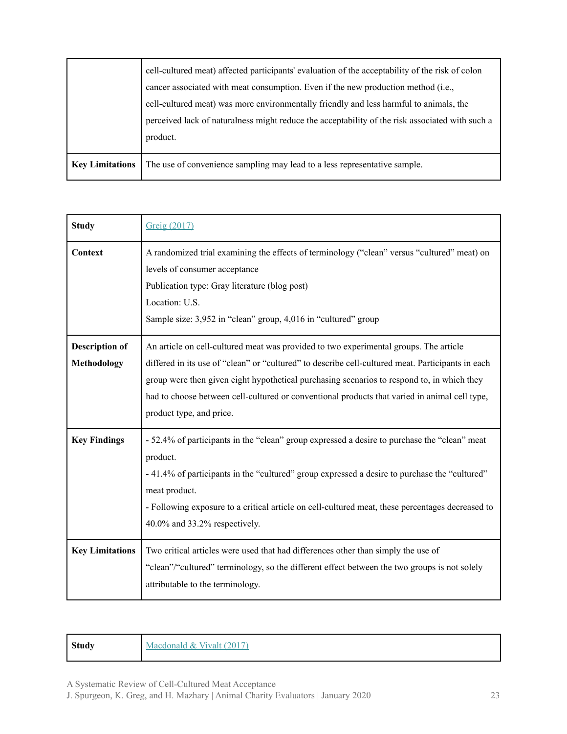|  | cell-cultured meat) affected participants' evaluation of the acceptability of the risk of colon cancer associated with meat consumption. Even if the new production method (i.e., cell-cultured meat) was more environmentally friendly and less harmful to animals, the perceived lack of naturalness might reduce the acceptability of the risk associated with such a product. |
|---|---|
| **Key Limitations** | The use of convenience sampling may lead to a less representative sample. |

| **Study** | [Greig (2017)]() |
|---|---|
| **Context** | A randomized trial examining the effects of terminology ("clean" versus "cultured" meat) on levels of consumer acceptance<br>Publication type: Gray literature (blog post)<br>Location: U.S.<br>Sample size: 3,952 in "clean" group, 4,016 in "cultured" group |
| **Description of Methodology** | An article on cell-cultured meat was provided to two experimental groups. The article differed in its use of "clean" or "cultured" to describe cell-cultured meat. Participants in each group were then given eight hypothetical purchasing scenarios to respond to, in which they had to choose between cell-cultured or conventional products that varied in animal cell type, product type, and price. |
| **Key Findings** | - 52.4% of participants in the "clean" group expressed a desire to purchase the "clean" meat product.<br>- 41.4% of participants in the "cultured" group expressed a desire to purchase the "cultured" meat product.<br>- Following exposure to a critical article on cell-cultured meat, these percentages decreased to 40.0% and 33.2% respectively. |
| **Key Limitations** | Two critical articles were used that had differences other than simply the use of "clean"/"cultured" terminology, so the different effect between the two groups is not solely attributable to the terminology. |

| **Study** | [Macdonald & Vivalt (2017)]() |
|---|---|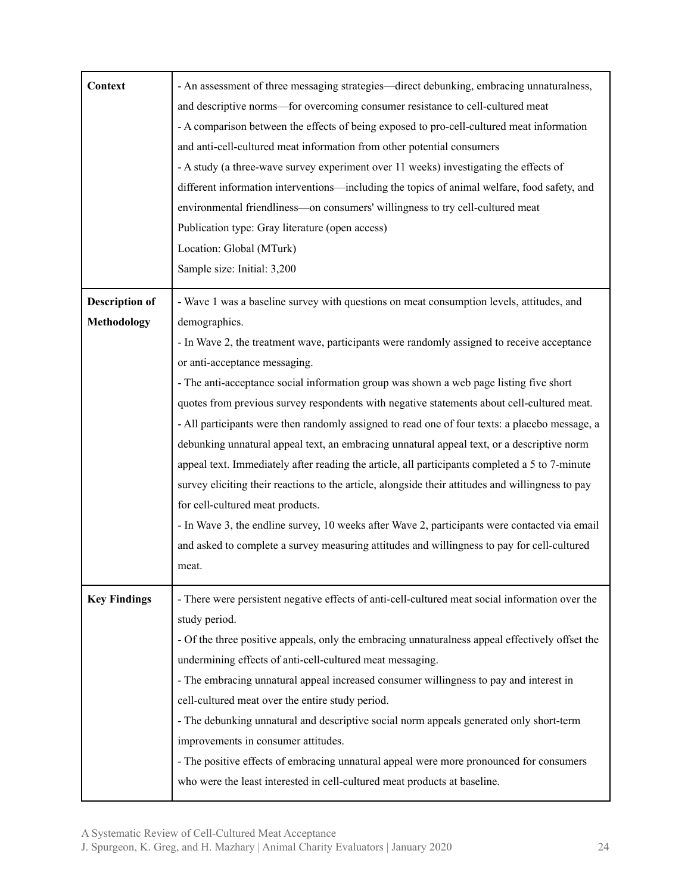| | |
|---|---|
| **Context** | - An assessment of three messaging strategies—direct debunking, embracing unnaturalness, and descriptive norms—for overcoming consumer resistance to cell-cultured meat<br>- A comparison between the effects of being exposed to pro-cell-cultured meat information and anti-cell-cultured meat information from other potential consumers<br>- A study (a three-wave survey experiment over 11 weeks) investigating the effects of different information interventions—including the topics of animal welfare, food safety, and environmental friendliness—on consumers' willingness to try cell-cultured meat<br>Publication type: Gray literature (open access)<br>Location: Global (MTurk)<br>Sample size: Initial: 3,200 |
| **Description of Methodology** | - Wave 1 was a baseline survey with questions on meat consumption levels, attitudes, and demographics.<br>- In Wave 2, the treatment wave, participants were randomly assigned to receive acceptance or anti-acceptance messaging.<br>- The anti-acceptance social information group was shown a web page listing five short quotes from previous survey respondents with negative statements about cell-cultured meat.<br>- All participants were then randomly assigned to read one of four texts: a placebo message, a debunking unnatural appeal text, an embracing unnatural appeal text, or a descriptive norm appeal text. Immediately after reading the article, all participants completed a 5 to 7-minute survey eliciting their reactions to the article, alongside their attitudes and willingness to pay for cell-cultured meat products.<br>- In Wave 3, the endline survey, 10 weeks after Wave 2, participants were contacted via email and asked to complete a survey measuring attitudes and willingness to pay for cell-cultured meat. |
| **Key Findings** | - There were persistent negative effects of anti-cell-cultured meat social information over the study period.<br>- Of the three positive appeals, only the embracing unnaturalness appeal effectively offset the undermining effects of anti-cell-cultured meat messaging.<br>- The embracing unnatural appeal increased consumer willingness to pay and interest in cell-cultured meat over the entire study period.<br>- The debunking unnatural and descriptive social norm appeals generated only short-term improvements in consumer attitudes.<br>- The positive effects of embracing unnatural appeal were more pronounced for consumers who were the least interested in cell-cultured meat products at baseline. |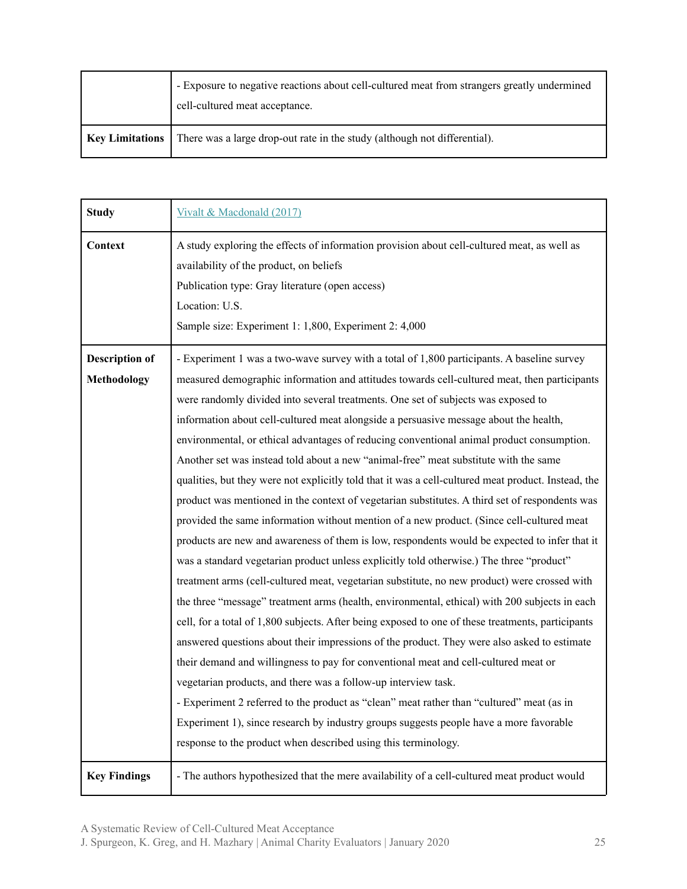| | |
|---|---|
| | - Exposure to negative reactions about cell-cultured meat from strangers greatly undermined cell-cultured meat acceptance. |
| **Key Limitations** | There was a large drop-out rate in the study (although not differential). |

| | |
|---|---|
| **Study** | Vivalt & Macdonald (2017) |
| **Context** | A study exploring the effects of information provision about cell-cultured meat, as well as availability of the product, on beliefs<br>Publication type: Gray literature (open access)<br>Location: U.S.<br>Sample size: Experiment 1: 1,800, Experiment 2: 4,000 |
| **Description of Methodology** | - Experiment 1 was a two-wave survey with a total of 1,800 participants. A baseline survey measured demographic information and attitudes towards cell-cultured meat, then participants were randomly divided into several treatments. One set of subjects was exposed to information about cell-cultured meat alongside a persuasive message about the health, environmental, or ethical advantages of reducing conventional animal product consumption. Another set was instead told about a new "animal-free" meat substitute with the same qualities, but they were not explicitly told that it was a cell-cultured meat product. Instead, the product was mentioned in the context of vegetarian substitutes. A third set of respondents was provided the same information without mention of a new product. (Since cell-cultured meat products are new and awareness of them is low, respondents would be expected to infer that it was a standard vegetarian product unless explicitly told otherwise.) The three "product" treatment arms (cell-cultured meat, vegetarian substitute, no new product) were crossed with the three "message" treatment arms (health, environmental, ethical) with 200 subjects in each cell, for a total of 1,800 subjects. After being exposed to one of these treatments, participants answered questions about their impressions of the product. They were also asked to estimate their demand and willingness to pay for conventional meat and cell-cultured meat or vegetarian products, and there was a follow-up interview task.<br>- Experiment 2 referred to the product as "clean" meat rather than "cultured" meat (as in Experiment 1), since research by industry groups suggests people have a more favorable response to the product when described using this terminology. |
| **Key Findings** | - The authors hypothesized that the mere availability of a cell-cultured meat product would |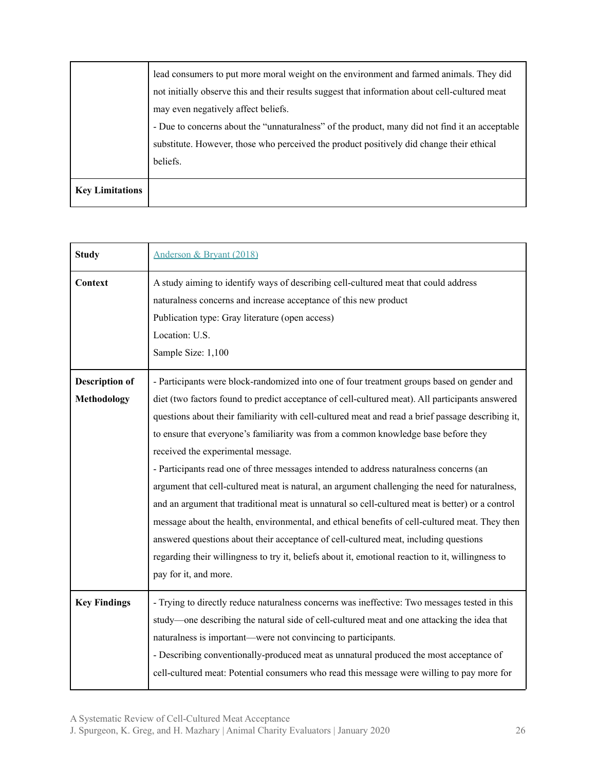| | |
|---|---|
| | lead consumers to put more moral weight on the environment and farmed animals. They did not initially observe this and their results suggest that information about cell-cultured meat may even negatively affect beliefs.<br>- Due to concerns about the "unnaturalness" of the product, many did not find it an acceptable substitute. However, those who perceived the product positively did change their ethical beliefs. |
| **Key Limitations** | |

| **Study** | Anderson & Bryant (2018) |
|---|---|
| **Context** | A study aiming to identify ways of describing cell-cultured meat that could address naturalness concerns and increase acceptance of this new product<br>Publication type: Gray literature (open access)<br>Location: U.S.<br>Sample Size: 1,100 |
| **Description of Methodology** | - Participants were block-randomized into one of four treatment groups based on gender and diet (two factors found to predict acceptance of cell-cultured meat). All participants answered questions about their familiarity with cell-cultured meat and read a brief passage describing it, to ensure that everyone's familiarity was from a common knowledge base before they received the experimental message.<br>- Participants read one of three messages intended to address naturalness concerns (an argument that cell-cultured meat is natural, an argument challenging the need for naturalness, and an argument that traditional meat is unnatural so cell-cultured meat is better) or a control message about the health, environmental, and ethical benefits of cell-cultured meat. They then answered questions about their acceptance of cell-cultured meat, including questions regarding their willingness to try it, beliefs about it, emotional reaction to it, willingness to pay for it, and more. |
| **Key Findings** | - Trying to directly reduce naturalness concerns was ineffective: Two messages tested in this study—one describing the natural side of cell-cultured meat and one attacking the idea that naturalness is important—were not convincing to participants.<br>- Describing conventionally-produced meat as unnatural produced the most acceptance of cell-cultured meat: Potential consumers who read this message were willing to pay more for |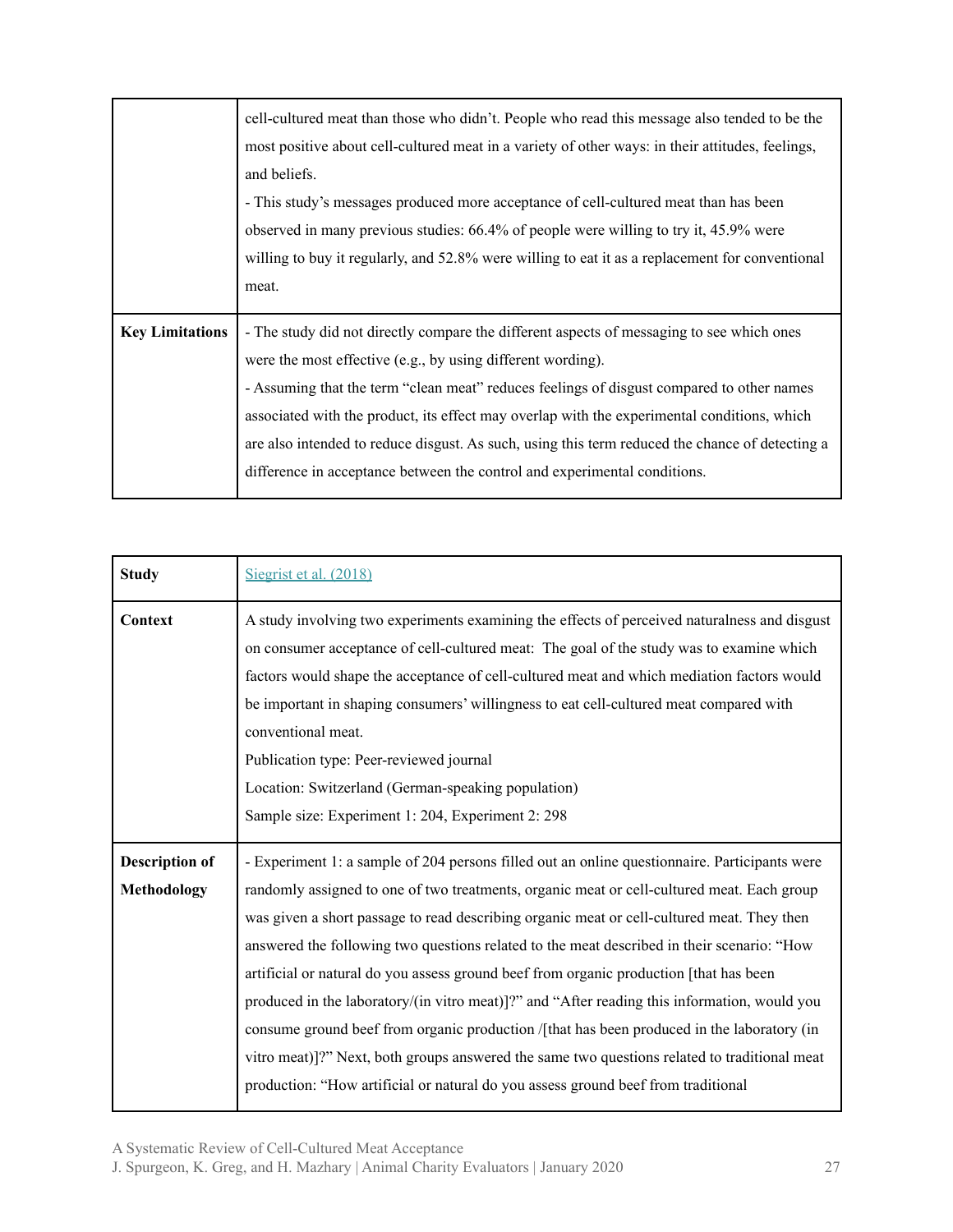| | |
|---|---|
| | cell-cultured meat than those who didn't. People who read this message also tended to be the most positive about cell-cultured meat in a variety of other ways: in their attitudes, feelings, and beliefs.<br>- This study's messages produced more acceptance of cell-cultured meat than has been observed in many previous studies: 66.4% of people were willing to try it, 45.9% were willing to buy it regularly, and 52.8% were willing to eat it as a replacement for conventional meat. |
| **Key Limitations** | - The study did not directly compare the different aspects of messaging to see which ones were the most effective (e.g., by using different wording).<br>- Assuming that the term "clean meat" reduces feelings of disgust compared to other names associated with the product, its effect may overlap with the experimental conditions, which are also intended to reduce disgust. As such, using this term reduced the chance of detecting a difference in acceptance between the control and experimental conditions. |

| | |
|---|---|
| **Study** | Siegrist et al. (2018) |
| **Context** | A study involving two experiments examining the effects of perceived naturalness and disgust on consumer acceptance of cell-cultured meat: The goal of the study was to examine which factors would shape the acceptance of cell-cultured meat and which mediation factors would be important in shaping consumers' willingness to eat cell-cultured meat compared with conventional meat.<br>Publication type: Peer-reviewed journal<br>Location: Switzerland (German-speaking population)<br>Sample size: Experiment 1: 204, Experiment 2: 298 |
| **Description of Methodology** | - Experiment 1: a sample of 204 persons filled out an online questionnaire. Participants were randomly assigned to one of two treatments, organic meat or cell-cultured meat. Each group was given a short passage to read describing organic meat or cell-cultured meat. They then answered the following two questions related to the meat described in their scenario: "How artificial or natural do you assess ground beef from organic production [that has been produced in the laboratory/(in vitro meat)]?" and "After reading this information, would you consume ground beef from organic production /[that has been produced in the laboratory (in vitro meat)]?" Next, both groups answered the same two questions related to traditional meat production: "How artificial or natural do you assess ground beef from traditional |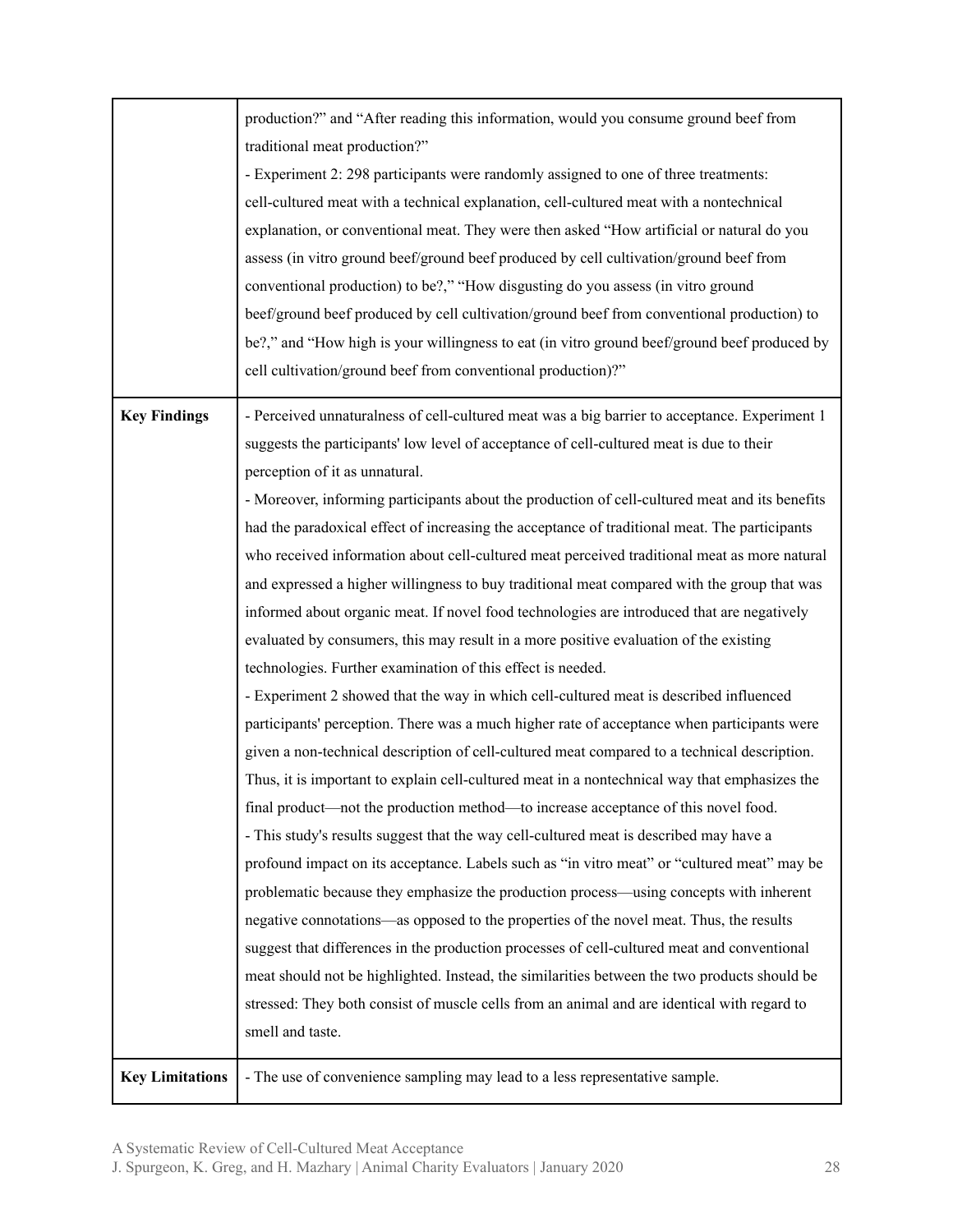|  |  |
| --- | --- |
|  | production?" and "After reading this information, would you consume ground beef from traditional meat production?"<br>- Experiment 2: 298 participants were randomly assigned to one of three treatments: cell-cultured meat with a technical explanation, cell-cultured meat with a nontechnical explanation, or conventional meat. They were then asked "How artificial or natural do you assess (in vitro ground beef/ground beef produced by cell cultivation/ground beef from conventional production) to be?," "How disgusting do you assess (in vitro ground beef/ground beef produced by cell cultivation/ground beef from conventional production) to be?," and "How high is your willingness to eat (in vitro ground beef/ground beef produced by cell cultivation/ground beef from conventional production)?" |
| **Key Findings** | - Perceived unnaturalness of cell-cultured meat was a big barrier to acceptance. Experiment 1 suggests the participants' low level of acceptance of cell-cultured meat is due to their perception of it as unnatural.<br>- Moreover, informing participants about the production of cell-cultured meat and its benefits had the paradoxical effect of increasing the acceptance of traditional meat. The participants who received information about cell-cultured meat perceived traditional meat as more natural and expressed a higher willingness to buy traditional meat compared with the group that was informed about organic meat. If novel food technologies are introduced that are negatively evaluated by consumers, this may result in a more positive evaluation of the existing technologies. Further examination of this effect is needed.<br>- Experiment 2 showed that the way in which cell-cultured meat is described influenced participants' perception. There was a much higher rate of acceptance when participants were given a non-technical description of cell-cultured meat compared to a technical description. Thus, it is important to explain cell-cultured meat in a nontechnical way that emphasizes the final product—not the production method—to increase acceptance of this novel food.<br>- This study's results suggest that the way cell-cultured meat is described may have a profound impact on its acceptance. Labels such as "in vitro meat" or "cultured meat" may be problematic because they emphasize the production process—using concepts with inherent negative connotations—as opposed to the properties of the novel meat. Thus, the results suggest that differences in the production processes of cell-cultured meat and conventional meat should not be highlighted. Instead, the similarities between the two products should be stressed: They both consist of muscle cells from an animal and are identical with regard to smell and taste. |
| **Key Limitations** | - The use of convenience sampling may lead to a less representative sample. |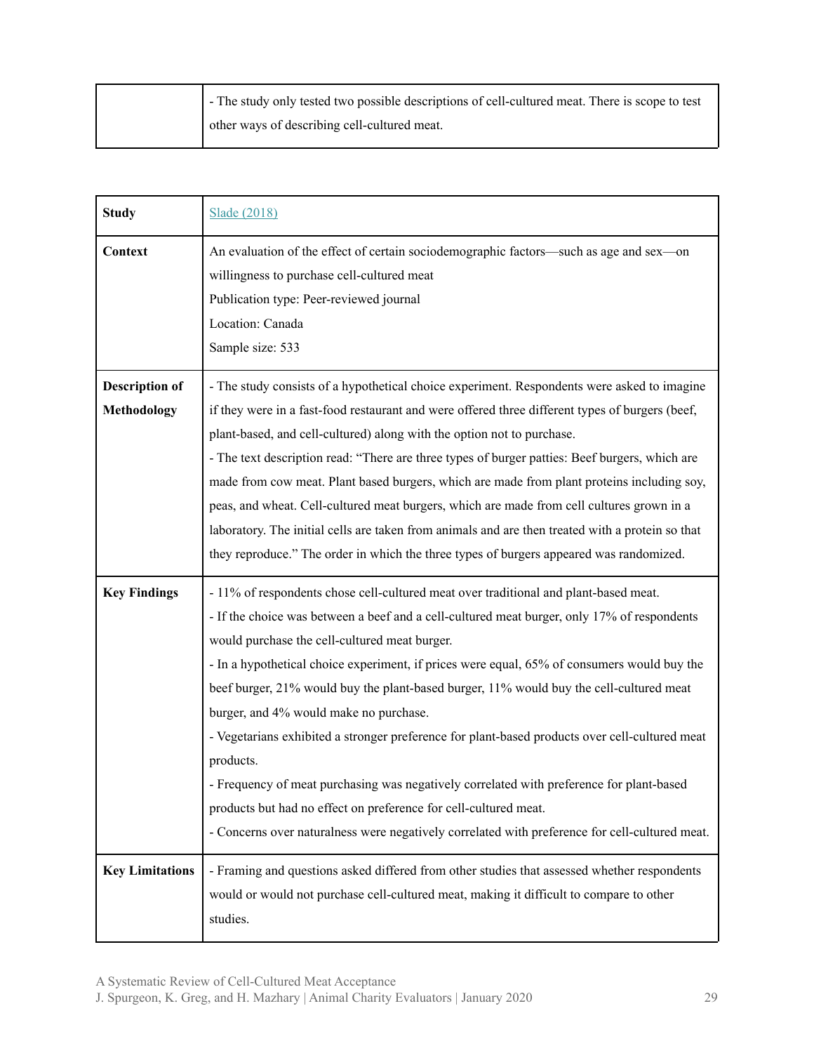| | |
|---|---|
| | - The study only tested two possible descriptions of cell-cultured meat. There is scope to test other ways of describing cell-cultured meat. |

| **Study** | [Slade (2018)] |
|---|---|
| **Context** | An evaluation of the effect of certain sociodemographic factors—such as age and sex—on willingness to purchase cell-cultured meat<br>Publication type: Peer-reviewed journal<br>Location: Canada<br>Sample size: 533 |
| **Description of Methodology** | - The study consists of a hypothetical choice experiment. Respondents were asked to imagine if they were in a fast-food restaurant and were offered three different types of burgers (beef, plant-based, and cell-cultured) along with the option not to purchase.<br>- The text description read: "There are three types of burger patties: Beef burgers, which are made from cow meat. Plant based burgers, which are made from plant proteins including soy, peas, and wheat. Cell-cultured meat burgers, which are made from cell cultures grown in a laboratory. The initial cells are taken from animals and are then treated with a protein so that they reproduce." The order in which the three types of burgers appeared was randomized. |
| **Key Findings** | - 11% of respondents chose cell-cultured meat over traditional and plant-based meat.<br>- If the choice was between a beef and a cell-cultured meat burger, only 17% of respondents would purchase the cell-cultured meat burger.<br>- In a hypothetical choice experiment, if prices were equal, 65% of consumers would buy the beef burger, 21% would buy the plant-based burger, 11% would buy the cell-cultured meat burger, and 4% would make no purchase.<br>- Vegetarians exhibited a stronger preference for plant-based products over cell-cultured meat products.<br>- Frequency of meat purchasing was negatively correlated with preference for plant-based products but had no effect on preference for cell-cultured meat.<br>- Concerns over naturalness were negatively correlated with preference for cell-cultured meat. |
| **Key Limitations** | - Framing and questions asked differed from other studies that assessed whether respondents would or would not purchase cell-cultured meat, making it difficult to compare to other studies. |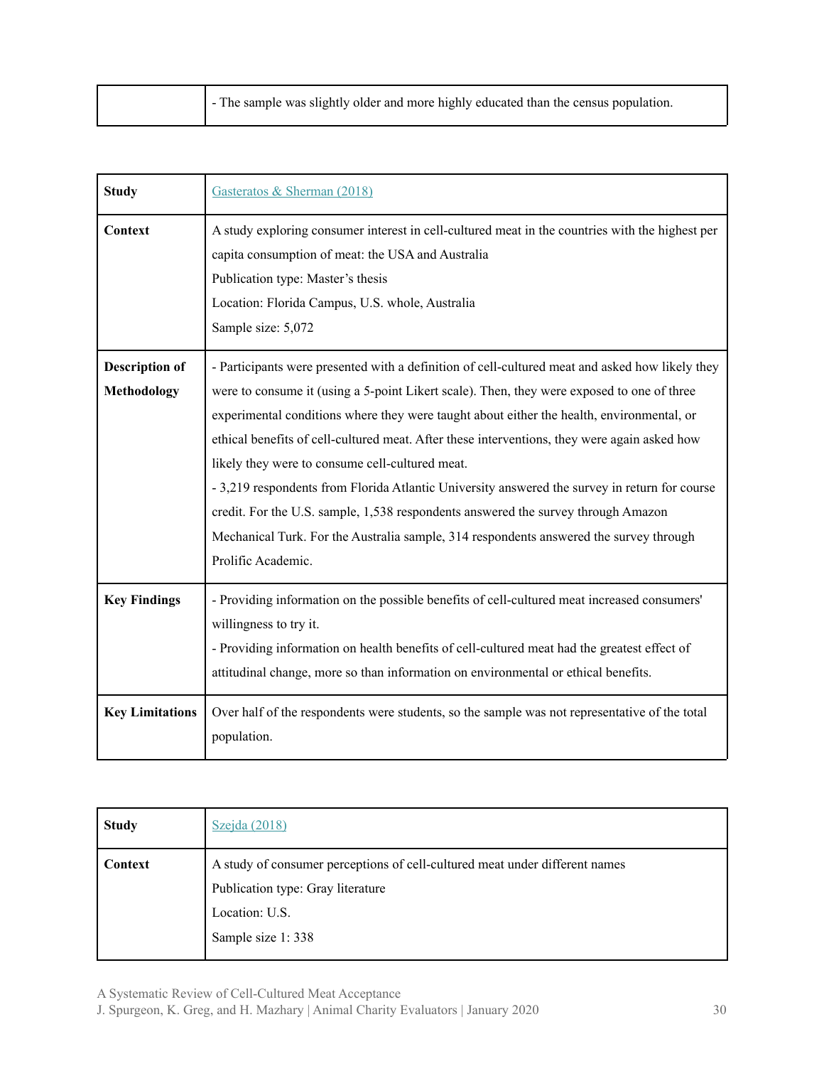| | |
|---|---|
| | - The sample was slightly older and more highly educated than the census population. |

| | |
|---|---|
| **Study** | Gasteratos & Sherman (2018) |
| **Context** | A study exploring consumer interest in cell-cultured meat in the countries with the highest per capita consumption of meat: the USA and Australia<br>Publication type: Master's thesis<br>Location: Florida Campus, U.S. whole, Australia<br>Sample size: 5,072 |
| **Description of Methodology** | - Participants were presented with a definition of cell-cultured meat and asked how likely they were to consume it (using a 5-point Likert scale). Then, they were exposed to one of three experimental conditions where they were taught about either the health, environmental, or ethical benefits of cell-cultured meat. After these interventions, they were again asked how likely they were to consume cell-cultured meat.<br>- 3,219 respondents from Florida Atlantic University answered the survey in return for course credit. For the U.S. sample, 1,538 respondents answered the survey through Amazon Mechanical Turk. For the Australia sample, 314 respondents answered the survey through Prolific Academic. |
| **Key Findings** | - Providing information on the possible benefits of cell-cultured meat increased consumers' willingness to try it.<br>- Providing information on health benefits of cell-cultured meat had the greatest effect of attitudinal change, more so than information on environmental or ethical benefits. |
| **Key Limitations** | Over half of the respondents were students, so the sample was not representative of the total population. |

| | |
|---|---|
| **Study** | Szejda (2018) |
| **Context** | A study of consumer perceptions of cell-cultured meat under different names<br>Publication type: Gray literature<br>Location: U.S.<br>Sample size 1: 338 |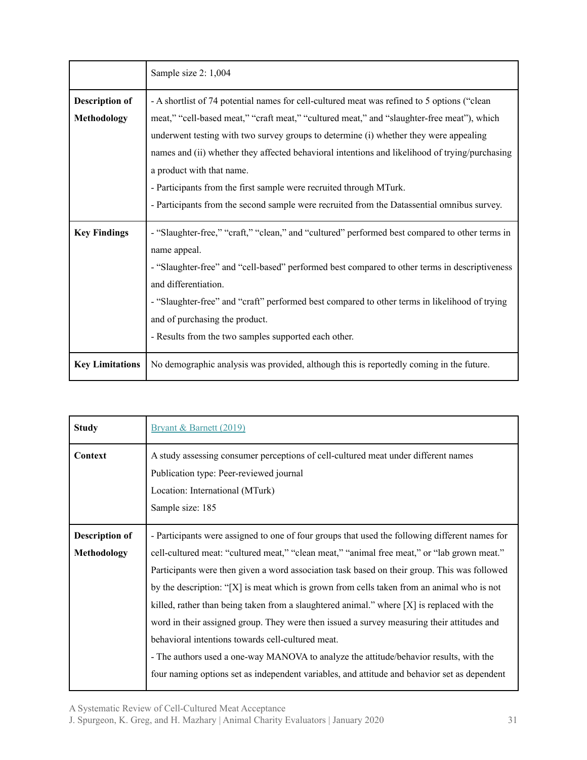| | Sample size 2: 1,004 |
|---|---|
| **Description of Methodology** | - A shortlist of 74 potential names for cell-cultured meat was refined to 5 options (“clean meat,” “cell-based meat,” “craft meat,” “cultured meat,” and “slaughter-free meat”), which underwent testing with two survey groups to determine (i) whether they were appealing names and (ii) whether they affected behavioral intentions and likelihood of trying/purchasing a product with that name.<br>- Participants from the first sample were recruited through MTurk.<br>- Participants from the second sample were recruited from the Datassential omnibus survey. |
| **Key Findings** | - “Slaughter-free,” “craft,” “clean,” and “cultured” performed best compared to other terms in name appeal.<br>- “Slaughter-free” and “cell-based” performed best compared to other terms in descriptiveness and differentiation.<br>- “Slaughter-free” and “craft” performed best compared to other terms in likelihood of trying and of purchasing the product.<br>- Results from the two samples supported each other. |
| **Key Limitations** | No demographic analysis was provided, although this is reportedly coming in the future. |

| **Study** | Bryant & Barnett (2019) |
|---|---|
| **Context** | A study assessing consumer perceptions of cell-cultured meat under different names<br>Publication type: Peer-reviewed journal<br>Location: International (MTurk)<br>Sample size: 185 |
| **Description of Methodology** | - Participants were assigned to one of four groups that used the following different names for cell-cultured meat: “cultured meat,” “clean meat,” “animal free meat,” or “lab grown meat.” Participants were then given a word association task based on their group. This was followed by the description: “[X] is meat which is grown from cells taken from an animal who is not killed, rather than being taken from a slaughtered animal.” where [X] is replaced with the word in their assigned group. They were then issued a survey measuring their attitudes and behavioral intentions towards cell-cultured meat.<br>- The authors used a one-way MANOVA to analyze the attitude/behavior results, with the four naming options set as independent variables, and attitude and behavior set as dependent |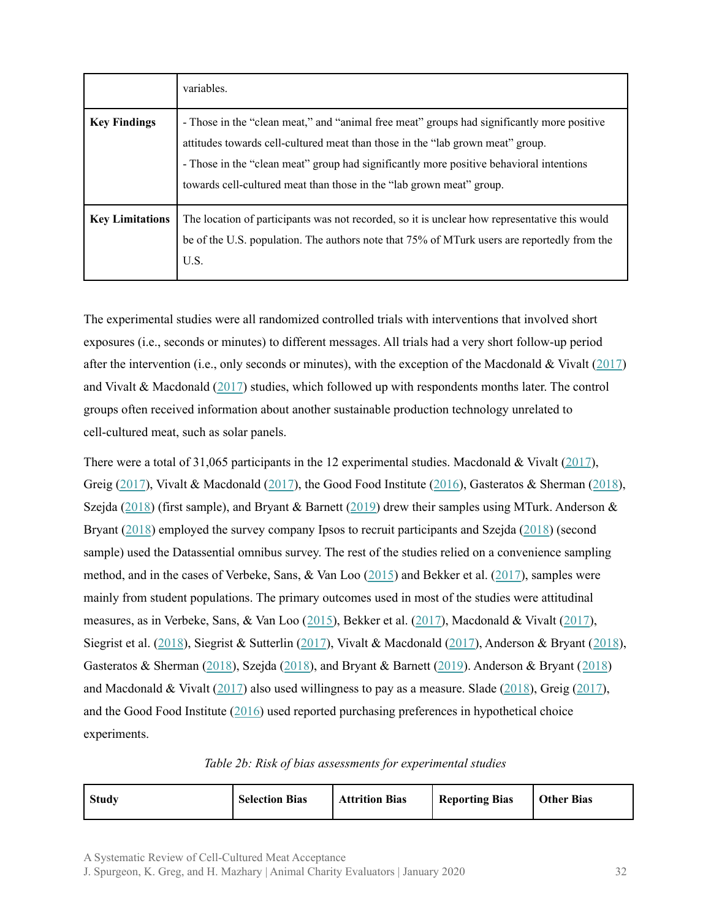|  | variables. |
|---|---|
| **Key Findings** | - Those in the "clean meat," and "animal free meat" groups had significantly more positive attitudes towards cell-cultured meat than those in the "lab grown meat" group.<br>- Those in the "clean meat" group had significantly more positive behavioral intentions towards cell-cultured meat than those in the "lab grown meat" group. |
| **Key Limitations** | The location of participants was not recorded, so it is unclear how representative this would be of the U.S. population. The authors note that 75% of MTurk users are reportedly from the U.S. |

The experimental studies were all randomized controlled trials with interventions that involved short exposures (i.e., seconds or minutes) to different messages. All trials had a very short follow-up period after the intervention (i.e., only seconds or minutes), with the exception of the Macdonald & Vivalt (2017) and Vivalt & Macdonald (2017) studies, which followed up with respondents months later. The control groups often received information about another sustainable production technology unrelated to cell-cultured meat, such as solar panels.

There were a total of 31,065 participants in the 12 experimental studies. Macdonald & Vivalt (2017), Greig (2017), Vivalt & Macdonald (2017), the Good Food Institute (2016), Gasteratos & Sherman (2018), Szejda (2018) (first sample), and Bryant & Barnett (2019) drew their samples using MTurk. Anderson & Bryant (2018) employed the survey company Ipsos to recruit participants and Szejda (2018) (second sample) used the Datassential omnibus survey. The rest of the studies relied on a convenience sampling method, and in the cases of Verbeke, Sans, & Van Loo (2015) and Bekker et al. (2017), samples were mainly from student populations. The primary outcomes used in most of the studies were attitudinal measures, as in Verbeke, Sans, & Van Loo (2015), Bekker et al. (2017), Macdonald & Vivalt (2017), Siegrist et al. (2018), Siegrist & Sutterlin (2017), Vivalt & Macdonald (2017), Anderson & Bryant (2018), Gasteratos & Sherman (2018), Szejda (2018), and Bryant & Barnett (2019). Anderson & Bryant (2018) and Macdonald & Vivalt (2017) also used willingness to pay as a measure. Slade (2018), Greig (2017), and the Good Food Institute (2016) used reported purchasing preferences in hypothetical choice experiments.

*Table 2b: Risk of bias assessments for experimental studies*

| Study | Selection Bias | Attrition Bias | Reporting Bias | Other Bias |
|---|---|---|---|---|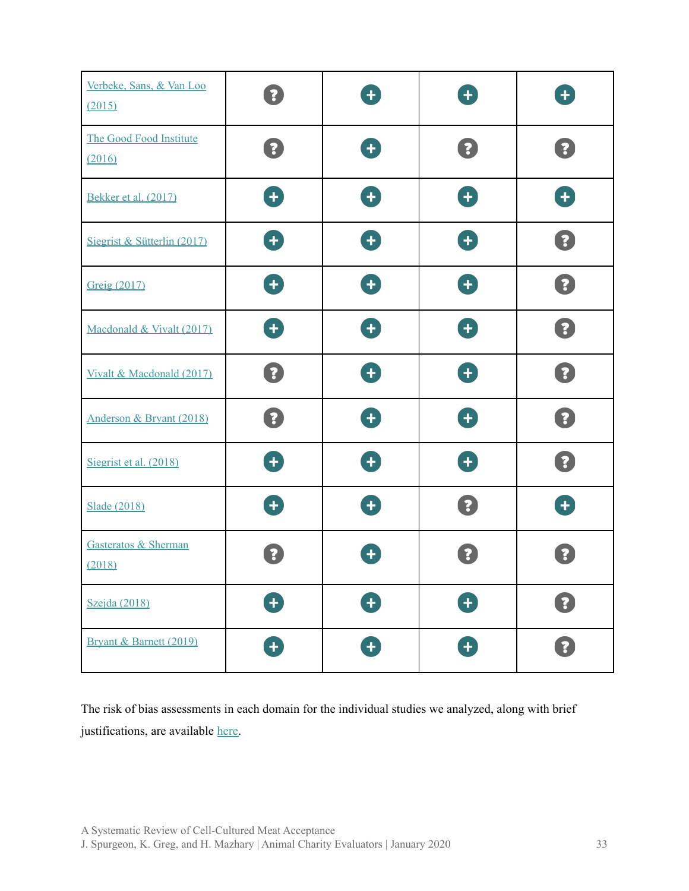| | | | | |
|---|---|---|---|---|
| Verbeke, Sans, & Van Loo (2015) | ? | + | + | + |
| The Good Food Institute (2016) | ? | + | ? | ? |
| Bekker et al. (2017) | + | + | + | + |
| Siegrist & Sütterlin (2017) | + | + | + | ? |
| Greig (2017) | + | + | + | ? |
| Macdonald & Vivalt (2017) | + | + | + | ? |
| Vivalt & Macdonald (2017) | ? | + | + | ? |
| Anderson & Bryant (2018) | ? | + | + | ? |
| Siegrist et al. (2018) | + | + | + | ? |
| Slade (2018) | + | + | ? | + |
| Gasteratos & Sherman (2018) | ? | + | ? | ? |
| Szejda (2018) | + | + | + | ? |
| Bryant & Barnett (2019) | + | + | + | ? |

The risk of bias assessments in each domain for the individual studies we analyzed, along with brief justifications, are available here.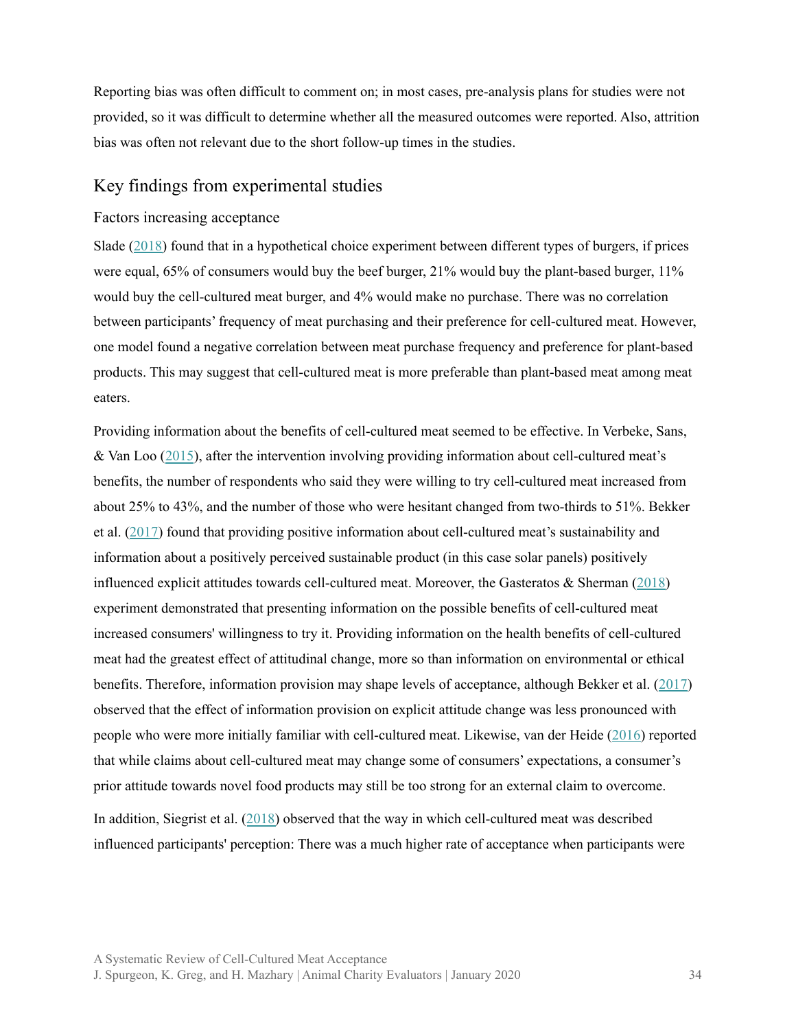Reporting bias was often difficult to comment on; in most cases, pre-analysis plans for studies were not provided, so it was difficult to determine whether all the measured outcomes were reported. Also, attrition bias was often not relevant due to the short follow-up times in the studies.

## Key findings from experimental studies

### Factors increasing acceptance

Slade (2018) found that in a hypothetical choice experiment between different types of burgers, if prices were equal, 65% of consumers would buy the beef burger, 21% would buy the plant-based burger, 11% would buy the cell-cultured meat burger, and 4% would make no purchase. There was no correlation between participants' frequency of meat purchasing and their preference for cell-cultured meat. However, one model found a negative correlation between meat purchase frequency and preference for plant-based products. This may suggest that cell-cultured meat is more preferable than plant-based meat among meat eaters.

Providing information about the benefits of cell-cultured meat seemed to be effective. In Verbeke, Sans, & Van Loo (2015), after the intervention involving providing information about cell-cultured meat's benefits, the number of respondents who said they were willing to try cell-cultured meat increased from about 25% to 43%, and the number of those who were hesitant changed from two-thirds to 51%. Bekker et al. (2017) found that providing positive information about cell-cultured meat's sustainability and information about a positively perceived sustainable product (in this case solar panels) positively influenced explicit attitudes towards cell-cultured meat. Moreover, the Gasteratos & Sherman (2018) experiment demonstrated that presenting information on the possible benefits of cell-cultured meat increased consumers' willingness to try it. Providing information on the health benefits of cell-cultured meat had the greatest effect of attitudinal change, more so than information on environmental or ethical benefits. Therefore, information provision may shape levels of acceptance, although Bekker et al. (2017) observed that the effect of information provision on explicit attitude change was less pronounced with people who were more initially familiar with cell-cultured meat. Likewise, van der Heide (2016) reported that while claims about cell-cultured meat may change some of consumers' expectations, a consumer's prior attitude towards novel food products may still be too strong for an external claim to overcome.

In addition, Siegrist et al. (2018) observed that the way in which cell-cultured meat was described influenced participants' perception: There was a much higher rate of acceptance when participants were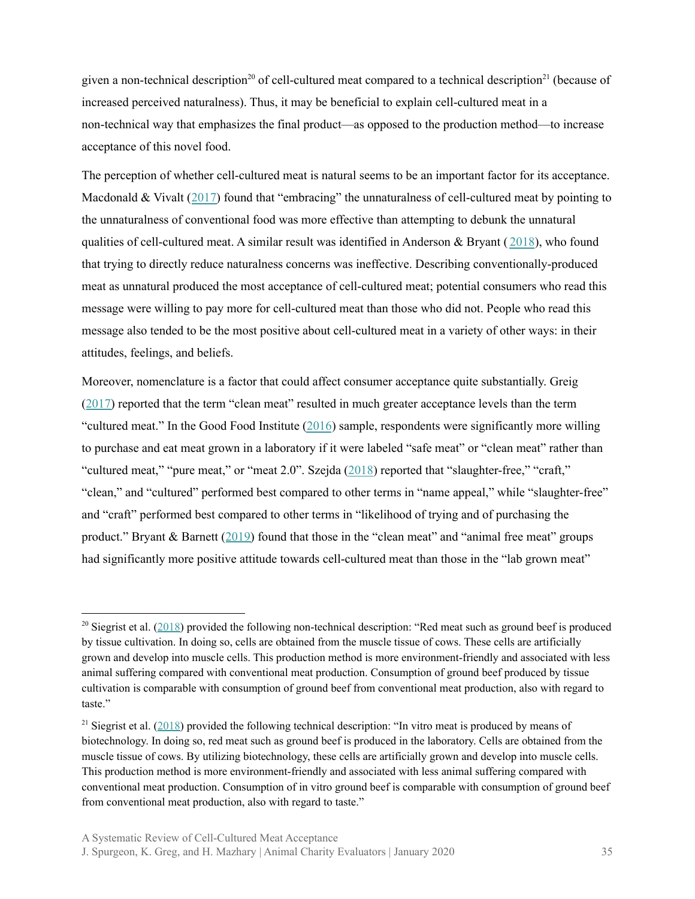given a non-technical description[20] of cell-cultured meat compared to a technical description[21] (because of increased perceived naturalness). Thus, it may be beneficial to explain cell-cultured meat in a non-technical way that emphasizes the final product—as opposed to the production method—to increase acceptance of this novel food.

The perception of whether cell-cultured meat is natural seems to be an important factor for its acceptance. Macdonald & Vivalt (2017) found that "embracing" the unnaturalness of cell-cultured meat by pointing to the unnaturalness of conventional food was more effective than attempting to debunk the unnatural qualities of cell-cultured meat. A similar result was identified in Anderson & Bryant ( 2018), who found that trying to directly reduce naturalness concerns was ineffective. Describing conventionally-produced meat as unnatural produced the most acceptance of cell-cultured meat; potential consumers who read this message were willing to pay more for cell-cultured meat than those who did not. People who read this message also tended to be the most positive about cell-cultured meat in a variety of other ways: in their attitudes, feelings, and beliefs.

Moreover, nomenclature is a factor that could affect consumer acceptance quite substantially. Greig (2017) reported that the term "clean meat" resulted in much greater acceptance levels than the term "cultured meat." In the Good Food Institute (2016) sample, respondents were significantly more willing to purchase and eat meat grown in a laboratory if it were labeled "safe meat" or "clean meat" rather than "cultured meat," "pure meat," or "meat 2.0". Szejda (2018) reported that "slaughter-free," "craft," "clean," and "cultured" performed best compared to other terms in "name appeal," while "slaughter-free" and "craft" performed best compared to other terms in "likelihood of trying and of purchasing the product." Bryant & Barnett (2019) found that those in the "clean meat" and "animal free meat" groups had significantly more positive attitude towards cell-cultured meat than those in the "lab grown meat"

---

[20] Siegrist et al. (2018) provided the following non-technical description: "Red meat such as ground beef is produced by tissue cultivation. In doing so, cells are obtained from the muscle tissue of cows. These cells are artificially grown and develop into muscle cells. This production method is more environment-friendly and associated with less animal suffering compared with conventional meat production. Consumption of ground beef produced by tissue cultivation is comparable with consumption of ground beef from conventional meat production, also with regard to taste."

[21] Siegrist et al. (2018) provided the following technical description: "In vitro meat is produced by means of biotechnology. In doing so, red meat such as ground beef is produced in the laboratory. Cells are obtained from the muscle tissue of cows. By utilizing biotechnology, these cells are artificially grown and develop into muscle cells. This production method is more environment-friendly and associated with less animal suffering compared with conventional meat production. Consumption of in vitro ground beef is comparable with consumption of ground beef from conventional meat production, also with regard to taste."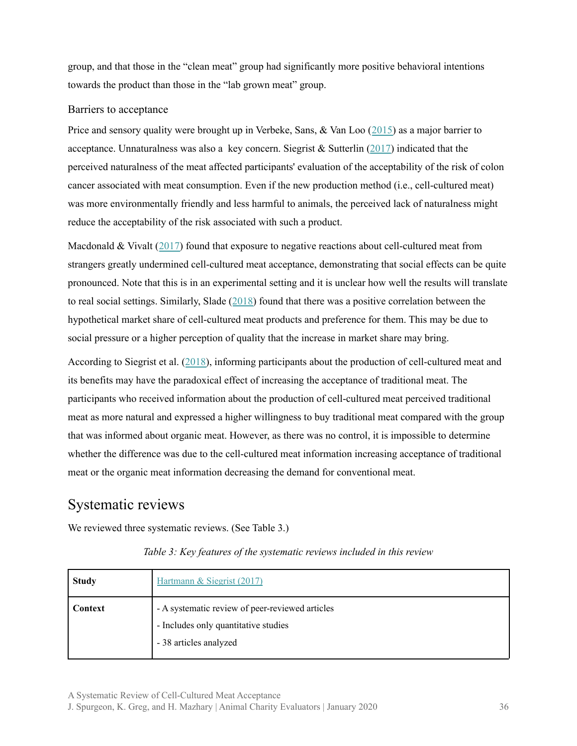group, and that those in the "clean meat" group had significantly more positive behavioral intentions towards the product than those in the "lab grown meat" group.

### Barriers to acceptance

Price and sensory quality were brought up in Verbeke, Sans, & Van Loo (2015) as a major barrier to acceptance. Unnaturalness was also a key concern. Siegrist & Sutterlin (2017) indicated that the perceived naturalness of the meat affected participants' evaluation of the acceptability of the risk of colon cancer associated with meat consumption. Even if the new production method (i.e., cell-cultured meat) was more environmentally friendly and less harmful to animals, the perceived lack of naturalness might reduce the acceptability of the risk associated with such a product.

Macdonald & Vivalt (2017) found that exposure to negative reactions about cell-cultured meat from strangers greatly undermined cell-cultured meat acceptance, demonstrating that social effects can be quite pronounced. Note that this is in an experimental setting and it is unclear how well the results will translate to real social settings. Similarly, Slade (2018) found that there was a positive correlation between the hypothetical market share of cell-cultured meat products and preference for them. This may be due to social pressure or a higher perception of quality that the increase in market share may bring.

According to Siegrist et al. (2018), informing participants about the production of cell-cultured meat and its benefits may have the paradoxical effect of increasing the acceptance of traditional meat. The participants who received information about the production of cell-cultured meat perceived traditional meat as more natural and expressed a higher willingness to buy traditional meat compared with the group that was informed about organic meat. However, as there was no control, it is impossible to determine whether the difference was due to the cell-cultured meat information increasing acceptance of traditional meat or the organic meat information decreasing the demand for conventional meat.

## Systematic reviews

We reviewed three systematic reviews. (See Table 3.)

*Table 3: Key features of the systematic reviews included in this review*

| **Study** | Hartmann & Siegrist (2017) |
|---|---|
| **Context** | - A systematic review of peer-reviewed articles<br>- Includes only quantitative studies<br>- 38 articles analyzed |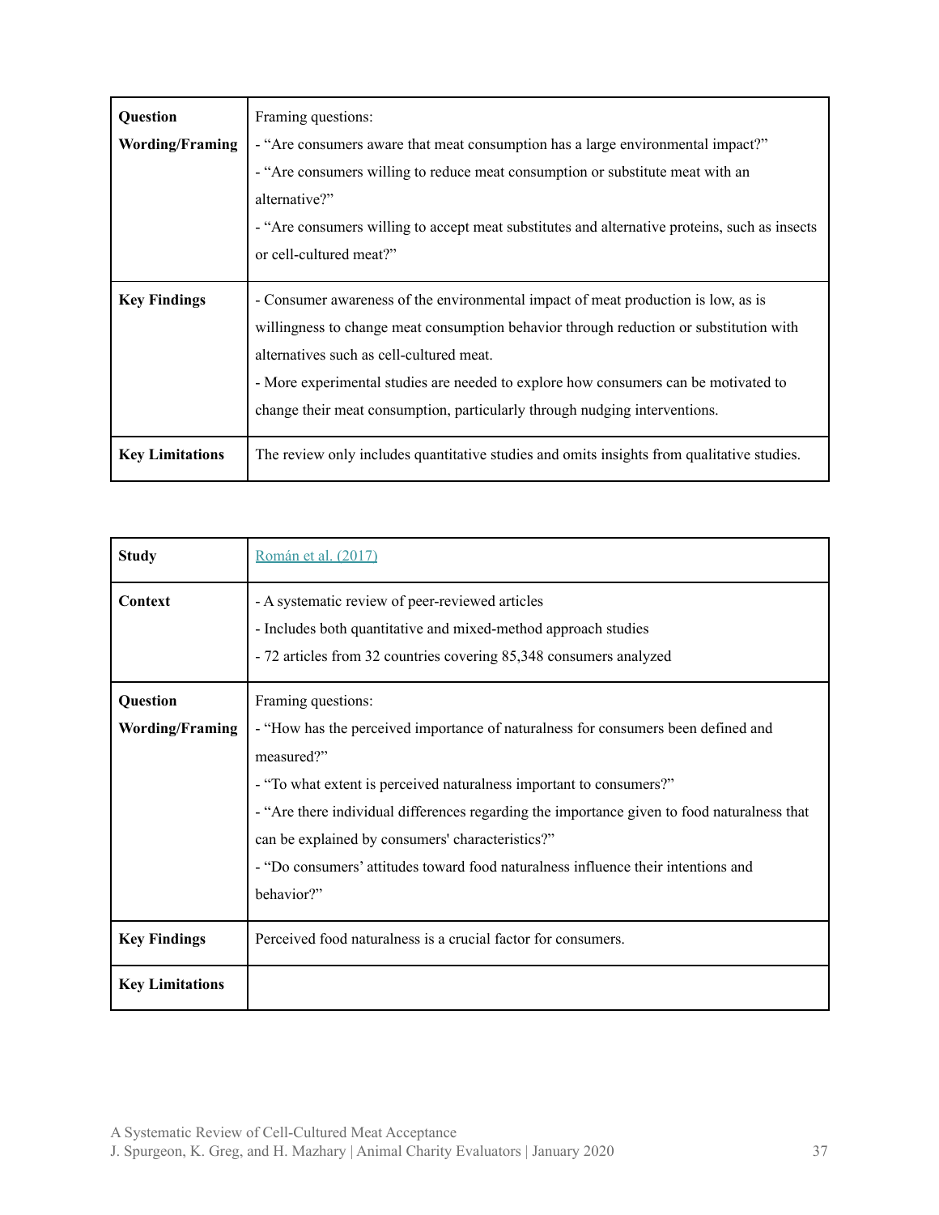| Question Wording/Framing | Framing questions:<br>- “Are consumers aware that meat consumption has a large environmental impact?”<br>- “Are consumers willing to reduce meat consumption or substitute meat with an alternative?”<br>- “Are consumers willing to accept meat substitutes and alternative proteins, such as insects or cell-cultured meat?” |
|---|---|
| **Key Findings** | - Consumer awareness of the environmental impact of meat production is low, as is willingness to change meat consumption behavior through reduction or substitution with alternatives such as cell-cultured meat.<br>- More experimental studies are needed to explore how consumers can be motivated to change their meat consumption, particularly through nudging interventions. |
| **Key Limitations** | The review only includes quantitative studies and omits insights from qualitative studies. |

| Study | Román et al. (2017) |
|---|---|
| **Context** | - A systematic review of peer-reviewed articles<br>- Includes both quantitative and mixed-method approach studies<br>- 72 articles from 32 countries covering 85,348 consumers analyzed |
| **Question Wording/Framing** | Framing questions:<br>- “How has the perceived importance of naturalness for consumers been defined and measured?”<br>- “To what extent is perceived naturalness important to consumers?”<br>- “Are there individual differences regarding the importance given to food naturalness that can be explained by consumers' characteristics?”<br>- “Do consumers’ attitudes toward food naturalness influence their intentions and behavior?” |
| **Key Findings** | Perceived food naturalness is a crucial factor for consumers. |
| **Key Limitations** | |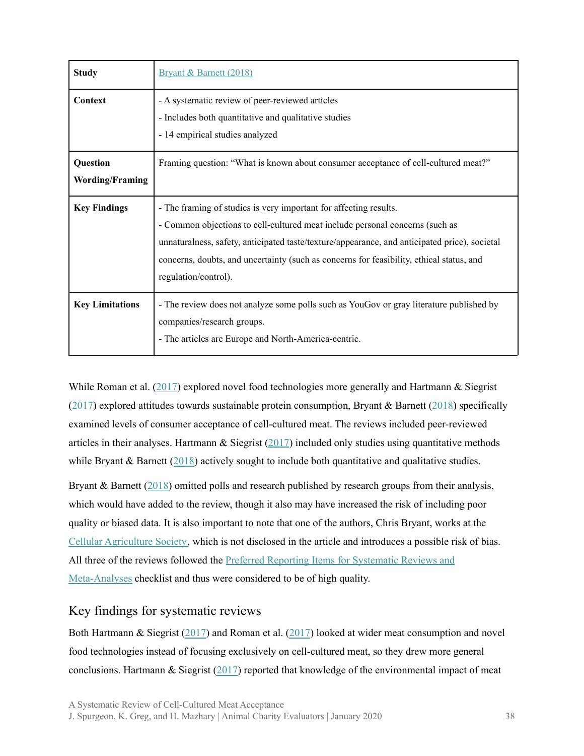| Study | Bryant & Barnett (2018) |
|---|---|
| Context | - A systematic review of peer-reviewed articles<br>- Includes both quantitative and qualitative studies<br>- 14 empirical studies analyzed |
| Question Wording/Framing | Framing question: "What is known about consumer acceptance of cell-cultured meat?" |
| Key Findings | - The framing of studies is very important for affecting results.<br>- Common objections to cell-cultured meat include personal concerns (such as unnaturalness, safety, anticipated taste/texture/appearance, and anticipated price), societal concerns, doubts, and uncertainty (such as concerns for feasibility, ethical status, and regulation/control). |
| Key Limitations | - The review does not analyze some polls such as YouGov or gray literature published by companies/research groups.<br>- The articles are Europe and North-America-centric. |

While Roman et al. (2017) explored novel food technologies more generally and Hartmann & Siegrist (2017) explored attitudes towards sustainable protein consumption, Bryant & Barnett (2018) specifically examined levels of consumer acceptance of cell-cultured meat. The reviews included peer-reviewed articles in their analyses. Hartmann & Siegrist (2017) included only studies using quantitative methods while Bryant & Barnett (2018) actively sought to include both quantitative and qualitative studies.

Bryant & Barnett (2018) omitted polls and research published by research groups from their analysis, which would have added to the review, though it also may have increased the risk of including poor quality or biased data. It is also important to note that one of the authors, Chris Bryant, works at the Cellular Agriculture Society, which is not disclosed in the article and introduces a possible risk of bias. All three of the reviews followed the Preferred Reporting Items for Systematic Reviews and Meta-Analyses checklist and thus were considered to be of high quality.

## Key findings for systematic reviews

Both Hartmann & Siegrist (2017) and Roman et al. (2017) looked at wider meat consumption and novel food technologies instead of focusing exclusively on cell-cultured meat, so they drew more general conclusions. Hartmann & Siegrist (2017) reported that knowledge of the environmental impact of meat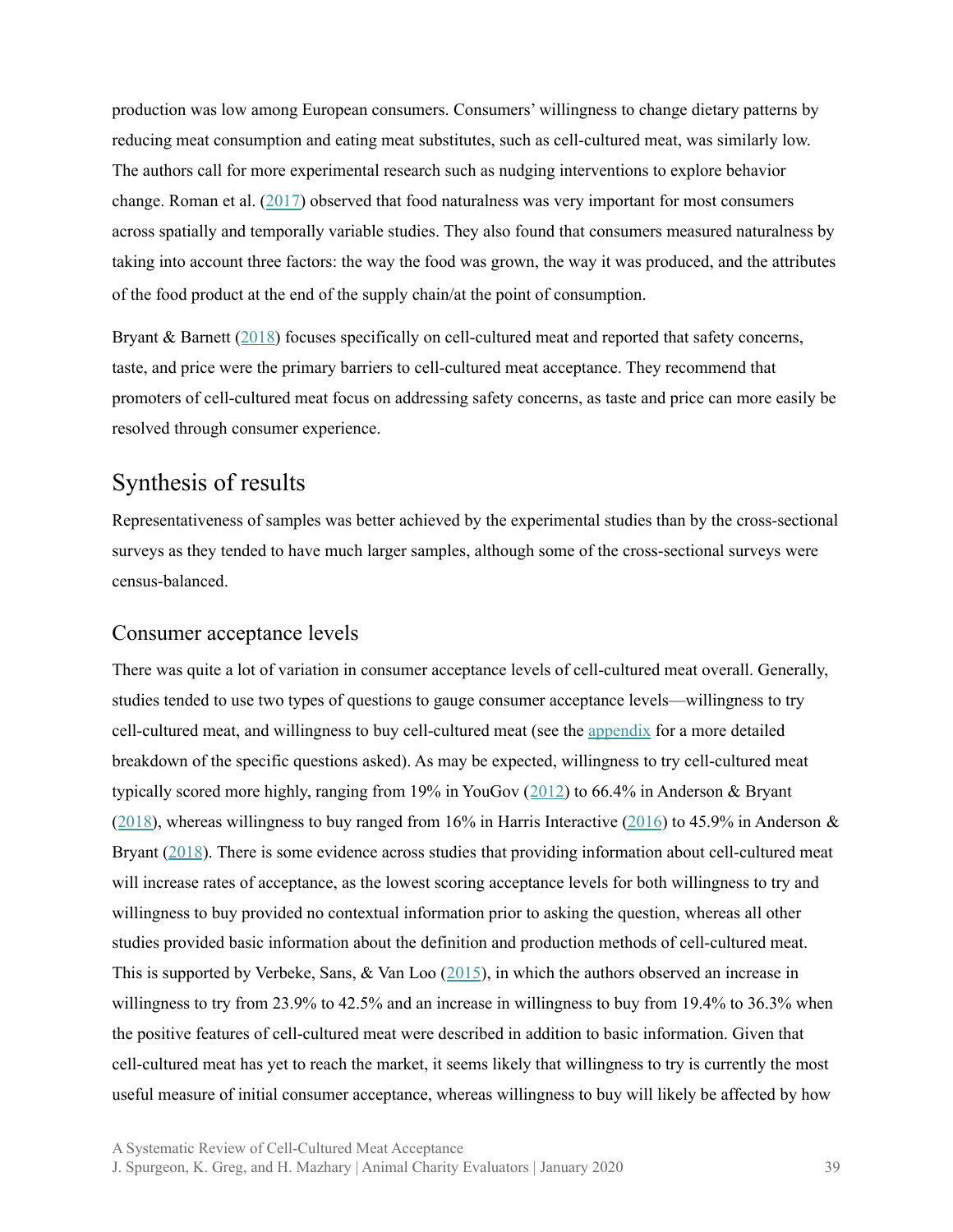production was low among European consumers. Consumers' willingness to change dietary patterns by reducing meat consumption and eating meat substitutes, such as cell-cultured meat, was similarly low. The authors call for more experimental research such as nudging interventions to explore behavior change. Roman et al. (2017) observed that food naturalness was very important for most consumers across spatially and temporally variable studies. They also found that consumers measured naturalness by taking into account three factors: the way the food was grown, the way it was produced, and the attributes of the food product at the end of the supply chain/at the point of consumption.

Bryant & Barnett (2018) focuses specifically on cell-cultured meat and reported that safety concerns, taste, and price were the primary barriers to cell-cultured meat acceptance. They recommend that promoters of cell-cultured meat focus on addressing safety concerns, as taste and price can more easily be resolved through consumer experience.

## Synthesis of results

Representativeness of samples was better achieved by the experimental studies than by the cross-sectional surveys as they tended to have much larger samples, although some of the cross-sectional surveys were census-balanced.

### Consumer acceptance levels

There was quite a lot of variation in consumer acceptance levels of cell-cultured meat overall. Generally, studies tended to use two types of questions to gauge consumer acceptance levels—willingness to try cell-cultured meat, and willingness to buy cell-cultured meat (see the appendix for a more detailed breakdown of the specific questions asked). As may be expected, willingness to try cell-cultured meat typically scored more highly, ranging from 19% in YouGov (2012) to 66.4% in Anderson & Bryant (2018), whereas willingness to buy ranged from 16% in Harris Interactive (2016) to 45.9% in Anderson & Bryant (2018). There is some evidence across studies that providing information about cell-cultured meat will increase rates of acceptance, as the lowest scoring acceptance levels for both willingness to try and willingness to buy provided no contextual information prior to asking the question, whereas all other studies provided basic information about the definition and production methods of cell-cultured meat. This is supported by Verbeke, Sans, & Van Loo (2015), in which the authors observed an increase in willingness to try from 23.9% to 42.5% and an increase in willingness to buy from 19.4% to 36.3% when the positive features of cell-cultured meat were described in addition to basic information. Given that cell-cultured meat has yet to reach the market, it seems likely that willingness to try is currently the most useful measure of initial consumer acceptance, whereas willingness to buy will likely be affected by how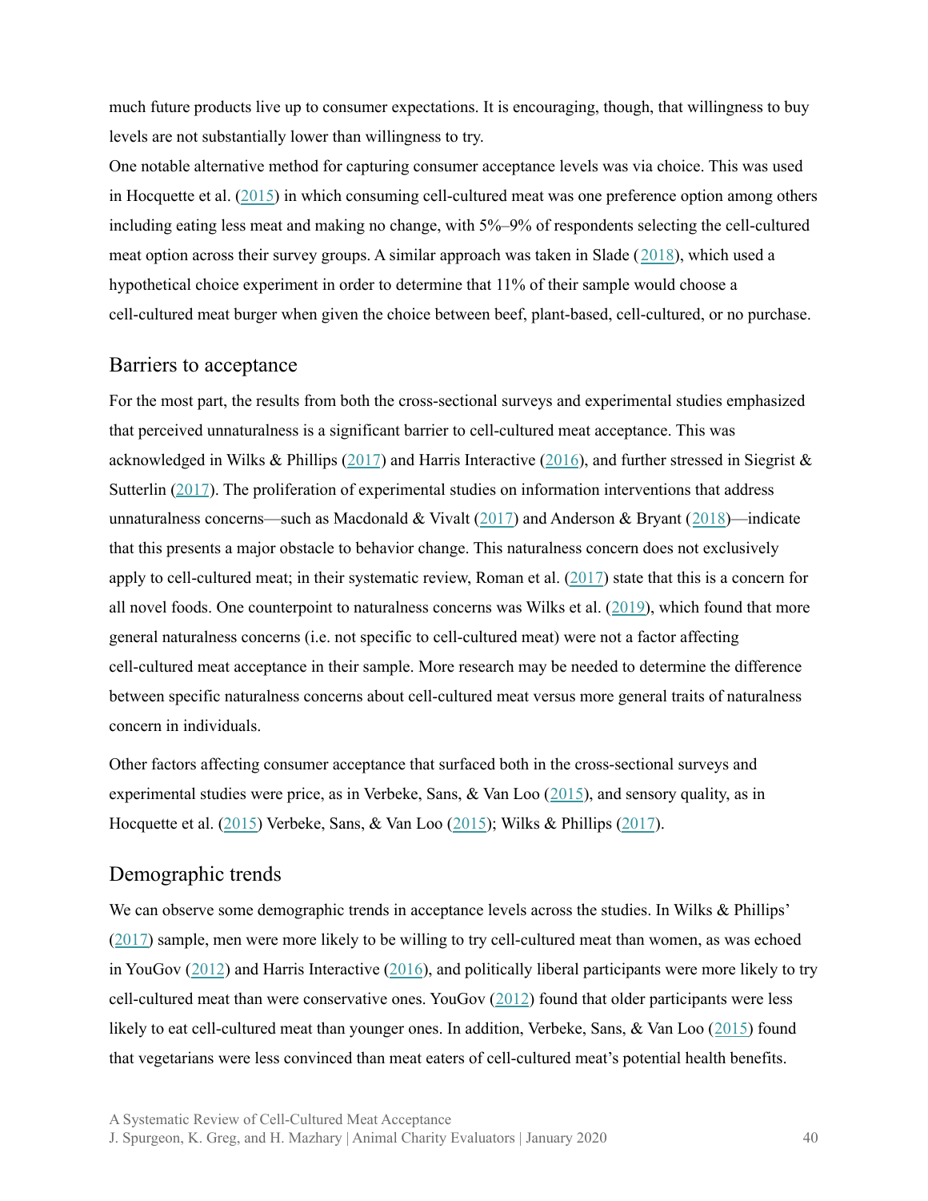much future products live up to consumer expectations. It is encouraging, though, that willingness to buy levels are not substantially lower than willingness to try.

One notable alternative method for capturing consumer acceptance levels was via choice. This was used in Hocquette et al. (2015) in which consuming cell-cultured meat was one preference option among others including eating less meat and making no change, with 5%–9% of respondents selecting the cell-cultured meat option across their survey groups. A similar approach was taken in Slade (2018), which used a hypothetical choice experiment in order to determine that 11% of their sample would choose a cell-cultured meat burger when given the choice between beef, plant-based, cell-cultured, or no purchase.

## Barriers to acceptance

For the most part, the results from both the cross-sectional surveys and experimental studies emphasized that perceived unnaturalness is a significant barrier to cell-cultured meat acceptance. This was acknowledged in Wilks & Phillips (2017) and Harris Interactive (2016), and further stressed in Siegrist & Sutterlin (2017). The proliferation of experimental studies on information interventions that address unnaturalness concerns—such as Macdonald & Vivalt (2017) and Anderson & Bryant (2018)—indicate that this presents a major obstacle to behavior change. This naturalness concern does not exclusively apply to cell-cultured meat; in their systematic review, Roman et al. (2017) state that this is a concern for all novel foods. One counterpoint to naturalness concerns was Wilks et al. (2019), which found that more general naturalness concerns (i.e. not specific to cell-cultured meat) were not a factor affecting cell-cultured meat acceptance in their sample. More research may be needed to determine the difference between specific naturalness concerns about cell-cultured meat versus more general traits of naturalness concern in individuals.

Other factors affecting consumer acceptance that surfaced both in the cross-sectional surveys and experimental studies were price, as in Verbeke, Sans, & Van Loo (2015), and sensory quality, as in Hocquette et al. (2015) Verbeke, Sans, & Van Loo (2015); Wilks & Phillips (2017).

## Demographic trends

We can observe some demographic trends in acceptance levels across the studies. In Wilks & Phillips' (2017) sample, men were more likely to be willing to try cell-cultured meat than women, as was echoed in YouGov (2012) and Harris Interactive (2016), and politically liberal participants were more likely to try cell-cultured meat than were conservative ones. YouGov (2012) found that older participants were less likely to eat cell-cultured meat than younger ones. In addition, Verbeke, Sans, & Van Loo (2015) found that vegetarians were less convinced than meat eaters of cell-cultured meat's potential health benefits.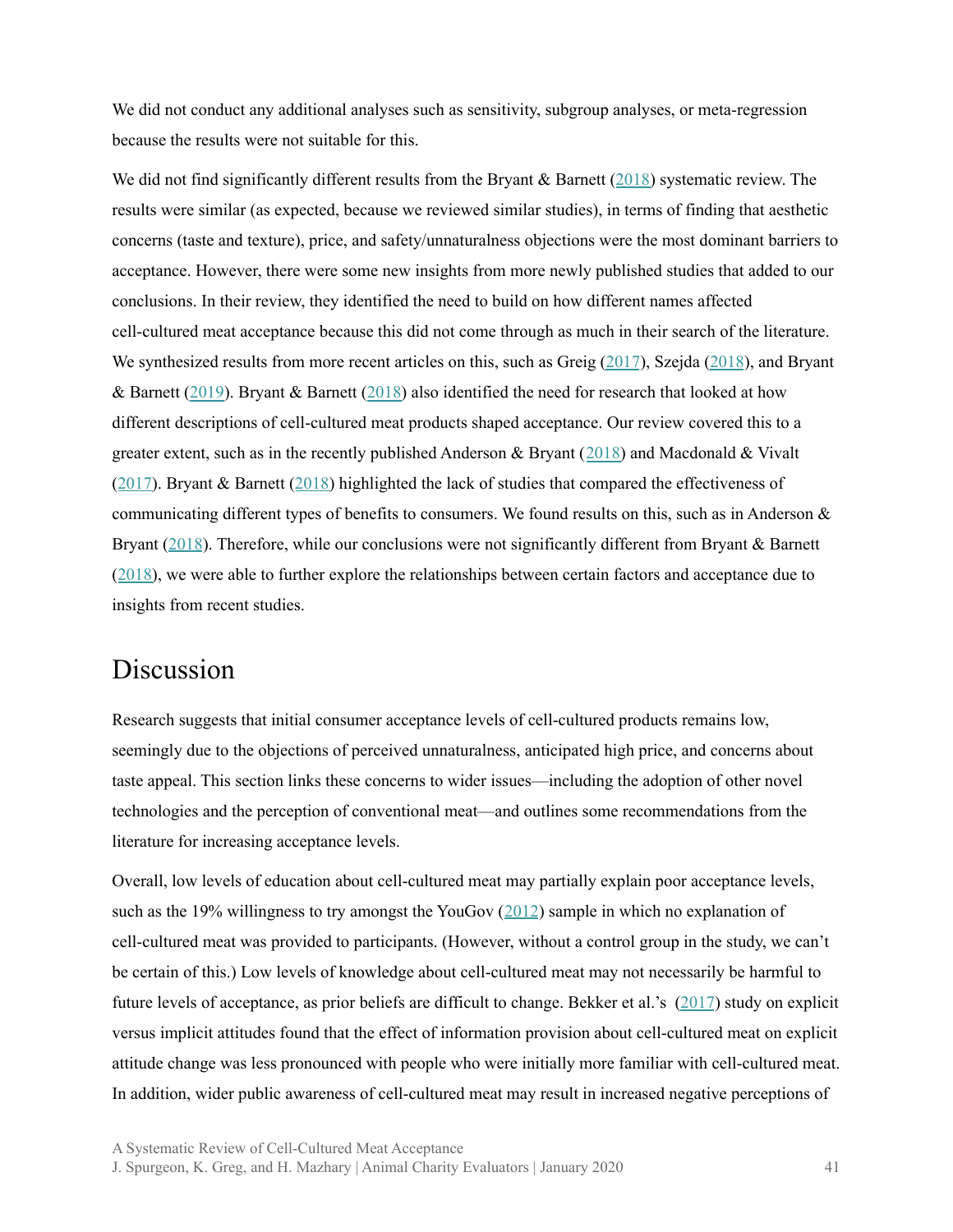We did not conduct any additional analyses such as sensitivity, subgroup analyses, or meta-regression because the results were not suitable for this.

We did not find significantly different results from the Bryant & Barnett (2018) systematic review. The results were similar (as expected, because we reviewed similar studies), in terms of finding that aesthetic concerns (taste and texture), price, and safety/unnaturalness objections were the most dominant barriers to acceptance. However, there were some new insights from more newly published studies that added to our conclusions. In their review, they identified the need to build on how different names affected cell-cultured meat acceptance because this did not come through as much in their search of the literature. We synthesized results from more recent articles on this, such as Greig (2017), Szejda (2018), and Bryant & Barnett (2019). Bryant & Barnett (2018) also identified the need for research that looked at how different descriptions of cell-cultured meat products shaped acceptance. Our review covered this to a greater extent, such as in the recently published Anderson & Bryant (2018) and Macdonald & Vivalt (2017). Bryant & Barnett (2018) highlighted the lack of studies that compared the effectiveness of communicating different types of benefits to consumers. We found results on this, such as in Anderson & Bryant (2018). Therefore, while our conclusions were not significantly different from Bryant & Barnett (2018), we were able to further explore the relationships between certain factors and acceptance due to insights from recent studies.

## Discussion

Research suggests that initial consumer acceptance levels of cell-cultured products remains low, seemingly due to the objections of perceived unnaturalness, anticipated high price, and concerns about taste appeal. This section links these concerns to wider issues—including the adoption of other novel technologies and the perception of conventional meat—and outlines some recommendations from the literature for increasing acceptance levels.

Overall, low levels of education about cell-cultured meat may partially explain poor acceptance levels, such as the 19% willingness to try amongst the YouGov (2012) sample in which no explanation of cell-cultured meat was provided to participants. (However, without a control group in the study, we can't be certain of this.) Low levels of knowledge about cell-cultured meat may not necessarily be harmful to future levels of acceptance, as prior beliefs are difficult to change. Bekker et al.'s (2017) study on explicit versus implicit attitudes found that the effect of information provision about cell-cultured meat on explicit attitude change was less pronounced with people who were initially more familiar with cell-cultured meat. In addition, wider public awareness of cell-cultured meat may result in increased negative perceptions of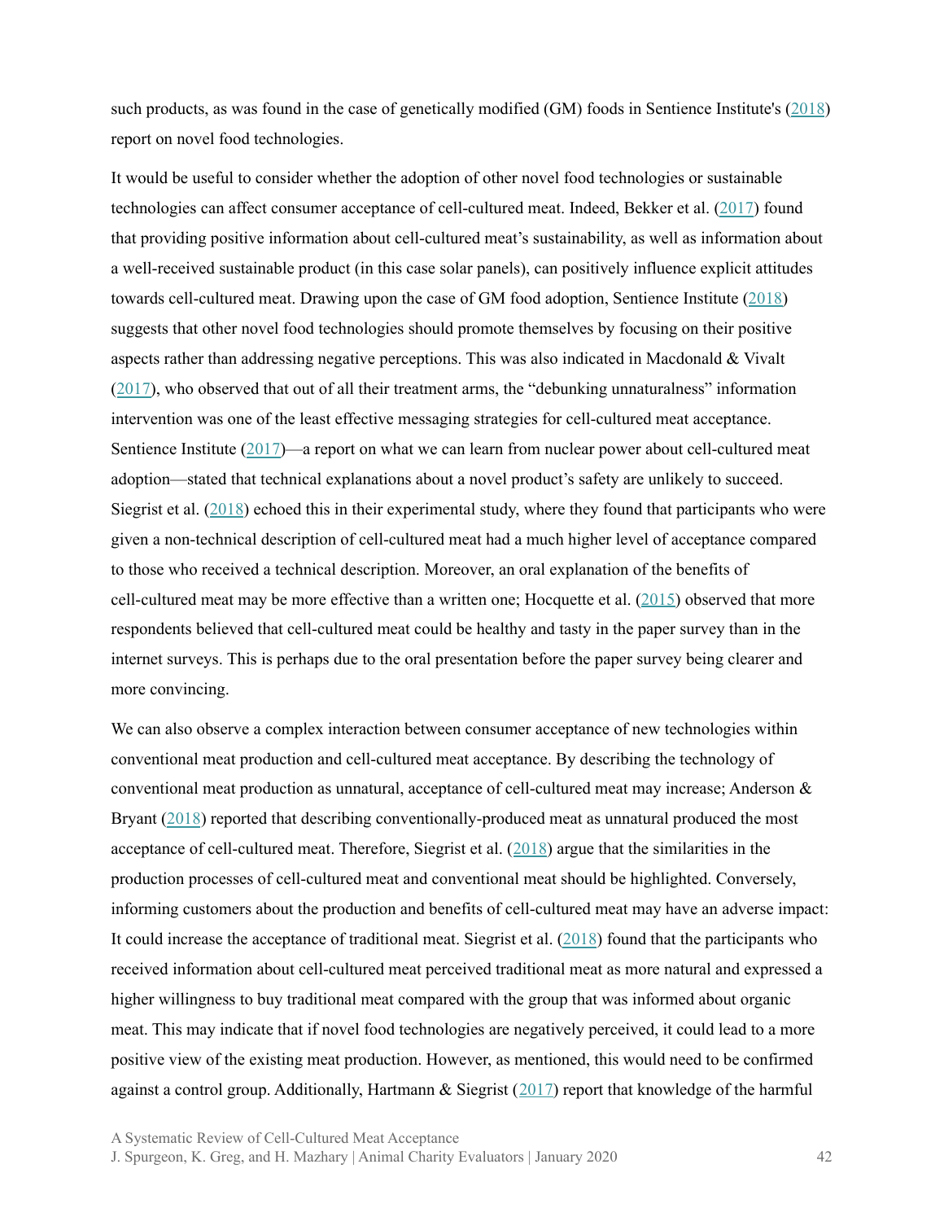such products, as was found in the case of genetically modified (GM) foods in Sentience Institute's (2018) report on novel food technologies.

It would be useful to consider whether the adoption of other novel food technologies or sustainable technologies can affect consumer acceptance of cell-cultured meat. Indeed, Bekker et al. (2017) found that providing positive information about cell-cultured meat's sustainability, as well as information about a well-received sustainable product (in this case solar panels), can positively influence explicit attitudes towards cell-cultured meat. Drawing upon the case of GM food adoption, Sentience Institute (2018) suggests that other novel food technologies should promote themselves by focusing on their positive aspects rather than addressing negative perceptions. This was also indicated in Macdonald & Vivalt (2017), who observed that out of all their treatment arms, the "debunking unnaturalness" information intervention was one of the least effective messaging strategies for cell-cultured meat acceptance. Sentience Institute (2017)—a report on what we can learn from nuclear power about cell-cultured meat adoption—stated that technical explanations about a novel product's safety are unlikely to succeed. Siegrist et al. (2018) echoed this in their experimental study, where they found that participants who were given a non-technical description of cell-cultured meat had a much higher level of acceptance compared to those who received a technical description. Moreover, an oral explanation of the benefits of cell-cultured meat may be more effective than a written one; Hocquette et al. (2015) observed that more respondents believed that cell-cultured meat could be healthy and tasty in the paper survey than in the internet surveys. This is perhaps due to the oral presentation before the paper survey being clearer and more convincing.

We can also observe a complex interaction between consumer acceptance of new technologies within conventional meat production and cell-cultured meat acceptance. By describing the technology of conventional meat production as unnatural, acceptance of cell-cultured meat may increase; Anderson & Bryant (2018) reported that describing conventionally-produced meat as unnatural produced the most acceptance of cell-cultured meat. Therefore, Siegrist et al. (2018) argue that the similarities in the production processes of cell-cultured meat and conventional meat should be highlighted. Conversely, informing customers about the production and benefits of cell-cultured meat may have an adverse impact: It could increase the acceptance of traditional meat. Siegrist et al. (2018) found that the participants who received information about cell-cultured meat perceived traditional meat as more natural and expressed a higher willingness to buy traditional meat compared with the group that was informed about organic meat. This may indicate that if novel food technologies are negatively perceived, it could lead to a more positive view of the existing meat production. However, as mentioned, this would need to be confirmed against a control group. Additionally, Hartmann & Siegrist (2017) report that knowledge of the harmful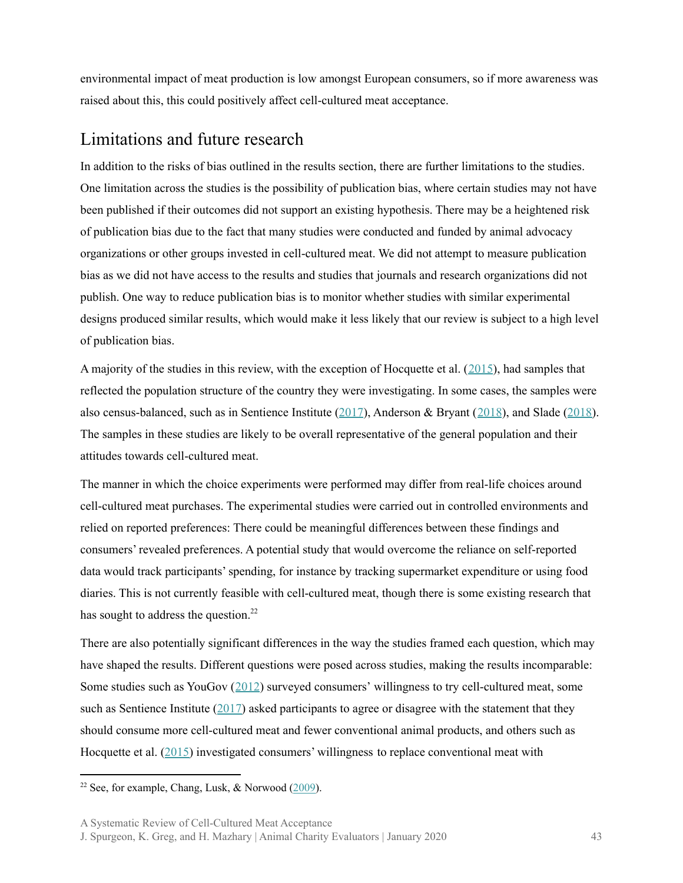environmental impact of meat production is low amongst European consumers, so if more awareness was raised about this, this could positively affect cell-cultured meat acceptance.

## Limitations and future research

In addition to the risks of bias outlined in the results section, there are further limitations to the studies. One limitation across the studies is the possibility of publication bias, where certain studies may not have been published if their outcomes did not support an existing hypothesis. There may be a heightened risk of publication bias due to the fact that many studies were conducted and funded by animal advocacy organizations or other groups invested in cell-cultured meat. We did not attempt to measure publication bias as we did not have access to the results and studies that journals and research organizations did not publish. One way to reduce publication bias is to monitor whether studies with similar experimental designs produced similar results, which would make it less likely that our review is subject to a high level of publication bias.

A majority of the studies in this review, with the exception of Hocquette et al. (2015), had samples that reflected the population structure of the country they were investigating. In some cases, the samples were also census-balanced, such as in Sentience Institute (2017), Anderson & Bryant (2018), and Slade (2018). The samples in these studies are likely to be overall representative of the general population and their attitudes towards cell-cultured meat.

The manner in which the choice experiments were performed may differ from real-life choices around cell-cultured meat purchases. The experimental studies were carried out in controlled environments and relied on reported preferences: There could be meaningful differences between these findings and consumers' revealed preferences. A potential study that would overcome the reliance on self-reported data would track participants' spending, for instance by tracking supermarket expenditure or using food diaries. This is not currently feasible with cell-cultured meat, though there is some existing research that has sought to address the question.[22]

There are also potentially significant differences in the way the studies framed each question, which may have shaped the results. Different questions were posed across studies, making the results incomparable: Some studies such as YouGov (2012) surveyed consumers' willingness to try cell-cultured meat, some such as Sentience Institute (2017) asked participants to agree or disagree with the statement that they should consume more cell-cultured meat and fewer conventional animal products, and others such as Hocquette et al. (2015) investigated consumers' willingness to replace conventional meat with

[22] See, for example, Chang, Lusk, & Norwood (2009).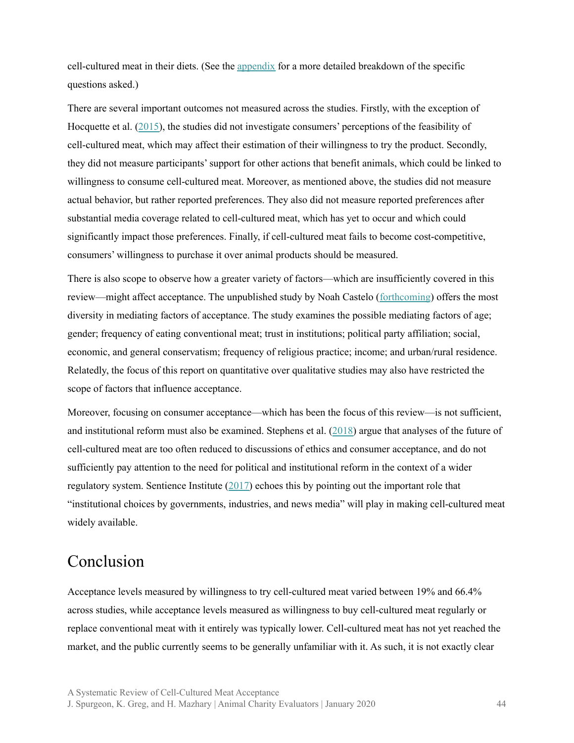cell-cultured meat in their diets. (See the appendix for a more detailed breakdown of the specific questions asked.)

There are several important outcomes not measured across the studies. Firstly, with the exception of Hocquette et al. (2015), the studies did not investigate consumers' perceptions of the feasibility of cell-cultured meat, which may affect their estimation of their willingness to try the product. Secondly, they did not measure participants' support for other actions that benefit animals, which could be linked to willingness to consume cell-cultured meat. Moreover, as mentioned above, the studies did not measure actual behavior, but rather reported preferences. They also did not measure reported preferences after substantial media coverage related to cell-cultured meat, which has yet to occur and which could significantly impact those preferences. Finally, if cell-cultured meat fails to become cost-competitive, consumers' willingness to purchase it over animal products should be measured.

There is also scope to observe how a greater variety of factors—which are insufficiently covered in this review—might affect acceptance. The unpublished study by Noah Castelo (forthcoming) offers the most diversity in mediating factors of acceptance. The study examines the possible mediating factors of age; gender; frequency of eating conventional meat; trust in institutions; political party affiliation; social, economic, and general conservatism; frequency of religious practice; income; and urban/rural residence. Relatedly, the focus of this report on quantitative over qualitative studies may also have restricted the scope of factors that influence acceptance.

Moreover, focusing on consumer acceptance—which has been the focus of this review—is not sufficient, and institutional reform must also be examined. Stephens et al. (2018) argue that analyses of the future of cell-cultured meat are too often reduced to discussions of ethics and consumer acceptance, and do not sufficiently pay attention to the need for political and institutional reform in the context of a wider regulatory system. Sentience Institute (2017) echoes this by pointing out the important role that "institutional choices by governments, industries, and news media" will play in making cell-cultured meat widely available.

# Conclusion

Acceptance levels measured by willingness to try cell-cultured meat varied between 19% and 66.4% across studies, while acceptance levels measured as willingness to buy cell-cultured meat regularly or replace conventional meat with it entirely was typically lower. Cell-cultured meat has not yet reached the market, and the public currently seems to be generally unfamiliar with it. As such, it is not exactly clear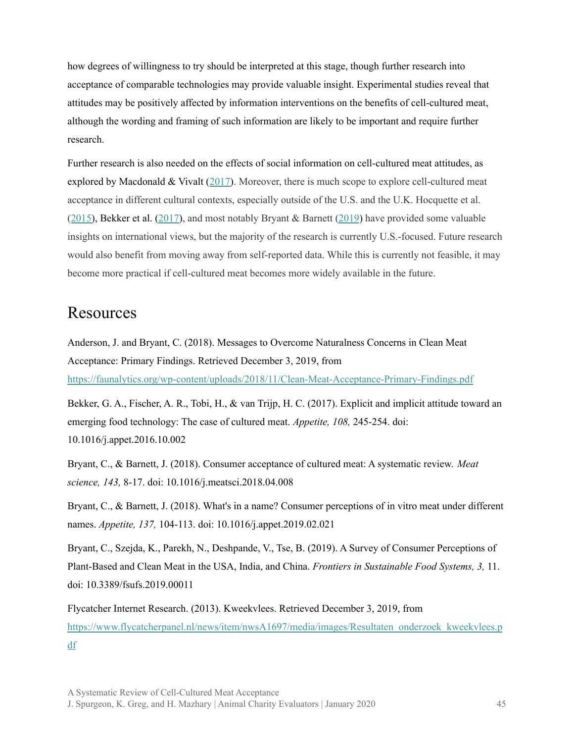how degrees of willingness to try should be interpreted at this stage, though further research into acceptance of comparable technologies may provide valuable insight. Experimental studies reveal that attitudes may be positively affected by information interventions on the benefits of cell-cultured meat, although the wording and framing of such information are likely to be important and require further research.

Further research is also needed on the effects of social information on cell-cultured meat attitudes, as explored by Macdonald & Vivalt (2017). Moreover, there is much scope to explore cell-cultured meat acceptance in different cultural contexts, especially outside of the U.S. and the U.K. Hocquette et al. (2015), Bekker et al. (2017), and most notably Bryant & Barnett (2019) have provided some valuable insights on international views, but the majority of the research is currently U.S.-focused. Future research would also benefit from moving away from self-reported data. While this is currently not feasible, it may become more practical if cell-cultured meat becomes more widely available in the future.

# Resources

Anderson, J. and Bryant, C. (2018). Messages to Overcome Naturalness Concerns in Clean Meat Acceptance: Primary Findings. Retrieved December 3, 2019, from https://faunalytics.org/wp-content/uploads/2018/11/Clean-Meat-Acceptance-Primary-Findings.pdf

Bekker, G. A., Fischer, A. R., Tobi, H., & van Trijp, H. C. (2017). Explicit and implicit attitude toward an emerging food technology: The case of cultured meat. *Appetite, 108,* 245-254. doi: 10.1016/j.appet.2016.10.002

Bryant, C., & Barnett, J. (2018). Consumer acceptance of cultured meat: A systematic review. *Meat science, 143,* 8-17. doi: 10.1016/j.meatsci.2018.04.008

Bryant, C., & Barnett, J. (2018). What's in a name? Consumer perceptions of in vitro meat under different names. *Appetite, 137,* 104-113. doi: 10.1016/j.appet.2019.02.021

Bryant, C., Szejda, K., Parekh, N., Deshpande, V., Tse, B. (2019). A Survey of Consumer Perceptions of Plant-Based and Clean Meat in the USA, India, and China. *Frontiers in Sustainable Food Systems, 3,* 11. doi: 10.3389/fsufs.2019.00011

Flycatcher Internet Research. (2013). Kweekvlees. Retrieved December 3, 2019, from https://www.flycatcherpanel.nl/news/item/nwsA1697/media/images/Resultaten_onderzoek_kweekvlees.pdf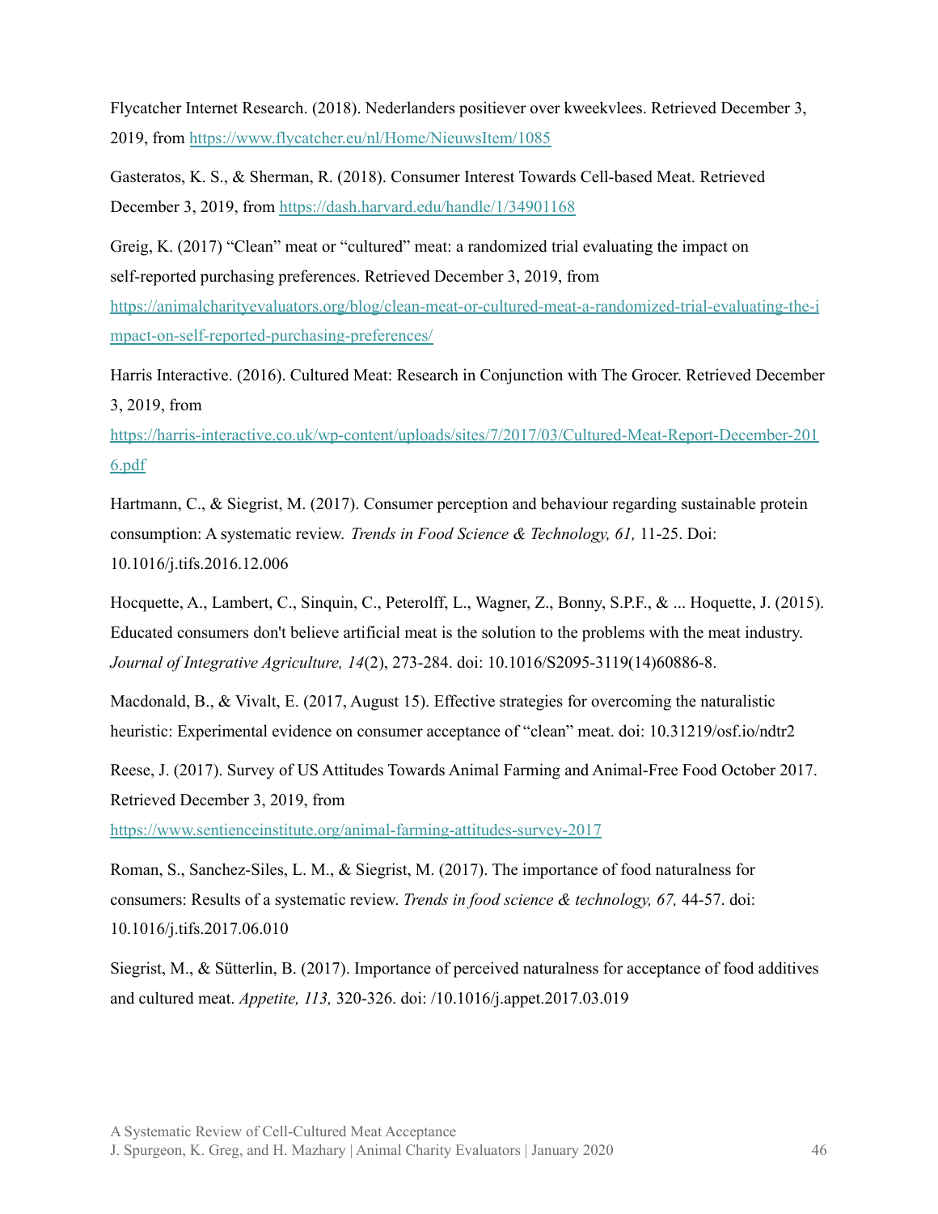Flycatcher Internet Research. (2018). Nederlanders positiever over kweekvlees. Retrieved December 3, 2019, from https://www.flycatcher.eu/nl/Home/NieuwsItem/1085

Gasteratos, K. S., & Sherman, R. (2018). Consumer Interest Towards Cell-based Meat. Retrieved December 3, 2019, from https://dash.harvard.edu/handle/1/34901168

Greig, K. (2017) "Clean" meat or "cultured" meat: a randomized trial evaluating the impact on self-reported purchasing preferences. Retrieved December 3, 2019, from https://animalcharityevaluators.org/blog/clean-meat-or-cultured-meat-a-randomized-trial-evaluating-the-impact-on-self-reported-purchasing-preferences/

Harris Interactive. (2016). Cultured Meat: Research in Conjunction with The Grocer. Retrieved December 3, 2019, from https://harris-interactive.co.uk/wp-content/uploads/sites/7/2017/03/Cultured-Meat-Report-December-2016.pdf

Hartmann, C., & Siegrist, M. (2017). Consumer perception and behaviour regarding sustainable protein consumption: A systematic review. *Trends in Food Science & Technology, 61,* 11-25. Doi: 10.1016/j.tifs.2016.12.006

Hocquette, A., Lambert, C., Sinquin, C., Peterolff, L., Wagner, Z., Bonny, S.P.F., & ... Hoquette, J. (2015). Educated consumers don't believe artificial meat is the solution to the problems with the meat industry. *Journal of Integrative Agriculture, 14*(2), 273-284. doi: 10.1016/S2095-3119(14)60886-8.

Macdonald, B., & Vivalt, E. (2017, August 15). Effective strategies for overcoming the naturalistic heuristic: Experimental evidence on consumer acceptance of "clean" meat. doi: 10.31219/osf.io/ndtr2

Reese, J. (2017). Survey of US Attitudes Towards Animal Farming and Animal-Free Food October 2017. Retrieved December 3, 2019, from https://www.sentienceinstitute.org/animal-farming-attitudes-survey-2017

Roman, S., Sanchez-Siles, L. M., & Siegrist, M. (2017). The importance of food naturalness for consumers: Results of a systematic review. *Trends in food science & technology, 67,* 44-57. doi: 10.1016/j.tifs.2017.06.010

Siegrist, M., & Sütterlin, B. (2017). Importance of perceived naturalness for acceptance of food additives and cultured meat. *Appetite, 113,* 320-326. doi: /10.1016/j.appet.2017.03.019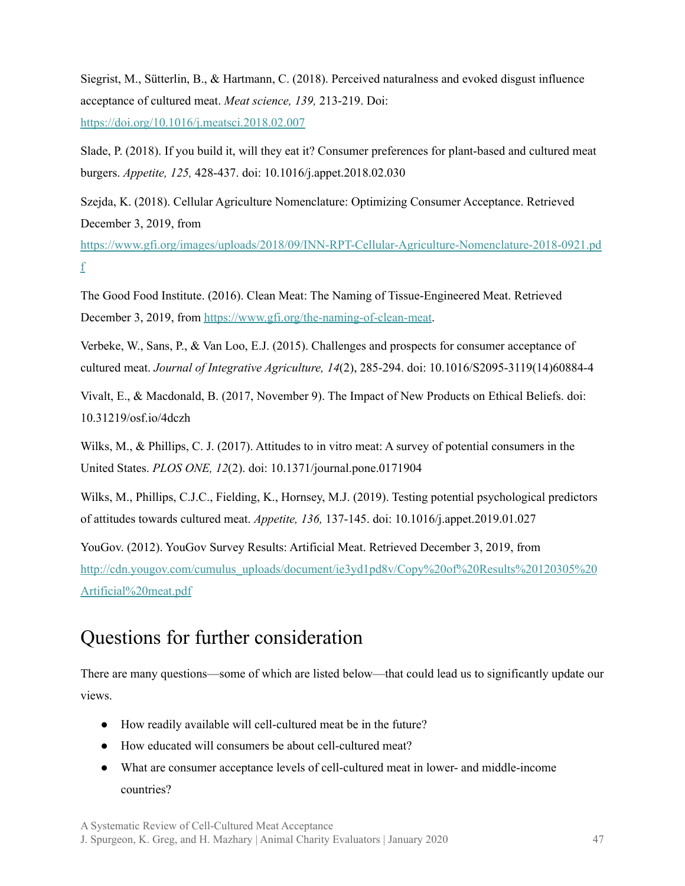Siegrist, M., Sütterlin, B., & Hartmann, C. (2018). Perceived naturalness and evoked disgust influence acceptance of cultured meat. *Meat science, 139,* 213-219. Doi: https://doi.org/10.1016/j.meatsci.2018.02.007

Slade, P. (2018). If you build it, will they eat it? Consumer preferences for plant-based and cultured meat burgers. *Appetite, 125,* 428-437. doi: 10.1016/j.appet.2018.02.030

Szejda, K. (2018). Cellular Agriculture Nomenclature: Optimizing Consumer Acceptance. Retrieved December 3, 2019, from https://www.gfi.org/images/uploads/2018/09/INN-RPT-Cellular-Agriculture-Nomenclature-2018-0921.pdf

The Good Food Institute. (2016). Clean Meat: The Naming of Tissue-Engineered Meat. Retrieved December 3, 2019, from https://www.gfi.org/the-naming-of-clean-meat.

Verbeke, W., Sans, P., & Van Loo, E.J. (2015). Challenges and prospects for consumer acceptance of cultured meat. *Journal of Integrative Agriculture, 14*(2), 285-294. doi: 10.1016/S2095-3119(14)60884-4

Vivalt, E., & Macdonald, B. (2017, November 9). The Impact of New Products on Ethical Beliefs. doi: 10.31219/osf.io/4dczh

Wilks, M., & Phillips, C. J. (2017). Attitudes to in vitro meat: A survey of potential consumers in the United States. *PLOS ONE, 12*(2). doi: 10.1371/journal.pone.0171904

Wilks, M., Phillips, C.J.C., Fielding, K., Hornsey, M.J. (2019). Testing potential psychological predictors of attitudes towards cultured meat. *Appetite, 136,* 137-145. doi: 10.1016/j.appet.2019.01.027

YouGov. (2012). YouGov Survey Results: Artificial Meat. Retrieved December 3, 2019, from http://cdn.yougov.com/cumulus_uploads/document/ie3yd1pd8v/Copy%20of%20Results%20120305%20Artificial%20meat.pdf

# Questions for further consideration

There are many questions—some of which are listed below—that could lead us to significantly update our views.

- How readily available will cell-cultured meat be in the future?
- How educated will consumers be about cell-cultured meat?
- What are consumer acceptance levels of cell-cultured meat in lower- and middle-income countries?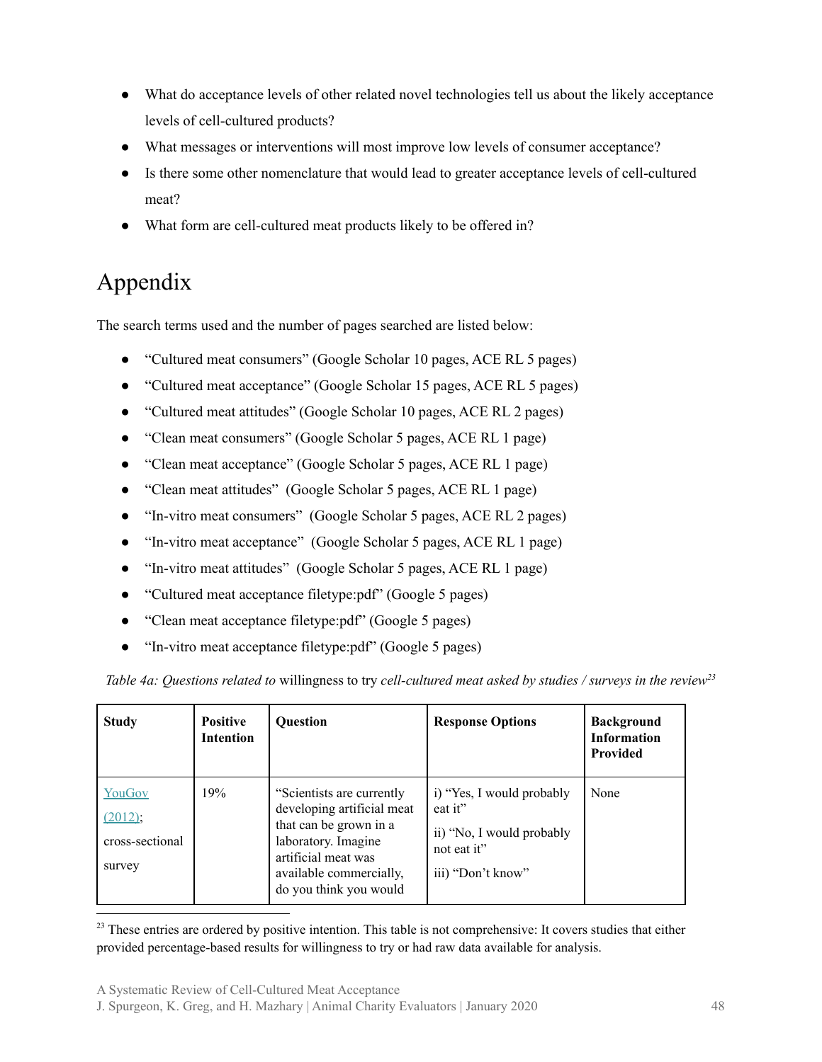- What do acceptance levels of other related novel technologies tell us about the likely acceptance levels of cell-cultured products?
- What messages or interventions will most improve low levels of consumer acceptance?
- Is there some other nomenclature that would lead to greater acceptance levels of cell-cultured meat?
- What form are cell-cultured meat products likely to be offered in?

# Appendix

The search terms used and the number of pages searched are listed below:

- "Cultured meat consumers" (Google Scholar 10 pages, ACE RL 5 pages)
- "Cultured meat acceptance" (Google Scholar 15 pages, ACE RL 5 pages)
- "Cultured meat attitudes" (Google Scholar 10 pages, ACE RL 2 pages)
- "Clean meat consumers" (Google Scholar 5 pages, ACE RL 1 page)
- "Clean meat acceptance" (Google Scholar 5 pages, ACE RL 1 page)
- "Clean meat attitudes" (Google Scholar 5 pages, ACE RL 1 page)
- "In-vitro meat consumers" (Google Scholar 5 pages, ACE RL 2 pages)
- "In-vitro meat acceptance" (Google Scholar 5 pages, ACE RL 1 page)
- "In-vitro meat attitudes" (Google Scholar 5 pages, ACE RL 1 page)
- "Cultured meat acceptance filetype:pdf" (Google 5 pages)
- "Clean meat acceptance filetype:pdf" (Google 5 pages)
- "In-vitro meat acceptance filetype:pdf" (Google 5 pages)

*Table 4a: Questions related to* willingness to try *cell-cultured meat asked by studies / surveys in the review*[23]

| Study | Positive Intention | Question | Response Options | Background Information Provided |
|---|---|---|---|---|
| YouGov (2012); cross-sectional survey | 19% | "Scientists are currently developing artificial meat that can be grown in a laboratory. Imagine artificial meat was available commercially, do you think you would | i) "Yes, I would probably eat it" ii) "No, I would probably not eat it" iii) "Don't know" | None |

[23] These entries are ordered by positive intention. This table is not comprehensive: It covers studies that either provided percentage-based results for willingness to try or had raw data available for analysis.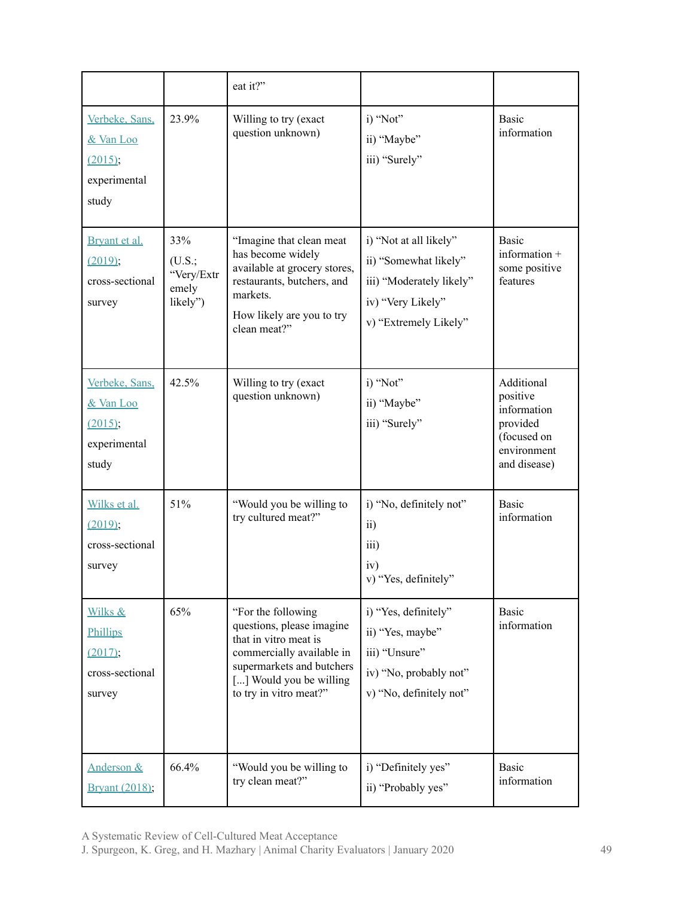| | | eat it?" | | |
|---|---|---|---|---|
| Verbeke, Sans, & Van Loo (2015); experimental study | 23.9% | Willing to try (exact question unknown) | i) "Not"<br>ii) "Maybe"<br>iii) "Surely" | Basic information |
| Bryant et al. (2019); cross-sectional survey | 33% (U.S.; "Very/Extremely likely") | "Imagine that clean meat has become widely available at grocery stores, restaurants, butchers, and markets.<br>How likely are you to try clean meat?" | i) "Not at all likely"<br>ii) "Somewhat likely"<br>iii) "Moderately likely"<br>iv) "Very Likely"<br>v) "Extremely Likely" | Basic information + some positive features |
| Verbeke, Sans, & Van Loo (2015); experimental study | 42.5% | Willing to try (exact question unknown) | i) "Not"<br>ii) "Maybe"<br>iii) "Surely" | Additional positive information provided (focused on environment and disease) |
| Wilks et al. (2019); cross-sectional survey | 51% | "Would you be willing to try cultured meat?" | i) "No, definitely not"<br>ii)<br>iii)<br>iv)<br>v) "Yes, definitely" | Basic information |
| Wilks & Phillips (2017); cross-sectional survey | 65% | "For the following questions, please imagine that in vitro meat is commercially available in supermarkets and butchers [...] Would you be willing to try in vitro meat?" | i) "Yes, definitely"<br>ii) "Yes, maybe"<br>iii) "Unsure"<br>iv) "No, probably not"<br>v) "No, definitely not" | Basic information |
| Anderson & Bryant (2018); | 66.4% | "Would you be willing to try clean meat?" | i) "Definitely yes"<br>ii) "Probably yes" | Basic information |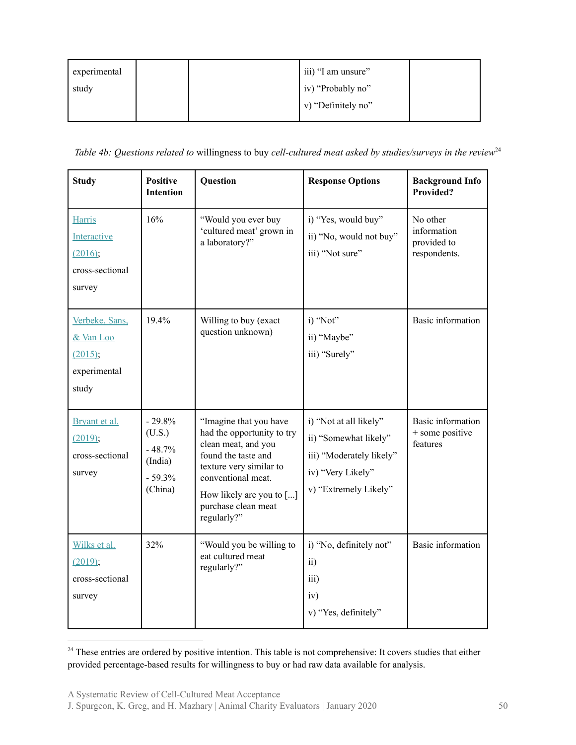| experimental study | | | iii) "I am unsure"<br>iv) "Probably no"<br>v) "Definitely no" | |
|---|---|---|---|---|

*Table 4b: Questions related to* willingness to buy *cell-cultured meat asked by studies/surveys in the review*[24]

| Study | Positive Intention | Question | Response Options | Background Info Provided? |
|---|---|---|---|---|
| Harris Interactive (2016); cross-sectional survey | 16% | "Would you ever buy 'cultured meat' grown in a laboratory?" | i) "Yes, would buy"<br>ii) "No, would not buy"<br>iii) "Not sure" | No other information provided to respondents. |
| Verbeke, Sans, & Van Loo (2015); experimental study | 19.4% | Willing to buy (exact question unknown) | i) "Not"<br>ii) "Maybe"<br>iii) "Surely" | Basic information |
| Bryant et al. (2019); cross-sectional survey | - 29.8% (U.S.)<br>- 48.7% (India)<br>- 59.3% (China) | "Imagine that you have had the opportunity to try clean meat, and you found the taste and texture very similar to conventional meat.<br>How likely are you to [...] purchase clean meat regularly?" | i) "Not at all likely"<br>ii) "Somewhat likely"<br>iii) "Moderately likely"<br>iv) "Very Likely"<br>v) "Extremely Likely" | Basic information + some positive features |
| Wilks et al. (2019); cross-sectional survey | 32% | "Would you be willing to eat cultured meat regularly?" | i) "No, definitely not"<br>ii)<br>iii)<br>iv)<br>v) "Yes, definitely" | Basic information |

[24] These entries are ordered by positive intention. This table is not comprehensive: It covers studies that either provided percentage-based results for willingness to buy or had raw data available for analysis.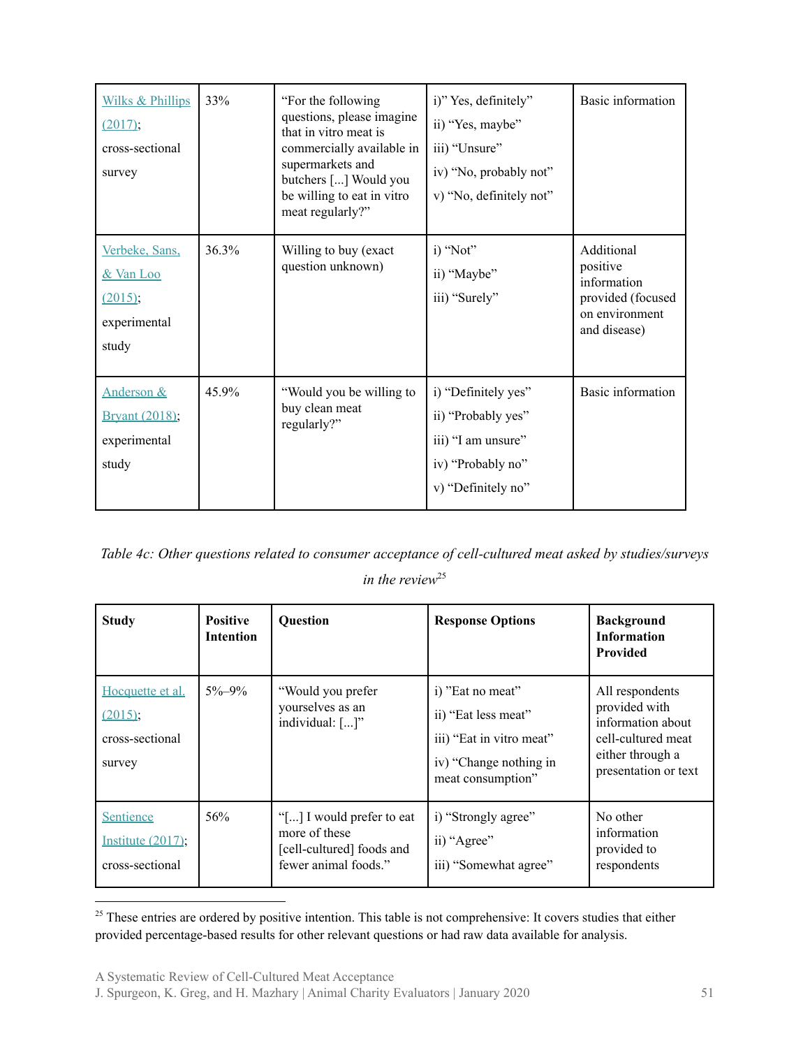| | | | | |
|---|---|---|---|---|
| Wilks & Phillips (2017); cross-sectional survey | 33% | "For the following questions, please imagine that in vitro meat is commercially available in supermarkets and butchers [...] Would you be willing to eat in vitro meat regularly?" | i)" Yes, definitely"<br>ii) "Yes, maybe"<br>iii) "Unsure"<br>iv) "No, probably not"<br>v) "No, definitely not" | Basic information |
| Verbeke, Sans, & Van Loo (2015); experimental study | 36.3% | Willing to buy (exact question unknown) | i) "Not"<br>ii) "Maybe"<br>iii) "Surely" | Additional positive information provided (focused on environment and disease) |
| Anderson & Bryant (2018); experimental study | 45.9% | "Would you be willing to buy clean meat regularly?" | i) "Definitely yes"<br>ii) "Probably yes"<br>iii) "I am unsure"<br>iv) "Probably no"<br>v) "Definitely no" | Basic information |

*Table 4c: Other questions related to consumer acceptance of cell-cultured meat asked by studies/surveys in the review*[25]

| Study | Positive Intention | Question | Response Options | Background Information Provided |
|---|---|---|---|---|
| Hocquette et al. (2015); cross-sectional survey | 5%–9% | "Would you prefer yourselves as an individual: [...]" | i) "Eat no meat"<br>ii) "Eat less meat"<br>iii) "Eat in vitro meat"<br>iv) "Change nothing in meat consumption" | All respondents provided with information about cell-cultured meat either through a presentation or text |
| Sentience Institute (2017); cross-sectional | 56% | "[...] I would prefer to eat more of these [cell-cultured] foods and fewer animal foods." | i) "Strongly agree"<br>ii) "Agree"<br>iii) "Somewhat agree" | No other information provided to respondents |

[25] These entries are ordered by positive intention. This table is not comprehensive: It covers studies that either provided percentage-based results for other relevant questions or had raw data available for analysis.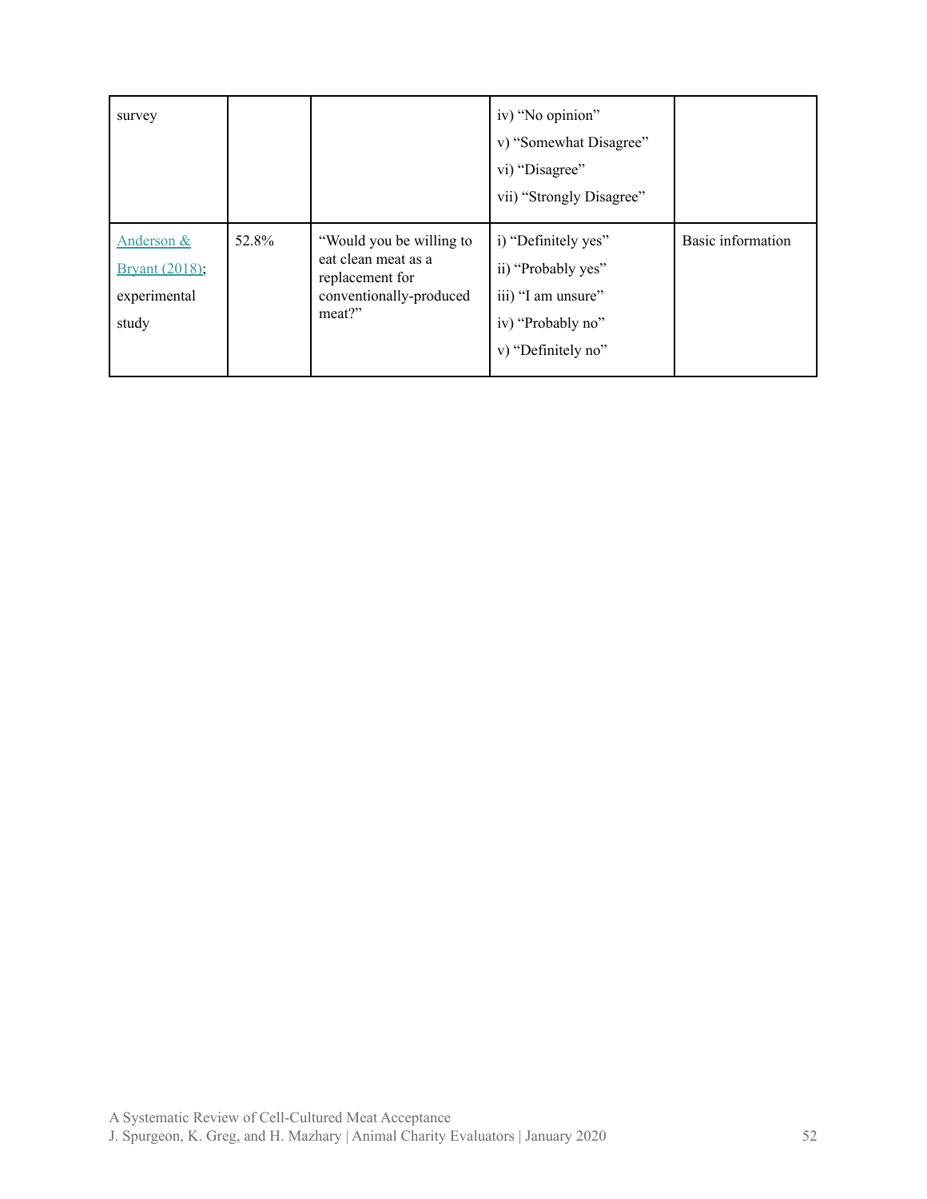| | | | | |
|---|---|---|---|---|
| survey | | | iv) "No opinion"<br>v) "Somewhat Disagree"<br>vi) "Disagree"<br>vii) "Strongly Disagree" | |
| Anderson & Bryant (2018); experimental study | 52.8% | "Would you be willing to eat clean meat as a replacement for conventionally-produced meat?" | i) "Definitely yes"<br>ii) "Probably yes"<br>iii) "I am unsure"<br>iv) "Probably no"<br>v) "Definitely no" | Basic information |